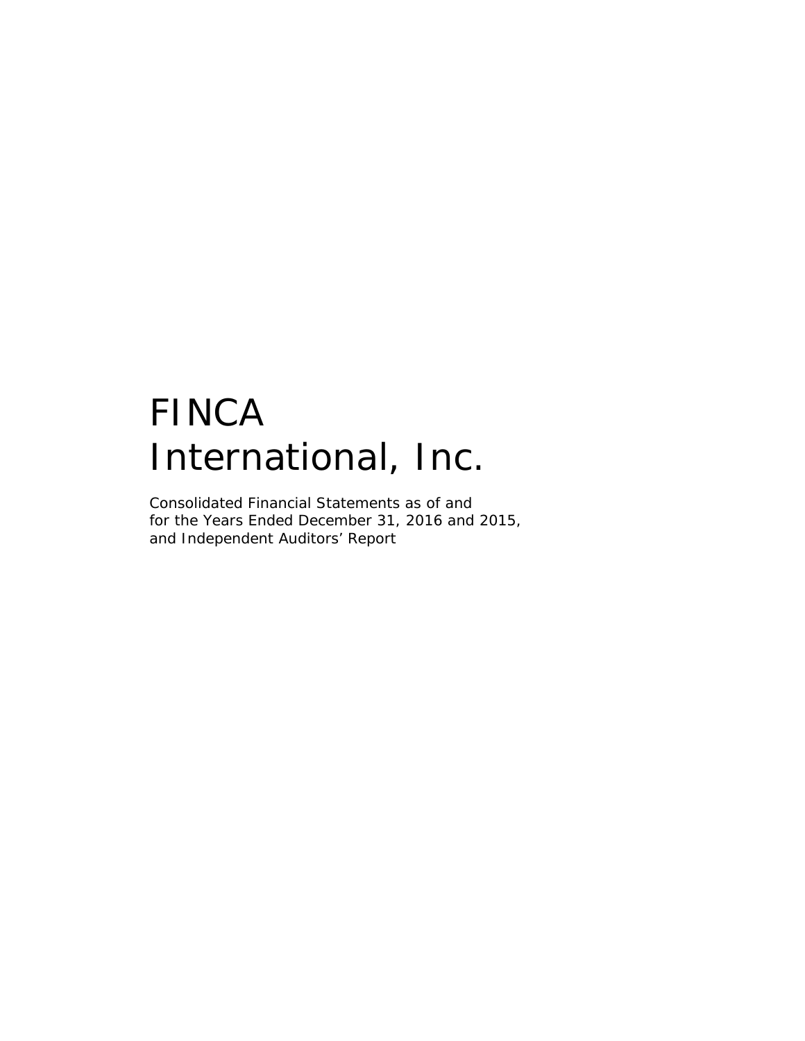# FINCA International, Inc.

Consolidated Financial Statements as of and
for the Years Ended December 31, 2016 and 2015,
and Independent Auditors' Report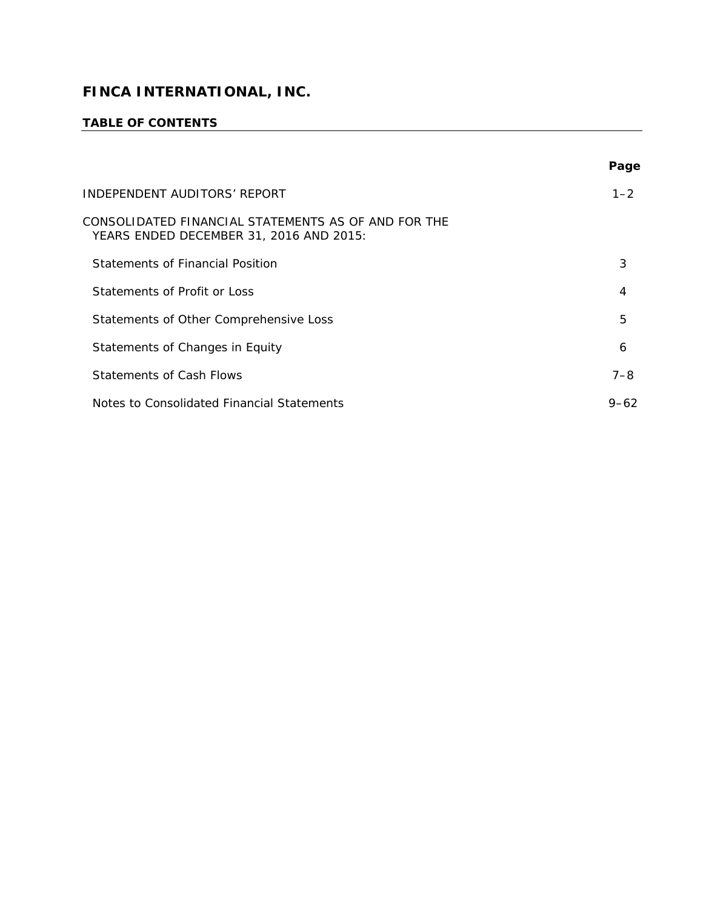# FINCA INTERNATIONAL, INC.

## TABLE OF CONTENTS

| | Page |
|---|---|
| INDEPENDENT AUDITORS' REPORT | 1–2 |
| CONSOLIDATED FINANCIAL STATEMENTS AS OF AND FOR THE YEARS ENDED DECEMBER 31, 2016 AND 2015: | |
| Statements of Financial Position | 3 |
| Statements of Profit or Loss | 4 |
| Statements of Other Comprehensive Loss | 5 |
| Statements of Changes in Equity | 6 |
| Statements of Cash Flows | 7–8 |
| Notes to Consolidated Financial Statements | 9–62 |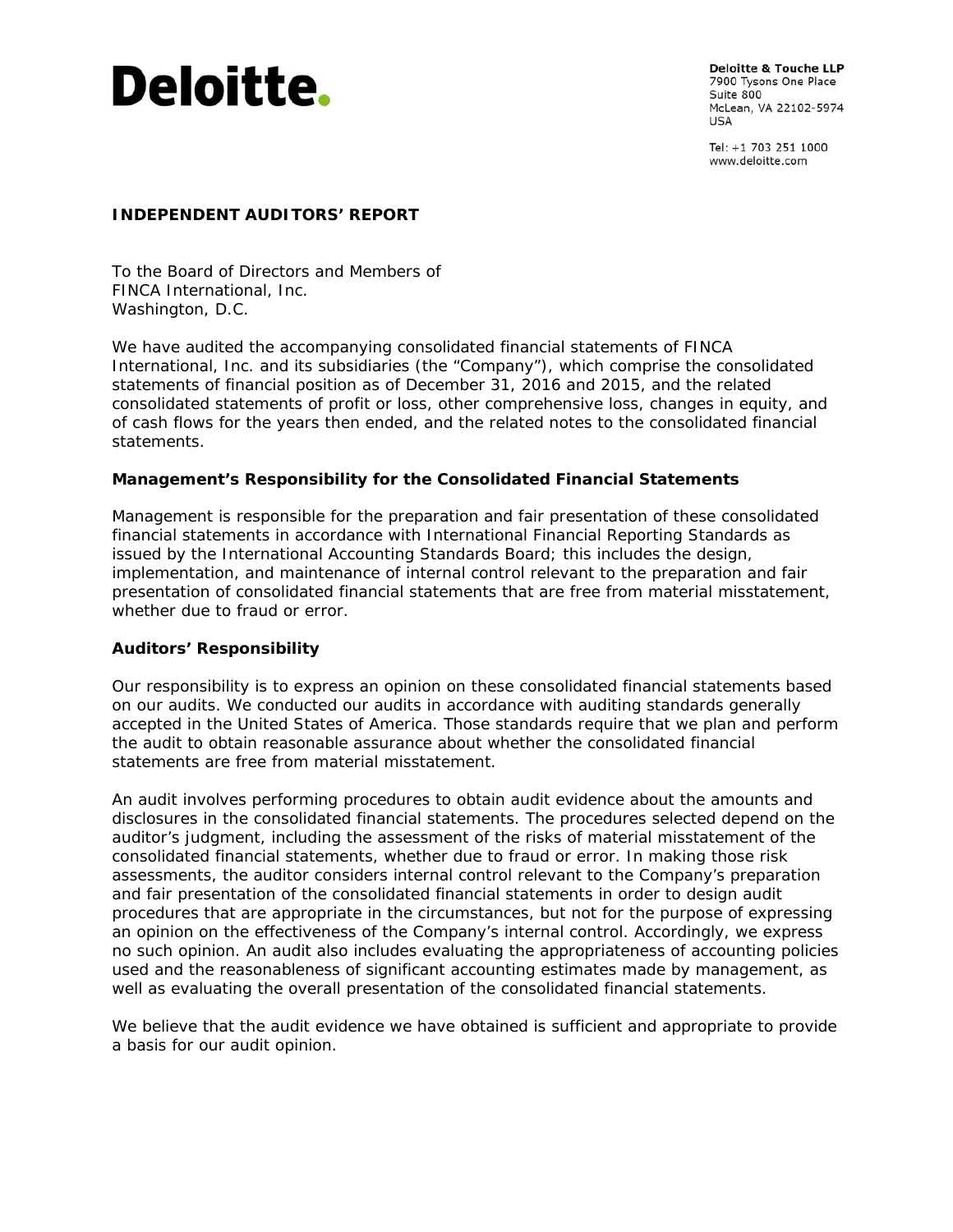**Deloitte.**

Deloitte & Touche LLP
7900 Tysons One Place
Suite 800
McLean, VA 22102-5974
USA

Tel: +1 703 251 1000
www.deloitte.com

## INDEPENDENT AUDITORS' REPORT

To the Board of Directors and Members of
FINCA International, Inc.
Washington, D.C.

We have audited the accompanying consolidated financial statements of FINCA International, Inc. and its subsidiaries (the "Company"), which comprise the consolidated statements of financial position as of December 31, 2016 and 2015, and the related consolidated statements of profit or loss, other comprehensive loss, changes in equity, and of cash flows for the years then ended, and the related notes to the consolidated financial statements.

### Management's Responsibility for the Consolidated Financial Statements

Management is responsible for the preparation and fair presentation of these consolidated financial statements in accordance with International Financial Reporting Standards as issued by the International Accounting Standards Board; this includes the design, implementation, and maintenance of internal control relevant to the preparation and fair presentation of consolidated financial statements that are free from material misstatement, whether due to fraud or error.

### Auditors' Responsibility

Our responsibility is to express an opinion on these consolidated financial statements based on our audits. We conducted our audits in accordance with auditing standards generally accepted in the United States of America. Those standards require that we plan and perform the audit to obtain reasonable assurance about whether the consolidated financial statements are free from material misstatement.

An audit involves performing procedures to obtain audit evidence about the amounts and disclosures in the consolidated financial statements. The procedures selected depend on the auditor's judgment, including the assessment of the risks of material misstatement of the consolidated financial statements, whether due to fraud or error. In making those risk assessments, the auditor considers internal control relevant to the Company's preparation and fair presentation of the consolidated financial statements in order to design audit procedures that are appropriate in the circumstances, but not for the purpose of expressing an opinion on the effectiveness of the Company's internal control. Accordingly, we express no such opinion. An audit also includes evaluating the appropriateness of accounting policies used and the reasonableness of significant accounting estimates made by management, as well as evaluating the overall presentation of the consolidated financial statements.

We believe that the audit evidence we have obtained is sufficient and appropriate to provide a basis for our audit opinion.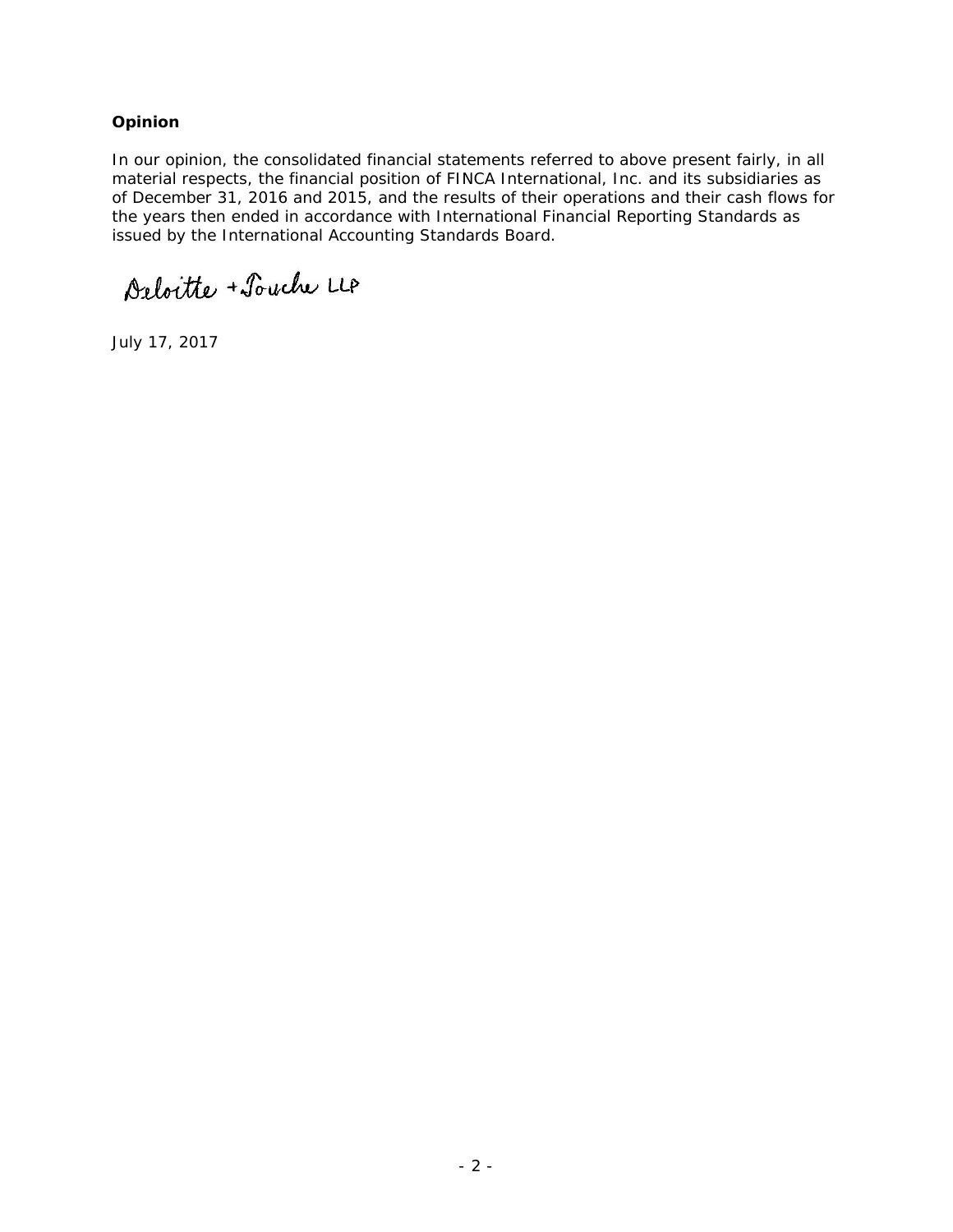**Opinion**

In our opinion, the consolidated financial statements referred to above present fairly, in all material respects, the financial position of FINCA International, Inc. and its subsidiaries as of December 31, 2016 and 2015, and the results of their operations and their cash flows for the years then ended in accordance with International Financial Reporting Standards as issued by the International Accounting Standards Board.

Deloitte + Touche LLP

July 17, 2017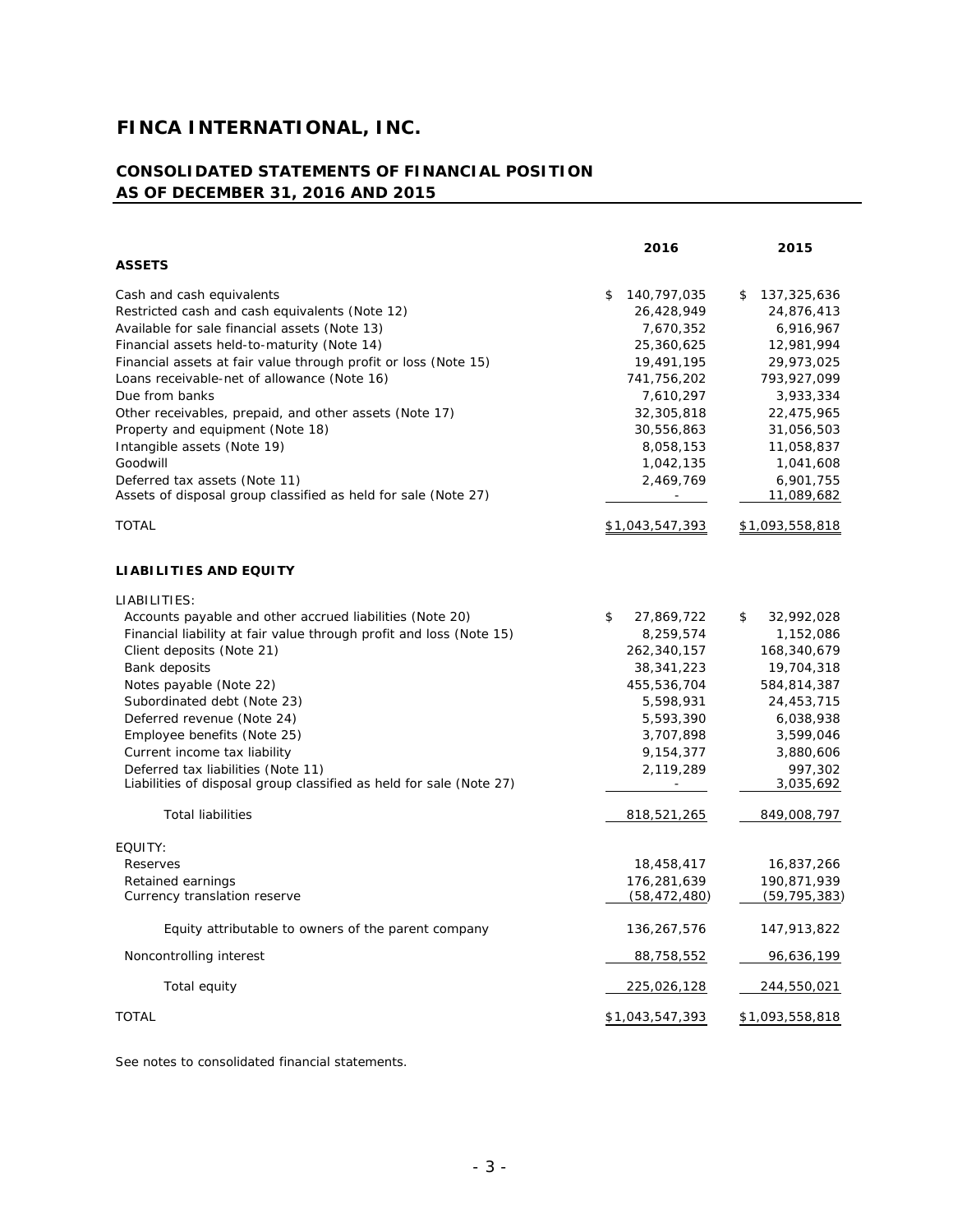# FINCA INTERNATIONAL, INC.

## CONSOLIDATED STATEMENTS OF FINANCIAL POSITION AS OF DECEMBER 31, 2016 AND 2015

| | 2016 | 2015 |
|---|---|---|
| **ASSETS** | | |
| Cash and cash equivalents | $ 140,797,035 | $ 137,325,636 |
| Restricted cash and cash equivalents (Note 12) | 26,428,949 | 24,876,413 |
| Available for sale financial assets (Note 13) | 7,670,352 | 6,916,967 |
| Financial assets held-to-maturity (Note 14) | 25,360,625 | 12,981,994 |
| Financial assets at fair value through profit or loss (Note 15) | 19,491,195 | 29,973,025 |
| Loans receivable-net of allowance (Note 16) | 741,756,202 | 793,927,099 |
| Due from banks | 7,610,297 | 3,933,334 |
| Other receivables, prepaid, and other assets (Note 17) | 32,305,818 | 22,475,965 |
| Property and equipment (Note 18) | 30,556,863 | 31,056,503 |
| Intangible assets (Note 19) | 8,058,153 | 11,058,837 |
| Goodwill | 1,042,135 | 1,041,608 |
| Deferred tax assets (Note 11) | 2,469,769 | 6,901,755 |
| Assets of disposal group classified as held for sale (Note 27) | - | 11,089,682 |
| TOTAL | $1,043,547,393 | $1,093,558,818 |
| **LIABILITIES AND EQUITY** | | |
| LIABILITIES: | | |
| Accounts payable and other accrued liabilities (Note 20) | $ 27,869,722 | $ 32,992,028 |
| Financial liability at fair value through profit and loss (Note 15) | 8,259,574 | 1,152,086 |
| Client deposits (Note 21) | 262,340,157 | 168,340,679 |
| Bank deposits | 38,341,223 | 19,704,318 |
| Notes payable (Note 22) | 455,536,704 | 584,814,387 |
| Subordinated debt (Note 23) | 5,598,931 | 24,453,715 |
| Deferred revenue (Note 24) | 5,593,390 | 6,038,938 |
| Employee benefits (Note 25) | 3,707,898 | 3,599,046 |
| Current income tax liability | 9,154,377 | 3,880,606 |
| Deferred tax liabilities (Note 11) | 2,119,289 | 997,302 |
| Liabilities of disposal group classified as held for sale (Note 27) | - | 3,035,692 |
| Total liabilities | 818,521,265 | 849,008,797 |
| EQUITY: | | |
| Reserves | 18,458,417 | 16,837,266 |
| Retained earnings | 176,281,639 | 190,871,939 |
| Currency translation reserve | (58,472,480) | (59,795,383) |
| Equity attributable to owners of the parent company | 136,267,576 | 147,913,822 |
| Noncontrolling interest | 88,758,552 | 96,636,199 |
| Total equity | 225,026,128 | 244,550,021 |
| TOTAL | $1,043,547,393 | $1,093,558,818 |

See notes to consolidated financial statements.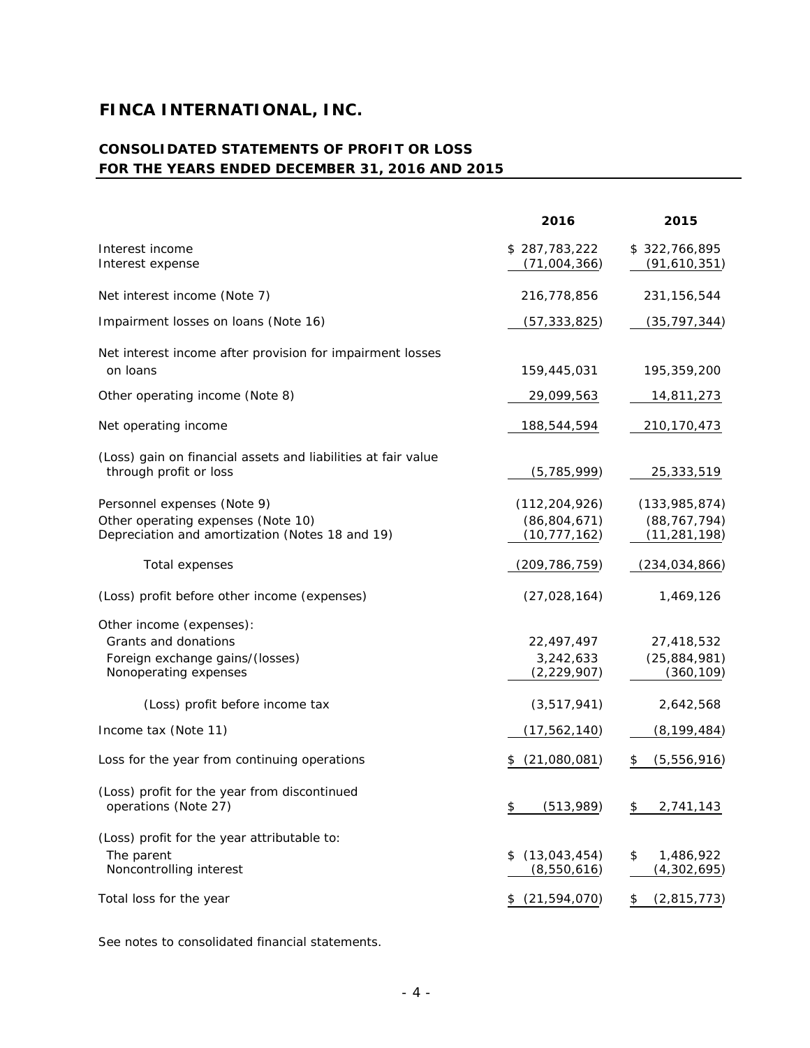# FINCA INTERNATIONAL, INC.

## CONSOLIDATED STATEMENTS OF PROFIT OR LOSS
## FOR THE YEARS ENDED DECEMBER 31, 2016 AND 2015

| | 2016 | 2015 |
|---|---|---|
| Interest income | $ 287,783,222 | $ 322,766,895 |
| Interest expense | (71,004,366) | (91,610,351) |
| Net interest income (Note 7) | 216,778,856 | 231,156,544 |
| Impairment losses on loans (Note 16) | (57,333,825) | (35,797,344) |
| Net interest income after provision for impairment losses on loans | 159,445,031 | 195,359,200 |
| Other operating income (Note 8) | 29,099,563 | 14,811,273 |
| Net operating income | 188,544,594 | 210,170,473 |
| (Loss) gain on financial assets and liabilities at fair value through profit or loss | (5,785,999) | 25,333,519 |
| Personnel expenses (Note 9) | (112,204,926) | (133,985,874) |
| Other operating expenses (Note 10) | (86,804,671) | (88,767,794) |
| Depreciation and amortization (Notes 18 and 19) | (10,777,162) | (11,281,198) |
| Total expenses | (209,786,759) | (234,034,866) |
| (Loss) profit before other income (expenses) | (27,028,164) | 1,469,126 |
| Other income (expenses): | | |
| Grants and donations | 22,497,497 | 27,418,532 |
| Foreign exchange gains/(losses) | 3,242,633 | (25,884,981) |
| Nonoperating expenses | (2,229,907) | (360,109) |
| (Loss) profit before income tax | (3,517,941) | 2,642,568 |
| Income tax (Note 11) | (17,562,140) | (8,199,484) |
| Loss for the year from continuing operations | $ (21,080,081) | $ (5,556,916) |
| (Loss) profit for the year from discontinued operations (Note 27) | $ (513,989) | $ 2,741,143 |
| (Loss) profit for the year attributable to: | | |
| The parent | $ (13,043,454) | $ 1,486,922 |
| Noncontrolling interest | (8,550,616) | (4,302,695) |
| Total loss for the year | $ (21,594,070) | $ (2,815,773) |

See notes to consolidated financial statements.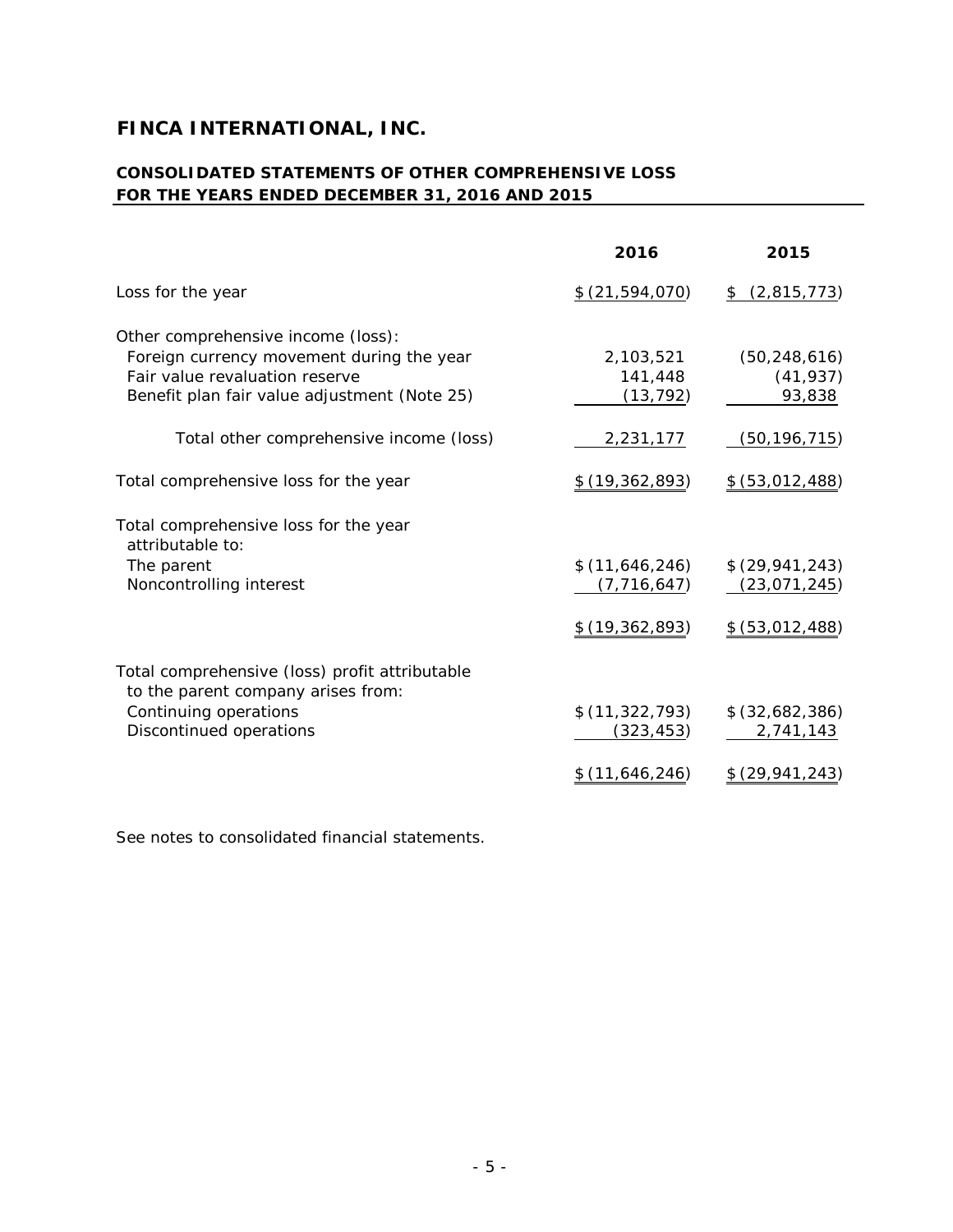# FINCA INTERNATIONAL, INC.

## CONSOLIDATED STATEMENTS OF OTHER COMPREHENSIVE LOSS FOR THE YEARS ENDED DECEMBER 31, 2016 AND 2015

| | 2016 | 2015 |
|---|---|---|
| Loss for the year | $ (21,594,070) | $ (2,815,773) |
| Other comprehensive income (loss): | | |
| Foreign currency movement during the year | 2,103,521 | (50,248,616) |
| Fair value revaluation reserve | 141,448 | (41,937) |
| Benefit plan fair value adjustment (Note 25) | (13,792) | 93,838 |
| Total other comprehensive income (loss) | 2,231,177 | (50,196,715) |
| Total comprehensive loss for the year | $ (19,362,893) | $ (53,012,488) |
| Total comprehensive loss for the year attributable to: | | |
| The parent | $ (11,646,246) | $ (29,941,243) |
| Noncontrolling interest | (7,716,647) | (23,071,245) |
| | $ (19,362,893) | $ (53,012,488) |
| Total comprehensive (loss) profit attributable to the parent company arises from: | | |
| Continuing operations | $ (11,322,793) | $ (32,682,386) |
| Discontinued operations | (323,453) | 2,741,143 |
| | $ (11,646,246) | $ (29,941,243) |

See notes to consolidated financial statements.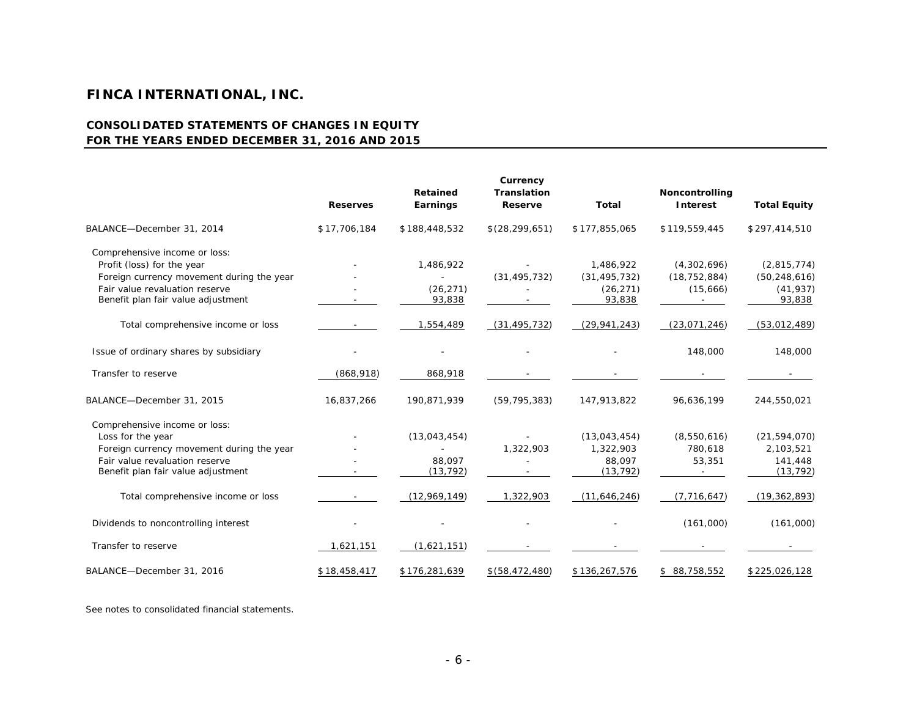# FINCA INTERNATIONAL, INC.

## CONSOLIDATED STATEMENTS OF CHANGES IN EQUITY
## FOR THE YEARS ENDED DECEMBER 31, 2016 AND 2015

| | Reserves | Retained Earnings | Currency Translation Reserve | Total | Noncontrolling Interest | Total Equity |
|---|---|---|---|---|---|---|
| BALANCE—December 31, 2014 | $17,706,184 | $188,448,532 | $(28,299,651) | $177,855,065 | $119,559,445 | $297,414,510 |
| Comprehensive income or loss: | | | | | | |
| Profit (loss) for the year | - | 1,486,922 | - | 1,486,922 | (4,302,696) | (2,815,774) |
| Foreign currency movement during the year | - | - | (31,495,732) | (31,495,732) | (18,752,884) | (50,248,616) |
| Fair value revaluation reserve | - | (26,271) | - | (26,271) | (15,666) | (41,937) |
| Benefit plan fair value adjustment | - | 93,838 | - | 93,838 | - | 93,838 |
| Total comprehensive income or loss | - | 1,554,489 | (31,495,732) | (29,941,243) | (23,071,246) | (53,012,489) |
| Issue of ordinary shares by subsidiary | - | - | - | - | 148,000 | 148,000 |
| Transfer to reserve | (868,918) | 868,918 | - | - | - | - |
| BALANCE—December 31, 2015 | 16,837,266 | 190,871,939 | (59,795,383) | 147,913,822 | 96,636,199 | 244,550,021 |
| Comprehensive income or loss: | | | | | | |
| Loss for the year | - | (13,043,454) | - | (13,043,454) | (8,550,616) | (21,594,070) |
| Foreign currency movement during the year | - | - | 1,322,903 | 1,322,903 | 780,618 | 2,103,521 |
| Fair value revaluation reserve | - | 88,097 | - | 88,097 | 53,351 | 141,448 |
| Benefit plan fair value adjustment | - | (13,792) | - | (13,792) | - | (13,792) |
| Total comprehensive income or loss | - | (12,969,149) | 1,322,903 | (11,646,246) | (7,716,647) | (19,362,893) |
| Dividends to noncontrolling interest | - | - | - | - | (161,000) | (161,000) |
| Transfer to reserve | 1,621,151 | (1,621,151) | - | - | - | - |
| BALANCE—December 31, 2016 | $18,458,417 | $176,281,639 | $(58,472,480) | $136,267,576 | $ 88,758,552 | $225,026,128 |

See notes to consolidated financial statements.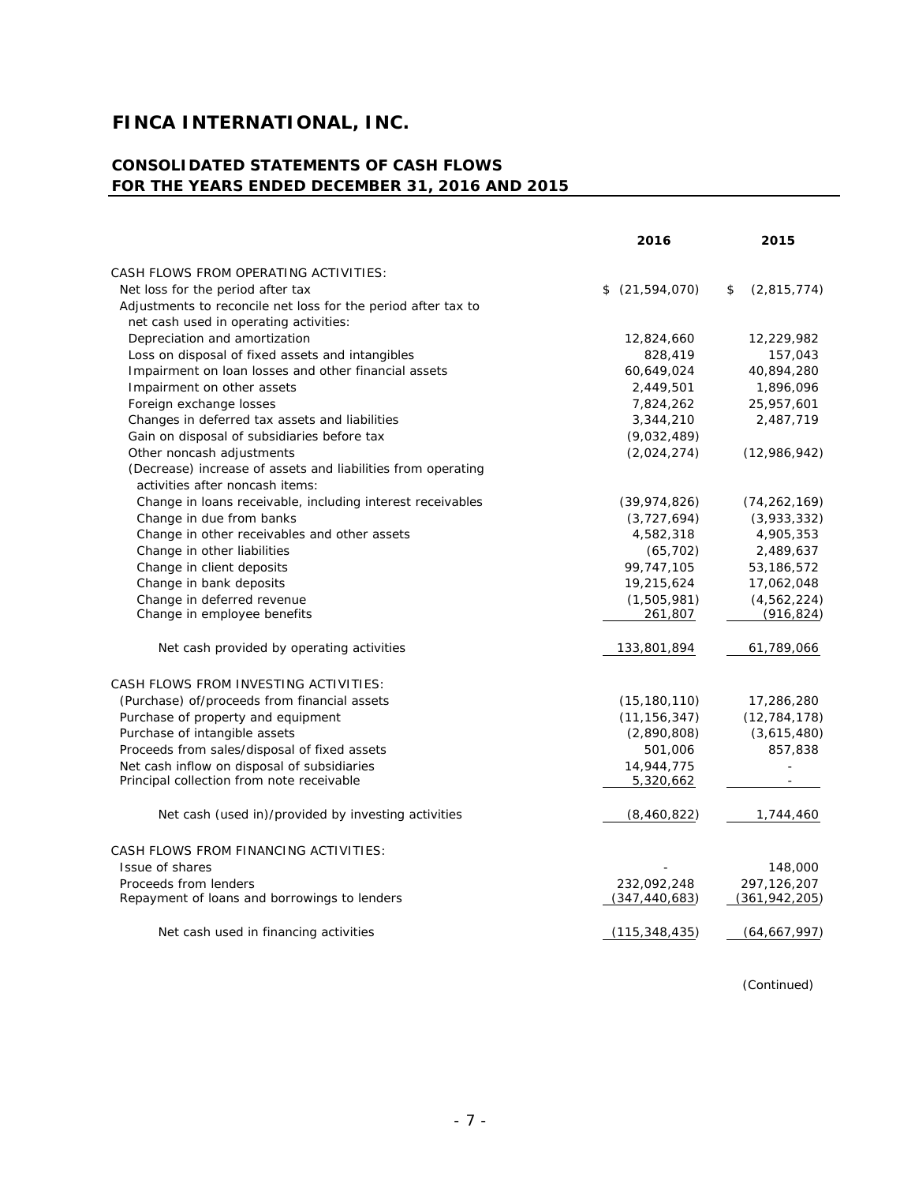# FINCA INTERNATIONAL, INC.

## CONSOLIDATED STATEMENTS OF CASH FLOWS
## FOR THE YEARS ENDED DECEMBER 31, 2016 AND 2015

| | 2016 | 2015 |
|---|---|---|
| CASH FLOWS FROM OPERATING ACTIVITIES: | | |
| Net loss for the period after tax | $ (21,594,070) | $ (2,815,774) |
| Adjustments to reconcile net loss for the period after tax to net cash used in operating activities: | | |
| Depreciation and amortization | 12,824,660 | 12,229,982 |
| Loss on disposal of fixed assets and intangibles | 828,419 | 157,043 |
| Impairment on loan losses and other financial assets | 60,649,024 | 40,894,280 |
| Impairment on other assets | 2,449,501 | 1,896,096 |
| Foreign exchange losses | 7,824,262 | 25,957,601 |
| Changes in deferred tax assets and liabilities | 3,344,210 | 2,487,719 |
| Gain on disposal of subsidiaries before tax | (9,032,489) | |
| Other noncash adjustments | (2,024,274) | (12,986,942) |
| (Decrease) increase of assets and liabilities from operating activities after noncash items: | | |
| Change in loans receivable, including interest receivables | (39,974,826) | (74,262,169) |
| Change in due from banks | (3,727,694) | (3,933,332) |
| Change in other receivables and other assets | 4,582,318 | 4,905,353 |
| Change in other liabilities | (65,702) | 2,489,637 |
| Change in client deposits | 99,747,105 | 53,186,572 |
| Change in bank deposits | 19,215,624 | 17,062,048 |
| Change in deferred revenue | (1,505,981) | (4,562,224) |
| Change in employee benefits | 261,807 | (916,824) |
| Net cash provided by operating activities | 133,801,894 | 61,789,066 |
| CASH FLOWS FROM INVESTING ACTIVITIES: | | |
| (Purchase) of/proceeds from financial assets | (15,180,110) | 17,286,280 |
| Purchase of property and equipment | (11,156,347) | (12,784,178) |
| Purchase of intangible assets | (2,890,808) | (3,615,480) |
| Proceeds from sales/disposal of fixed assets | 501,006 | 857,838 |
| Net cash inflow on disposal of subsidiaries | 14,944,775 | - |
| Principal collection from note receivable | 5,320,662 | - |
| Net cash (used in)/provided by investing activities | (8,460,822) | 1,744,460 |
| CASH FLOWS FROM FINANCING ACTIVITIES: | | |
| Issue of shares | - | 148,000 |
| Proceeds from lenders | 232,092,248 | 297,126,207 |
| Repayment of loans and borrowings to lenders | (347,440,683) | (361,942,205) |
| Net cash used in financing activities | (115,348,435) | (64,667,997) |

(Continued)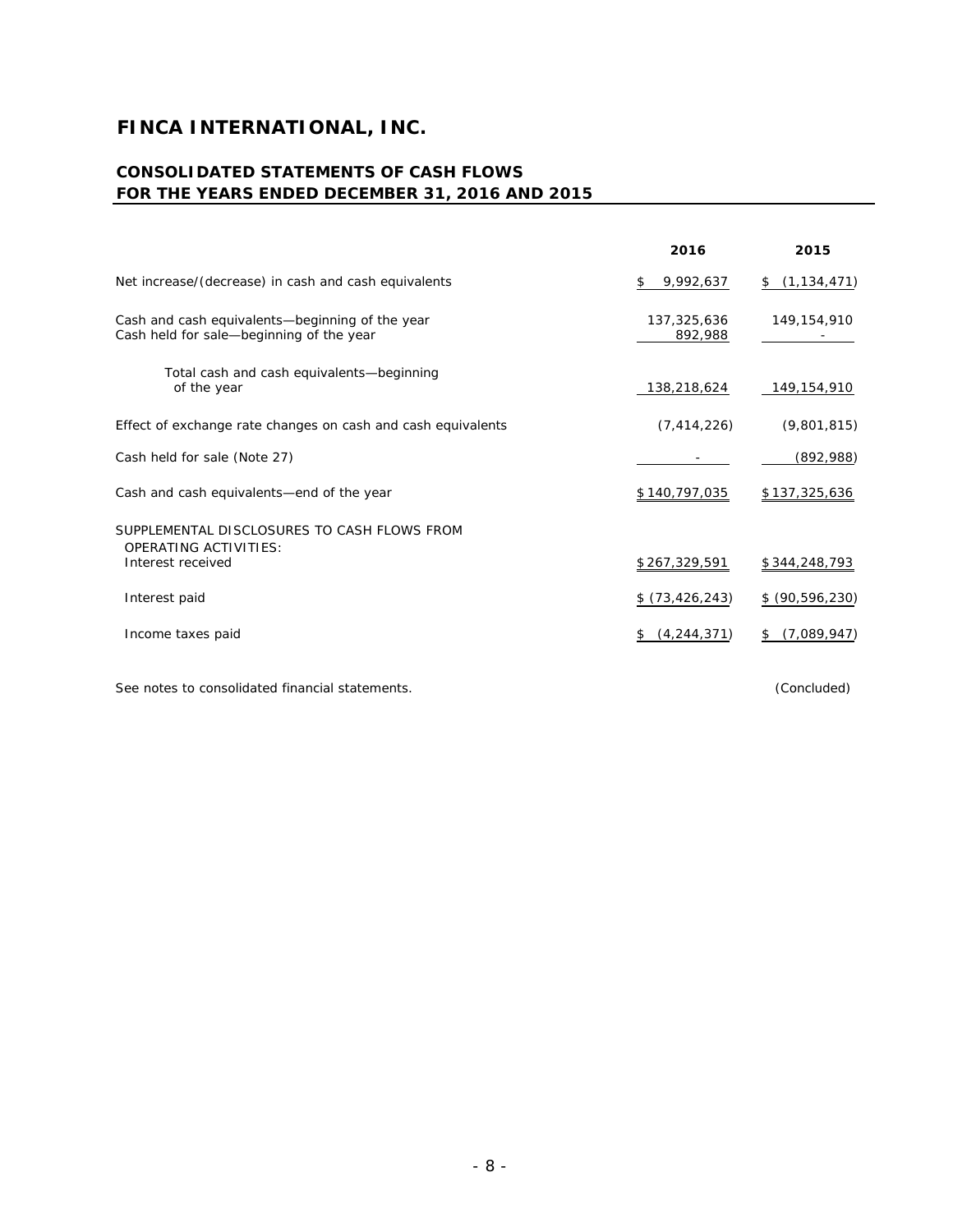# FINCA INTERNATIONAL, INC.

## CONSOLIDATED STATEMENTS OF CASH FLOWS
## FOR THE YEARS ENDED DECEMBER 31, 2016 AND 2015

| | 2016 | 2015 |
|---|---|---|
| Net increase/(decrease) in cash and cash equivalents | $ 9,992,637 | $ (1,134,471) |
| Cash and cash equivalents—beginning of the year | 137,325,636 | 149,154,910 |
| Cash held for sale—beginning of the year | 892,988 | - |
| Total cash and cash equivalents—beginning of the year | 138,218,624 | 149,154,910 |
| Effect of exchange rate changes on cash and cash equivalents | (7,414,226) | (9,801,815) |
| Cash held for sale (Note 27) | - | (892,988) |
| Cash and cash equivalents—end of the year | $ 140,797,035 | $ 137,325,636 |
| SUPPLEMENTAL DISCLOSURES TO CASH FLOWS FROM OPERATING ACTIVITIES: | | |
| Interest received | $ 267,329,591 | $ 344,248,793 |
| Interest paid | $ (73,426,243) | $ (90,596,230) |
| Income taxes paid | $ (4,244,371) | $ (7,089,947) |

See notes to consolidated financial statements. (Concluded)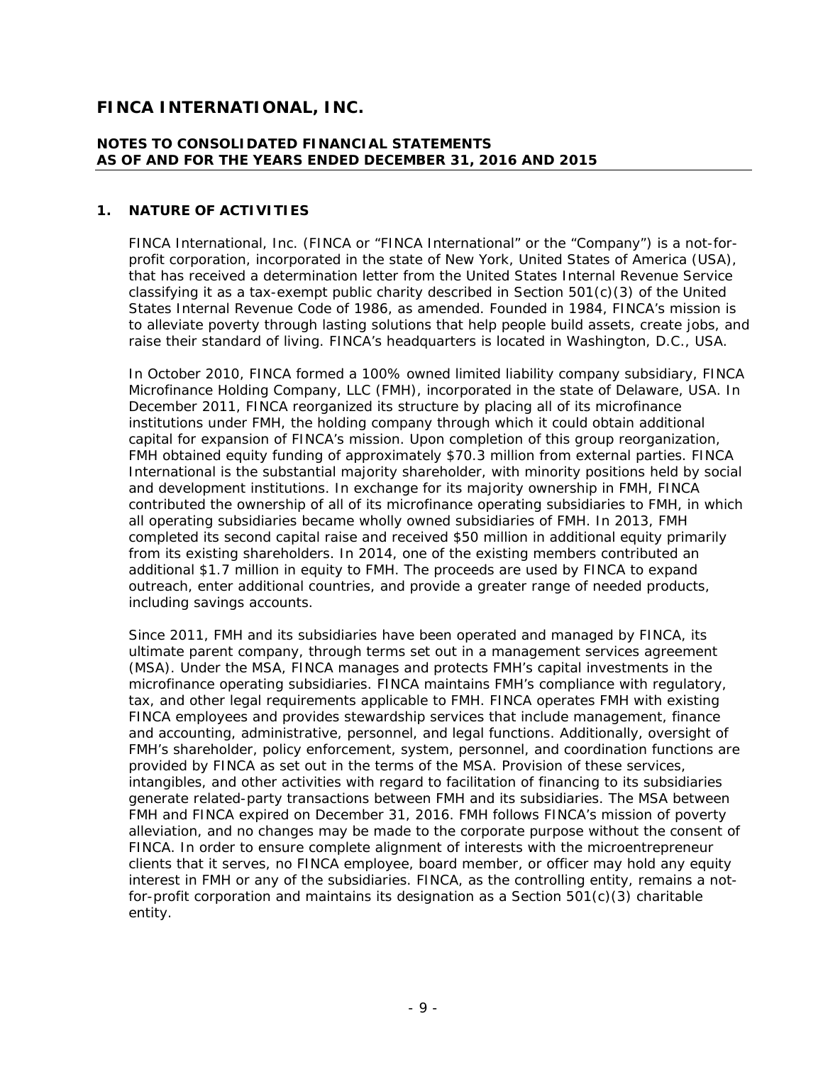# FINCA INTERNATIONAL, INC.

**NOTES TO CONSOLIDATED FINANCIAL STATEMENTS**
**AS OF AND FOR THE YEARS ENDED DECEMBER 31, 2016 AND 2015**

## 1. NATURE OF ACTIVITIES

FINCA International, Inc. (FINCA or "FINCA International" or the "Company") is a not-for-profit corporation, incorporated in the state of New York, United States of America (USA), that has received a determination letter from the United States Internal Revenue Service classifying it as a tax-exempt public charity described in Section 501(c)(3) of the United States Internal Revenue Code of 1986, as amended. Founded in 1984, FINCA's mission is to alleviate poverty through lasting solutions that help people build assets, create jobs, and raise their standard of living. FINCA's headquarters is located in Washington, D.C., USA.

In October 2010, FINCA formed a 100% owned limited liability company subsidiary, FINCA Microfinance Holding Company, LLC (FMH), incorporated in the state of Delaware, USA. In December 2011, FINCA reorganized its structure by placing all of its microfinance institutions under FMH, the holding company through which it could obtain additional capital for expansion of FINCA's mission. Upon completion of this group reorganization, FMH obtained equity funding of approximately $70.3 million from external parties. FINCA International is the substantial majority shareholder, with minority positions held by social and development institutions. In exchange for its majority ownership in FMH, FINCA contributed the ownership of all of its microfinance operating subsidiaries to FMH, in which all operating subsidiaries became wholly owned subsidiaries of FMH. In 2013, FMH completed its second capital raise and received $50 million in additional equity primarily from its existing shareholders. In 2014, one of the existing members contributed an additional $1.7 million in equity to FMH. The proceeds are used by FINCA to expand outreach, enter additional countries, and provide a greater range of needed products, including savings accounts.

Since 2011, FMH and its subsidiaries have been operated and managed by FINCA, its ultimate parent company, through terms set out in a management services agreement (MSA). Under the MSA, FINCA manages and protects FMH's capital investments in the microfinance operating subsidiaries. FINCA maintains FMH's compliance with regulatory, tax, and other legal requirements applicable to FMH. FINCA operates FMH with existing FINCA employees and provides stewardship services that include management, finance and accounting, administrative, personnel, and legal functions. Additionally, oversight of FMH's shareholder, policy enforcement, system, personnel, and coordination functions are provided by FINCA as set out in the terms of the MSA. Provision of these services, intangibles, and other activities with regard to facilitation of financing to its subsidiaries generate related-party transactions between FMH and its subsidiaries. The MSA between FMH and FINCA expired on December 31, 2016. FMH follows FINCA's mission of poverty alleviation, and no changes may be made to the corporate purpose without the consent of FINCA. In order to ensure complete alignment of interests with the microentrepreneur clients that it serves, no FINCA employee, board member, or officer may hold any equity interest in FMH or any of the subsidiaries. FINCA, as the controlling entity, remains a not-for-profit corporation and maintains its designation as a Section 501(c)(3) charitable entity.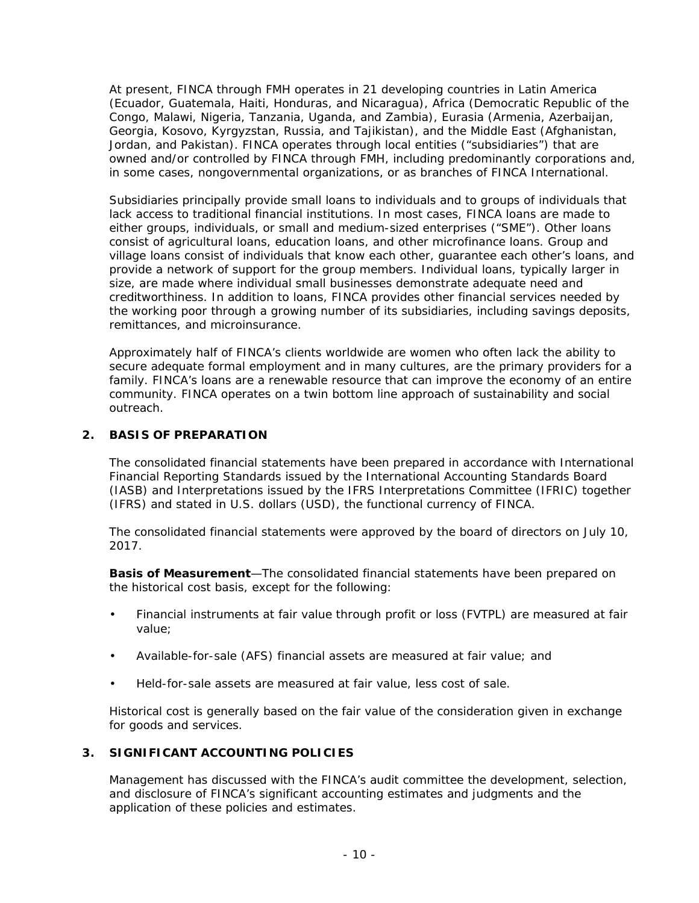At present, FINCA through FMH operates in 21 developing countries in Latin America (Ecuador, Guatemala, Haiti, Honduras, and Nicaragua), Africa (Democratic Republic of the Congo, Malawi, Nigeria, Tanzania, Uganda, and Zambia), Eurasia (Armenia, Azerbaijan, Georgia, Kosovo, Kyrgyzstan, Russia, and Tajikistan), and the Middle East (Afghanistan, Jordan, and Pakistan). FINCA operates through local entities ("subsidiaries") that are owned and/or controlled by FINCA through FMH, including predominantly corporations and, in some cases, nongovernmental organizations, or as branches of FINCA International.

Subsidiaries principally provide small loans to individuals and to groups of individuals that lack access to traditional financial institutions. In most cases, FINCA loans are made to either groups, individuals, or small and medium-sized enterprises ("SME"). Other loans consist of agricultural loans, education loans, and other microfinance loans. Group and village loans consist of individuals that know each other, guarantee each other's loans, and provide a network of support for the group members. Individual loans, typically larger in size, are made where individual small businesses demonstrate adequate need and creditworthiness. In addition to loans, FINCA provides other financial services needed by the working poor through a growing number of its subsidiaries, including savings deposits, remittances, and microinsurance.

Approximately half of FINCA's clients worldwide are women who often lack the ability to secure adequate formal employment and in many cultures, are the primary providers for a family. FINCA's loans are a renewable resource that can improve the economy of an entire community. FINCA operates on a twin bottom line approach of sustainability and social outreach.

## 2. BASIS OF PREPARATION

The consolidated financial statements have been prepared in accordance with International Financial Reporting Standards issued by the International Accounting Standards Board (IASB) and Interpretations issued by the IFRS Interpretations Committee (IFRIC) together (IFRS) and stated in U.S. dollars (USD), the functional currency of FINCA.

The consolidated financial statements were approved by the board of directors on July 10, 2017.

**Basis of Measurement**—The consolidated financial statements have been prepared on the historical cost basis, except for the following:

- Financial instruments at fair value through profit or loss (FVTPL) are measured at fair value;
- Available-for-sale (AFS) financial assets are measured at fair value; and
- Held-for-sale assets are measured at fair value, less cost of sale.

Historical cost is generally based on the fair value of the consideration given in exchange for goods and services.

## 3. SIGNIFICANT ACCOUNTING POLICIES

Management has discussed with the FINCA's audit committee the development, selection, and disclosure of FINCA's significant accounting estimates and judgments and the application of these policies and estimates.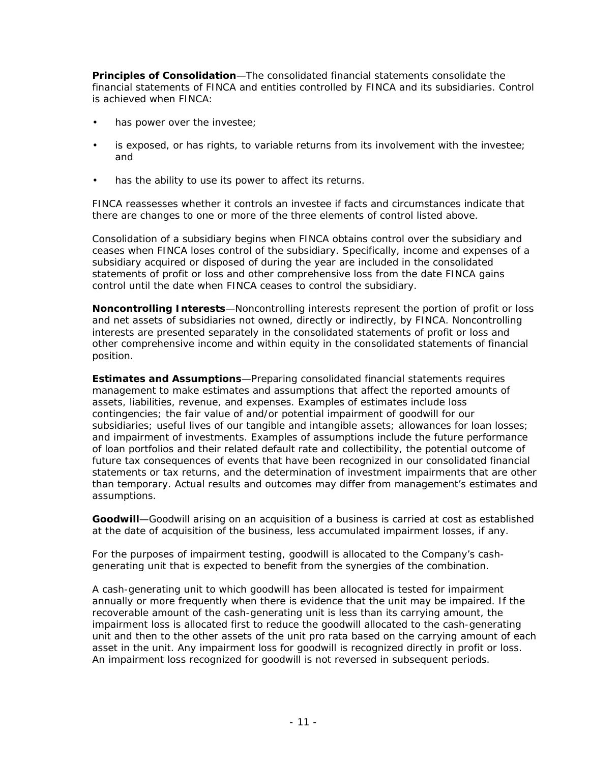**Principles of Consolidation**—The consolidated financial statements consolidate the financial statements of FINCA and entities controlled by FINCA and its subsidiaries. Control is achieved when FINCA:

- has power over the investee;
- is exposed, or has rights, to variable returns from its involvement with the investee; and
- has the ability to use its power to affect its returns.

FINCA reassesses whether it controls an investee if facts and circumstances indicate that there are changes to one or more of the three elements of control listed above.

Consolidation of a subsidiary begins when FINCA obtains control over the subsidiary and ceases when FINCA loses control of the subsidiary. Specifically, income and expenses of a subsidiary acquired or disposed of during the year are included in the consolidated statements of profit or loss and other comprehensive loss from the date FINCA gains control until the date when FINCA ceases to control the subsidiary.

**Noncontrolling Interests**—Noncontrolling interests represent the portion of profit or loss and net assets of subsidiaries not owned, directly or indirectly, by FINCA. Noncontrolling interests are presented separately in the consolidated statements of profit or loss and other comprehensive income and within equity in the consolidated statements of financial position.

**Estimates and Assumptions**—Preparing consolidated financial statements requires management to make estimates and assumptions that affect the reported amounts of assets, liabilities, revenue, and expenses. Examples of estimates include loss contingencies; the fair value of and/or potential impairment of goodwill for our subsidiaries; useful lives of our tangible and intangible assets; allowances for loan losses; and impairment of investments. Examples of assumptions include the future performance of loan portfolios and their related default rate and collectibility, the potential outcome of future tax consequences of events that have been recognized in our consolidated financial statements or tax returns, and the determination of investment impairments that are other than temporary. Actual results and outcomes may differ from management's estimates and assumptions.

**Goodwill**—Goodwill arising on an acquisition of a business is carried at cost as established at the date of acquisition of the business, less accumulated impairment losses, if any.

For the purposes of impairment testing, goodwill is allocated to the Company's cash-generating unit that is expected to benefit from the synergies of the combination.

A cash-generating unit to which goodwill has been allocated is tested for impairment annually or more frequently when there is evidence that the unit may be impaired. If the recoverable amount of the cash-generating unit is less than its carrying amount, the impairment loss is allocated first to reduce the goodwill allocated to the cash-generating unit and then to the other assets of the unit pro rata based on the carrying amount of each asset in the unit. Any impairment loss for goodwill is recognized directly in profit or loss. An impairment loss recognized for goodwill is not reversed in subsequent periods.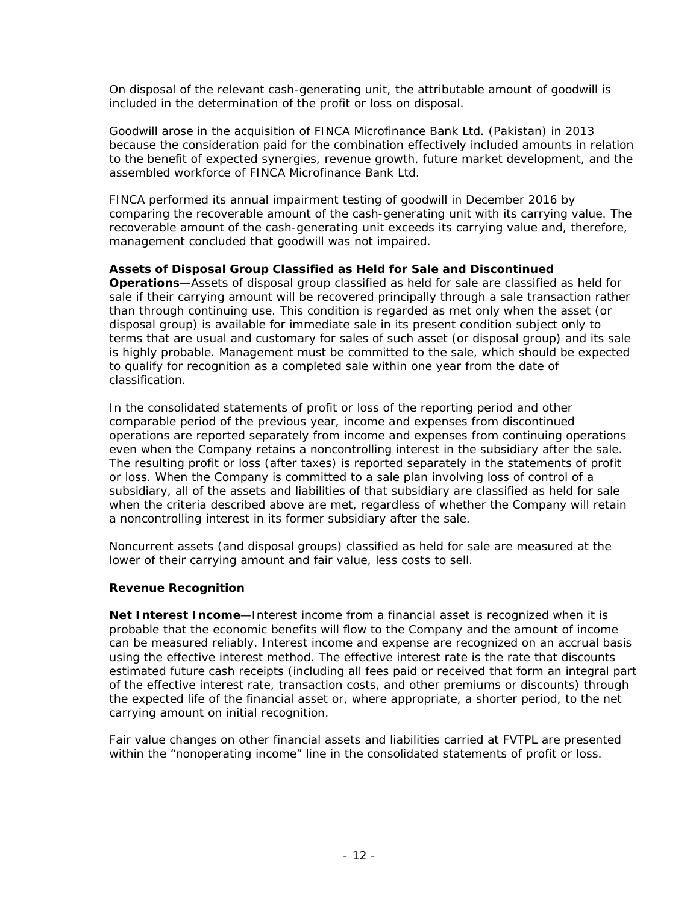On disposal of the relevant cash-generating unit, the attributable amount of goodwill is included in the determination of the profit or loss on disposal.

Goodwill arose in the acquisition of FINCA Microfinance Bank Ltd. (Pakistan) in 2013 because the consideration paid for the combination effectively included amounts in relation to the benefit of expected synergies, revenue growth, future market development, and the assembled workforce of FINCA Microfinance Bank Ltd.

FINCA performed its annual impairment testing of goodwill in December 2016 by comparing the recoverable amount of the cash-generating unit with its carrying value. The recoverable amount of the cash-generating unit exceeds its carrying value and, therefore, management concluded that goodwill was not impaired.

**Assets of Disposal Group Classified as Held for Sale and Discontinued Operations**—Assets of disposal group classified as held for sale are classified as held for sale if their carrying amount will be recovered principally through a sale transaction rather than through continuing use. This condition is regarded as met only when the asset (or disposal group) is available for immediate sale in its present condition subject only to terms that are usual and customary for sales of such asset (or disposal group) and its sale is highly probable. Management must be committed to the sale, which should be expected to qualify for recognition as a completed sale within one year from the date of classification.

In the consolidated statements of profit or loss of the reporting period and other comparable period of the previous year, income and expenses from discontinued operations are reported separately from income and expenses from continuing operations even when the Company retains a noncontrolling interest in the subsidiary after the sale. The resulting profit or loss (after taxes) is reported separately in the statements of profit or loss. When the Company is committed to a sale plan involving loss of control of a subsidiary, all of the assets and liabilities of that subsidiary are classified as held for sale when the criteria described above are met, regardless of whether the Company will retain a noncontrolling interest in its former subsidiary after the sale.

Noncurrent assets (and disposal groups) classified as held for sale are measured at the lower of their carrying amount and fair value, less costs to sell.

**Revenue Recognition**

**Net Interest Income**—Interest income from a financial asset is recognized when it is probable that the economic benefits will flow to the Company and the amount of income can be measured reliably. Interest income and expense are recognized on an accrual basis using the effective interest method. The effective interest rate is the rate that discounts estimated future cash receipts (including all fees paid or received that form an integral part of the effective interest rate, transaction costs, and other premiums or discounts) through the expected life of the financial asset or, where appropriate, a shorter period, to the net carrying amount on initial recognition.

Fair value changes on other financial assets and liabilities carried at FVTPL are presented within the "nonoperating income" line in the consolidated statements of profit or loss.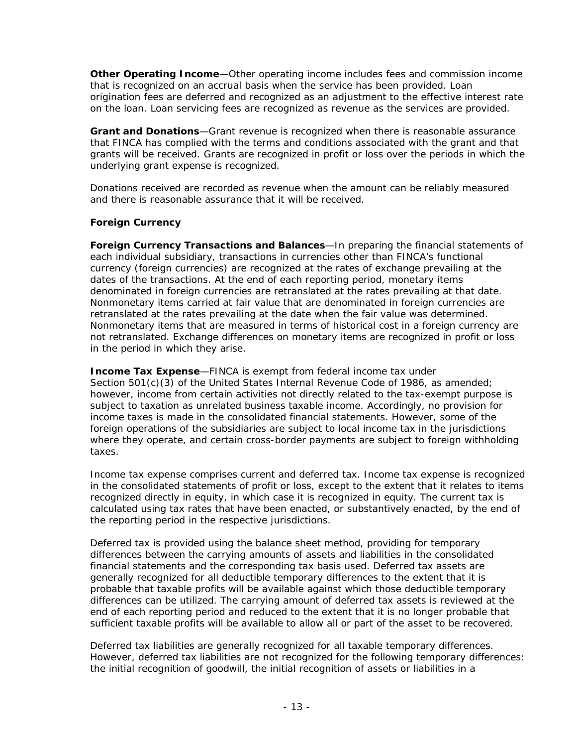**Other Operating Income**—Other operating income includes fees and commission income that is recognized on an accrual basis when the service has been provided. Loan origination fees are deferred and recognized as an adjustment to the effective interest rate on the loan. Loan servicing fees are recognized as revenue as the services are provided.

**Grant and Donations**—Grant revenue is recognized when there is reasonable assurance that FINCA has complied with the terms and conditions associated with the grant and that grants will be received. Grants are recognized in profit or loss over the periods in which the underlying grant expense is recognized.

Donations received are recorded as revenue when the amount can be reliably measured and there is reasonable assurance that it will be received.

**Foreign Currency**

**Foreign Currency Transactions and Balances**—In preparing the financial statements of each individual subsidiary, transactions in currencies other than FINCA's functional currency (foreign currencies) are recognized at the rates of exchange prevailing at the dates of the transactions. At the end of each reporting period, monetary items denominated in foreign currencies are retranslated at the rates prevailing at that date. Nonmonetary items carried at fair value that are denominated in foreign currencies are retranslated at the rates prevailing at the date when the fair value was determined. Nonmonetary items that are measured in terms of historical cost in a foreign currency are not retranslated. Exchange differences on monetary items are recognized in profit or loss in the period in which they arise.

**Income Tax Expense**—FINCA is exempt from federal income tax under Section 501(c)(3) of the United States Internal Revenue Code of 1986, as amended; however, income from certain activities not directly related to the tax-exempt purpose is subject to taxation as unrelated business taxable income. Accordingly, no provision for income taxes is made in the consolidated financial statements. However, some of the foreign operations of the subsidiaries are subject to local income tax in the jurisdictions where they operate, and certain cross-border payments are subject to foreign withholding taxes.

Income tax expense comprises current and deferred tax. Income tax expense is recognized in the consolidated statements of profit or loss, except to the extent that it relates to items recognized directly in equity, in which case it is recognized in equity. The current tax is calculated using tax rates that have been enacted, or substantively enacted, by the end of the reporting period in the respective jurisdictions.

Deferred tax is provided using the balance sheet method, providing for temporary differences between the carrying amounts of assets and liabilities in the consolidated financial statements and the corresponding tax basis used. Deferred tax assets are generally recognized for all deductible temporary differences to the extent that it is probable that taxable profits will be available against which those deductible temporary differences can be utilized. The carrying amount of deferred tax assets is reviewed at the end of each reporting period and reduced to the extent that it is no longer probable that sufficient taxable profits will be available to allow all or part of the asset to be recovered.

Deferred tax liabilities are generally recognized for all taxable temporary differences. However, deferred tax liabilities are not recognized for the following temporary differences: the initial recognition of goodwill, the initial recognition of assets or liabilities in a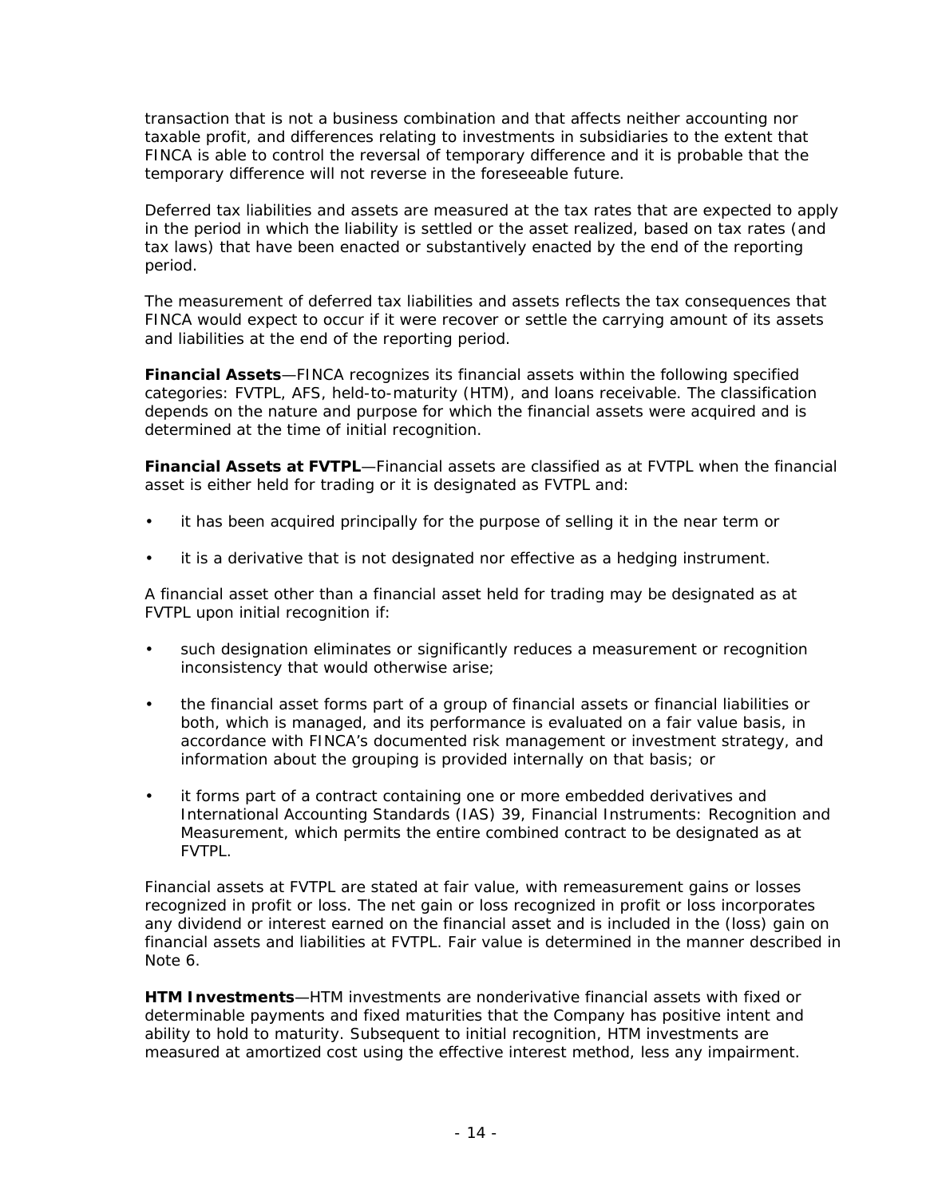transaction that is not a business combination and that affects neither accounting nor taxable profit, and differences relating to investments in subsidiaries to the extent that FINCA is able to control the reversal of temporary difference and it is probable that the temporary difference will not reverse in the foreseeable future.

Deferred tax liabilities and assets are measured at the tax rates that are expected to apply in the period in which the liability is settled or the asset realized, based on tax rates (and tax laws) that have been enacted or substantively enacted by the end of the reporting period.

The measurement of deferred tax liabilities and assets reflects the tax consequences that FINCA would expect to occur if it were recover or settle the carrying amount of its assets and liabilities at the end of the reporting period.

**Financial Assets**—FINCA recognizes its financial assets within the following specified categories: FVTPL, AFS, held-to-maturity (HTM), and loans receivable. The classification depends on the nature and purpose for which the financial assets were acquired and is determined at the time of initial recognition.

**Financial Assets at FVTPL**—Financial assets are classified as at FVTPL when the financial asset is either held for trading or it is designated as FVTPL and:

- it has been acquired principally for the purpose of selling it in the near term or
- it is a derivative that is not designated nor effective as a hedging instrument.

A financial asset other than a financial asset held for trading may be designated as at FVTPL upon initial recognition if:

- such designation eliminates or significantly reduces a measurement or recognition inconsistency that would otherwise arise;
- the financial asset forms part of a group of financial assets or financial liabilities or both, which is managed, and its performance is evaluated on a fair value basis, in accordance with FINCA's documented risk management or investment strategy, and information about the grouping is provided internally on that basis; or
- it forms part of a contract containing one or more embedded derivatives and International Accounting Standards (IAS) 39, Financial Instruments: Recognition and Measurement, which permits the entire combined contract to be designated as at FVTPL.

Financial assets at FVTPL are stated at fair value, with remeasurement gains or losses recognized in profit or loss. The net gain or loss recognized in profit or loss incorporates any dividend or interest earned on the financial asset and is included in the (loss) gain on financial assets and liabilities at FVTPL. Fair value is determined in the manner described in Note 6.

**HTM Investments**—HTM investments are nonderivative financial assets with fixed or determinable payments and fixed maturities that the Company has positive intent and ability to hold to maturity. Subsequent to initial recognition, HTM investments are measured at amortized cost using the effective interest method, less any impairment.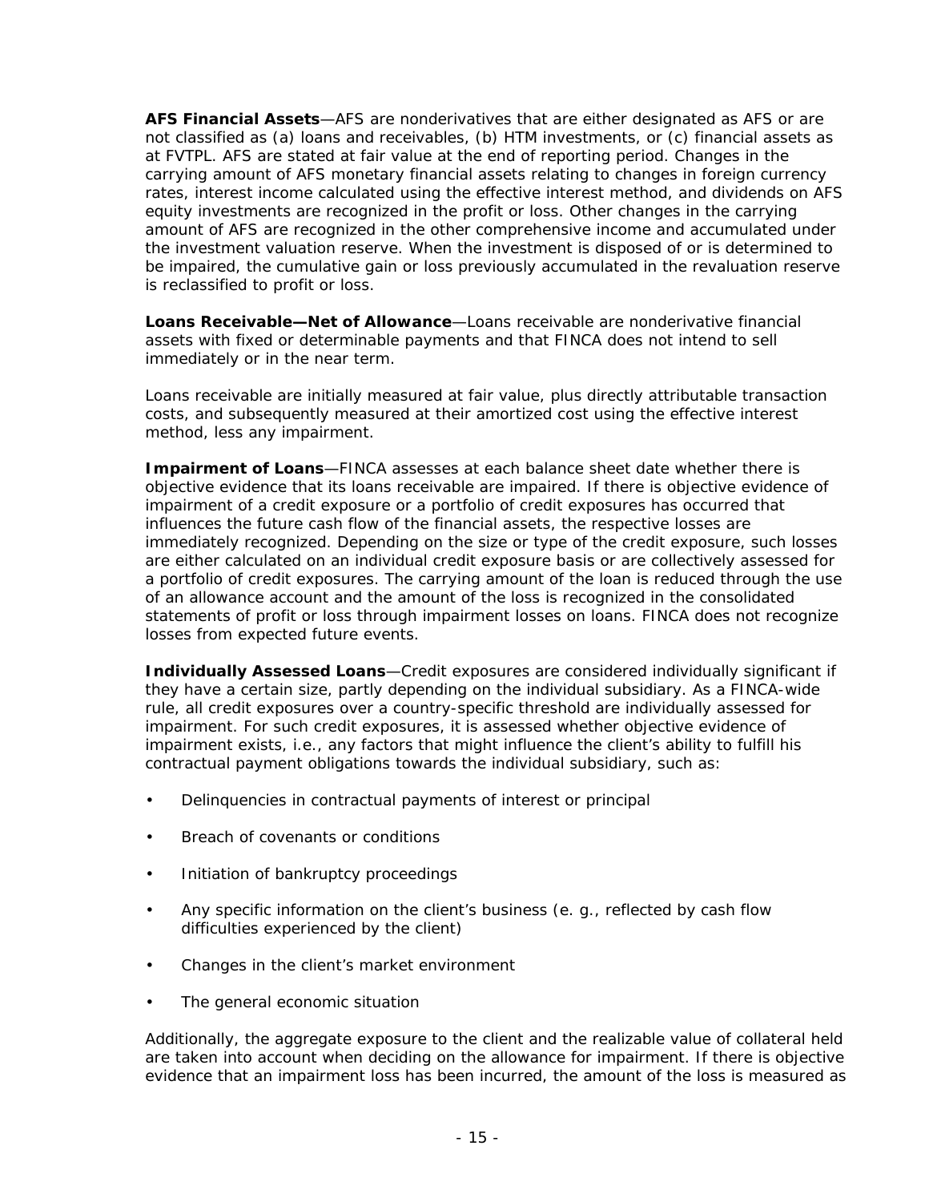**AFS Financial Assets**—AFS are nonderivatives that are either designated as AFS or are not classified as (a) loans and receivables, (b) HTM investments, or (c) financial assets as at FVTPL. AFS are stated at fair value at the end of reporting period. Changes in the carrying amount of AFS monetary financial assets relating to changes in foreign currency rates, interest income calculated using the effective interest method, and dividends on AFS equity investments are recognized in the profit or loss. Other changes in the carrying amount of AFS are recognized in the other comprehensive income and accumulated under the investment valuation reserve. When the investment is disposed of or is determined to be impaired, the cumulative gain or loss previously accumulated in the revaluation reserve is reclassified to profit or loss.

**Loans Receivable—Net of Allowance**—Loans receivable are nonderivative financial assets with fixed or determinable payments and that FINCA does not intend to sell immediately or in the near term.

Loans receivable are initially measured at fair value, plus directly attributable transaction costs, and subsequently measured at their amortized cost using the effective interest method, less any impairment.

**Impairment of Loans**—FINCA assesses at each balance sheet date whether there is objective evidence that its loans receivable are impaired. If there is objective evidence of impairment of a credit exposure or a portfolio of credit exposures has occurred that influences the future cash flow of the financial assets, the respective losses are immediately recognized. Depending on the size or type of the credit exposure, such losses are either calculated on an individual credit exposure basis or are collectively assessed for a portfolio of credit exposures. The carrying amount of the loan is reduced through the use of an allowance account and the amount of the loss is recognized in the consolidated statements of profit or loss through impairment losses on loans. FINCA does not recognize losses from expected future events.

**Individually Assessed Loans**—Credit exposures are considered individually significant if they have a certain size, partly depending on the individual subsidiary. As a FINCA-wide rule, all credit exposures over a country-specific threshold are individually assessed for impairment. For such credit exposures, it is assessed whether objective evidence of impairment exists, i.e., any factors that might influence the client's ability to fulfill his contractual payment obligations towards the individual subsidiary, such as:

- Delinquencies in contractual payments of interest or principal
- Breach of covenants or conditions
- Initiation of bankruptcy proceedings
- Any specific information on the client's business (e. g., reflected by cash flow difficulties experienced by the client)
- Changes in the client's market environment
- The general economic situation

Additionally, the aggregate exposure to the client and the realizable value of collateral held are taken into account when deciding on the allowance for impairment. If there is objective evidence that an impairment loss has been incurred, the amount of the loss is measured as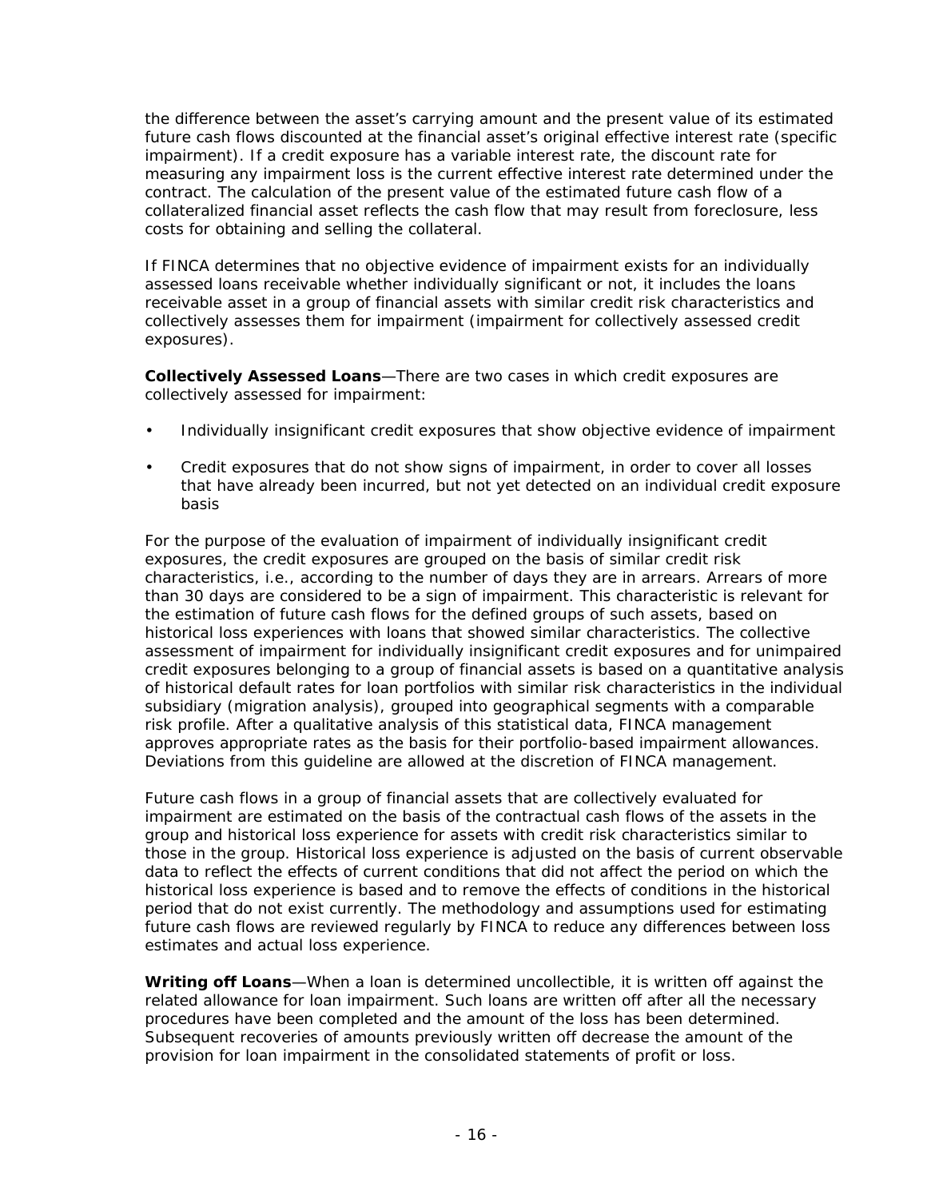the difference between the asset's carrying amount and the present value of its estimated future cash flows discounted at the financial asset's original effective interest rate (specific impairment). If a credit exposure has a variable interest rate, the discount rate for measuring any impairment loss is the current effective interest rate determined under the contract. The calculation of the present value of the estimated future cash flow of a collateralized financial asset reflects the cash flow that may result from foreclosure, less costs for obtaining and selling the collateral.

If FINCA determines that no objective evidence of impairment exists for an individually assessed loans receivable whether individually significant or not, it includes the loans receivable asset in a group of financial assets with similar credit risk characteristics and collectively assesses them for impairment (impairment for collectively assessed credit exposures).

**Collectively Assessed Loans**—There are two cases in which credit exposures are collectively assessed for impairment:

- Individually insignificant credit exposures that show objective evidence of impairment
- Credit exposures that do not show signs of impairment, in order to cover all losses that have already been incurred, but not yet detected on an individual credit exposure basis

For the purpose of the evaluation of impairment of individually insignificant credit exposures, the credit exposures are grouped on the basis of similar credit risk characteristics, i.e., according to the number of days they are in arrears. Arrears of more than 30 days are considered to be a sign of impairment. This characteristic is relevant for the estimation of future cash flows for the defined groups of such assets, based on historical loss experiences with loans that showed similar characteristics. The collective assessment of impairment for individually insignificant credit exposures and for unimpaired credit exposures belonging to a group of financial assets is based on a quantitative analysis of historical default rates for loan portfolios with similar risk characteristics in the individual subsidiary (migration analysis), grouped into geographical segments with a comparable risk profile. After a qualitative analysis of this statistical data, FINCA management approves appropriate rates as the basis for their portfolio-based impairment allowances. Deviations from this guideline are allowed at the discretion of FINCA management.

Future cash flows in a group of financial assets that are collectively evaluated for impairment are estimated on the basis of the contractual cash flows of the assets in the group and historical loss experience for assets with credit risk characteristics similar to those in the group. Historical loss experience is adjusted on the basis of current observable data to reflect the effects of current conditions that did not affect the period on which the historical loss experience is based and to remove the effects of conditions in the historical period that do not exist currently. The methodology and assumptions used for estimating future cash flows are reviewed regularly by FINCA to reduce any differences between loss estimates and actual loss experience.

**Writing off Loans**—When a loan is determined uncollectible, it is written off against the related allowance for loan impairment. Such loans are written off after all the necessary procedures have been completed and the amount of the loss has been determined. Subsequent recoveries of amounts previously written off decrease the amount of the provision for loan impairment in the consolidated statements of profit or loss.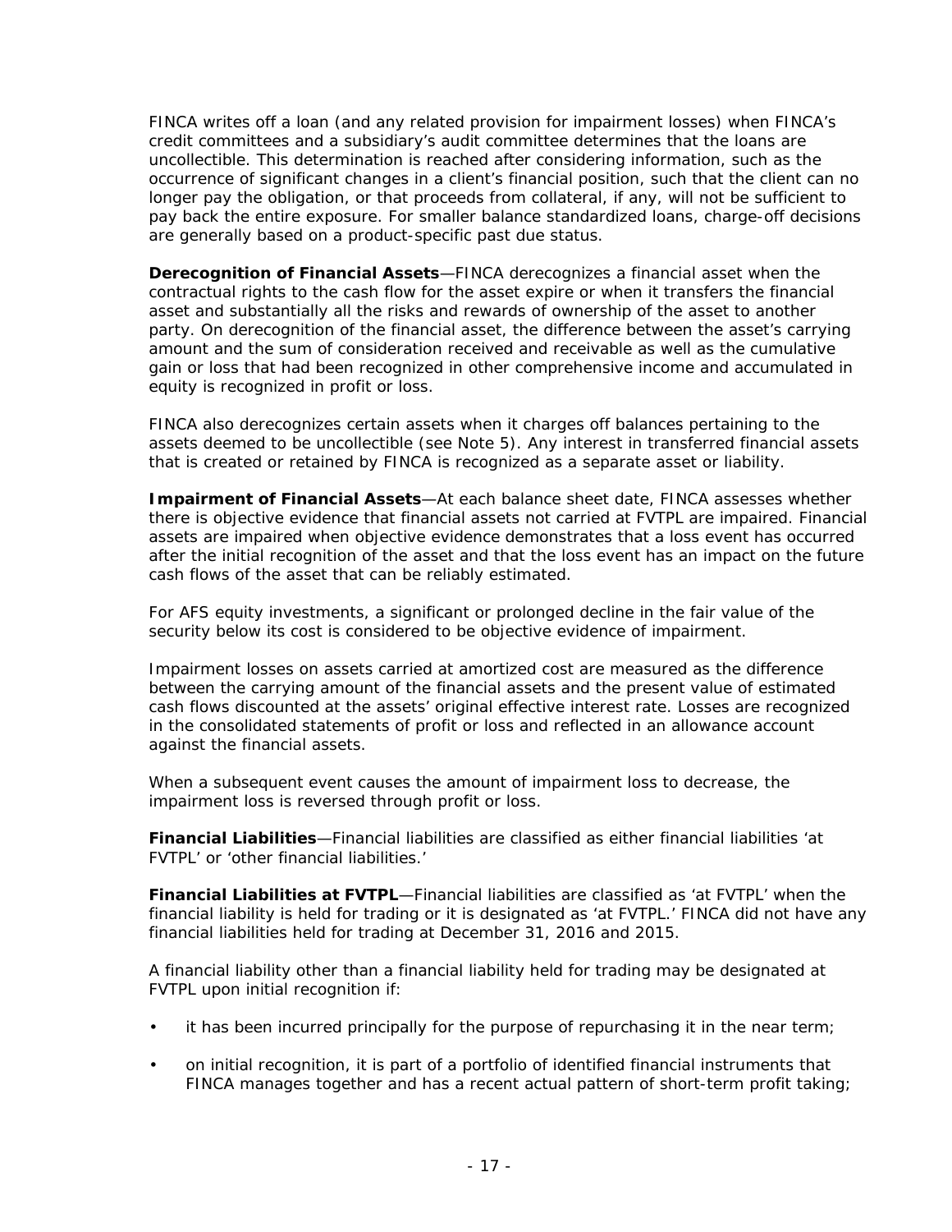FINCA writes off a loan (and any related provision for impairment losses) when FINCA's credit committees and a subsidiary's audit committee determines that the loans are uncollectible. This determination is reached after considering information, such as the occurrence of significant changes in a client's financial position, such that the client can no longer pay the obligation, or that proceeds from collateral, if any, will not be sufficient to pay back the entire exposure. For smaller balance standardized loans, charge-off decisions are generally based on a product-specific past due status.

**Derecognition of Financial Assets**—FINCA derecognizes a financial asset when the contractual rights to the cash flow for the asset expire or when it transfers the financial asset and substantially all the risks and rewards of ownership of the asset to another party. On derecognition of the financial asset, the difference between the asset's carrying amount and the sum of consideration received and receivable as well as the cumulative gain or loss that had been recognized in other comprehensive income and accumulated in equity is recognized in profit or loss.

FINCA also derecognizes certain assets when it charges off balances pertaining to the assets deemed to be uncollectible (see Note 5). Any interest in transferred financial assets that is created or retained by FINCA is recognized as a separate asset or liability.

**Impairment of Financial Assets**—At each balance sheet date, FINCA assesses whether there is objective evidence that financial assets not carried at FVTPL are impaired. Financial assets are impaired when objective evidence demonstrates that a loss event has occurred after the initial recognition of the asset and that the loss event has an impact on the future cash flows of the asset that can be reliably estimated.

For AFS equity investments, a significant or prolonged decline in the fair value of the security below its cost is considered to be objective evidence of impairment.

Impairment losses on assets carried at amortized cost are measured as the difference between the carrying amount of the financial assets and the present value of estimated cash flows discounted at the assets' original effective interest rate. Losses are recognized in the consolidated statements of profit or loss and reflected in an allowance account against the financial assets.

When a subsequent event causes the amount of impairment loss to decrease, the impairment loss is reversed through profit or loss.

**Financial Liabilities**—Financial liabilities are classified as either financial liabilities 'at FVTPL' or 'other financial liabilities.'

**Financial Liabilities at FVTPL**—Financial liabilities are classified as 'at FVTPL' when the financial liability is held for trading or it is designated as 'at FVTPL.' FINCA did not have any financial liabilities held for trading at December 31, 2016 and 2015.

A financial liability other than a financial liability held for trading may be designated at FVTPL upon initial recognition if:

- it has been incurred principally for the purpose of repurchasing it in the near term;
- on initial recognition, it is part of a portfolio of identified financial instruments that FINCA manages together and has a recent actual pattern of short-term profit taking;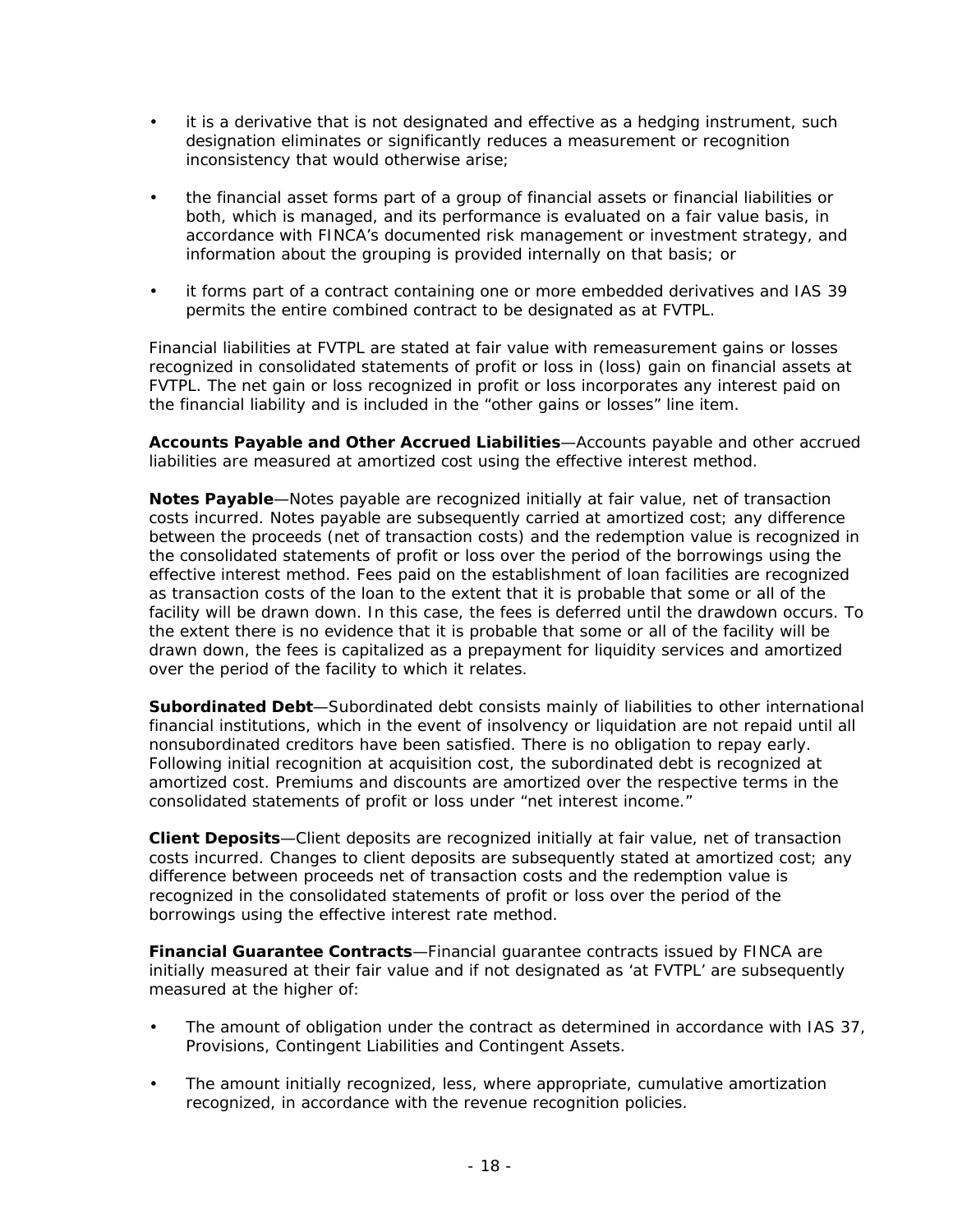- it is a derivative that is not designated and effective as a hedging instrument, such designation eliminates or significantly reduces a measurement or recognition inconsistency that would otherwise arise;
- the financial asset forms part of a group of financial assets or financial liabilities or both, which is managed, and its performance is evaluated on a fair value basis, in accordance with FINCA's documented risk management or investment strategy, and information about the grouping is provided internally on that basis; or
- it forms part of a contract containing one or more embedded derivatives and IAS 39 permits the entire combined contract to be designated as at FVTPL.

Financial liabilities at FVTPL are stated at fair value with remeasurement gains or losses recognized in consolidated statements of profit or loss in (loss) gain on financial assets at FVTPL. The net gain or loss recognized in profit or loss incorporates any interest paid on the financial liability and is included in the "other gains or losses" line item.

**Accounts Payable and Other Accrued Liabilities**—Accounts payable and other accrued liabilities are measured at amortized cost using the effective interest method.

**Notes Payable**—Notes payable are recognized initially at fair value, net of transaction costs incurred. Notes payable are subsequently carried at amortized cost; any difference between the proceeds (net of transaction costs) and the redemption value is recognized in the consolidated statements of profit or loss over the period of the borrowings using the effective interest method. Fees paid on the establishment of loan facilities are recognized as transaction costs of the loan to the extent that it is probable that some or all of the facility will be drawn down. In this case, the fees is deferred until the drawdown occurs. To the extent there is no evidence that it is probable that some or all of the facility will be drawn down, the fees is capitalized as a prepayment for liquidity services and amortized over the period of the facility to which it relates.

**Subordinated Debt**—Subordinated debt consists mainly of liabilities to other international financial institutions, which in the event of insolvency or liquidation are not repaid until all nonsubordinated creditors have been satisfied. There is no obligation to repay early. Following initial recognition at acquisition cost, the subordinated debt is recognized at amortized cost. Premiums and discounts are amortized over the respective terms in the consolidated statements of profit or loss under "net interest income."

**Client Deposits**—Client deposits are recognized initially at fair value, net of transaction costs incurred. Changes to client deposits are subsequently stated at amortized cost; any difference between proceeds net of transaction costs and the redemption value is recognized in the consolidated statements of profit or loss over the period of the borrowings using the effective interest rate method.

**Financial Guarantee Contracts**—Financial guarantee contracts issued by FINCA are initially measured at their fair value and if not designated as 'at FVTPL' are subsequently measured at the higher of:

- The amount of obligation under the contract as determined in accordance with IAS 37, Provisions, Contingent Liabilities and Contingent Assets.
- The amount initially recognized, less, where appropriate, cumulative amortization recognized, in accordance with the revenue recognition policies.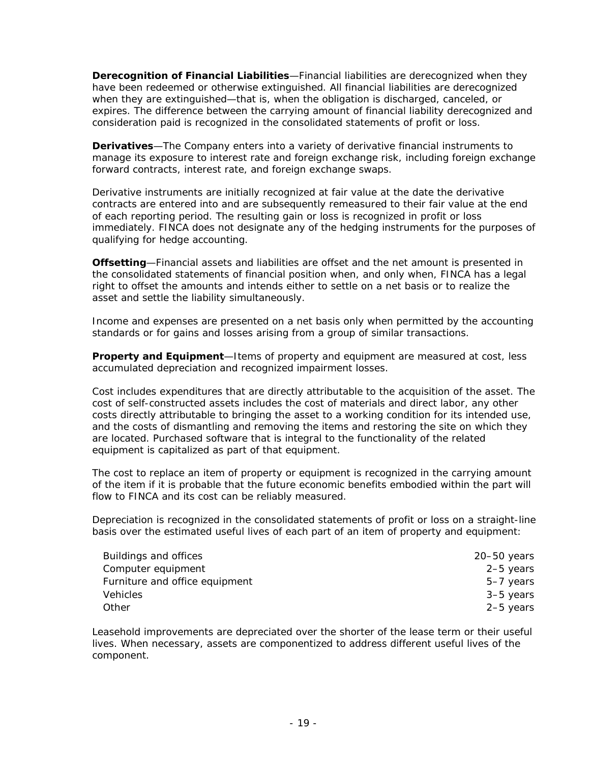**Derecognition of Financial Liabilities**—Financial liabilities are derecognized when they have been redeemed or otherwise extinguished. All financial liabilities are derecognized when they are extinguished—that is, when the obligation is discharged, canceled, or expires. The difference between the carrying amount of financial liability derecognized and consideration paid is recognized in the consolidated statements of profit or loss.

**Derivatives**—The Company enters into a variety of derivative financial instruments to manage its exposure to interest rate and foreign exchange risk, including foreign exchange forward contracts, interest rate, and foreign exchange swaps.

Derivative instruments are initially recognized at fair value at the date the derivative contracts are entered into and are subsequently remeasured to their fair value at the end of each reporting period. The resulting gain or loss is recognized in profit or loss immediately. FINCA does not designate any of the hedging instruments for the purposes of qualifying for hedge accounting.

**Offsetting**—Financial assets and liabilities are offset and the net amount is presented in the consolidated statements of financial position when, and only when, FINCA has a legal right to offset the amounts and intends either to settle on a net basis or to realize the asset and settle the liability simultaneously.

Income and expenses are presented on a net basis only when permitted by the accounting standards or for gains and losses arising from a group of similar transactions.

**Property and Equipment**—Items of property and equipment are measured at cost, less accumulated depreciation and recognized impairment losses.

Cost includes expenditures that are directly attributable to the acquisition of the asset. The cost of self-constructed assets includes the cost of materials and direct labor, any other costs directly attributable to bringing the asset to a working condition for its intended use, and the costs of dismantling and removing the items and restoring the site on which they are located. Purchased software that is integral to the functionality of the related equipment is capitalized as part of that equipment.

The cost to replace an item of property or equipment is recognized in the carrying amount of the item if it is probable that the future economic benefits embodied within the part will flow to FINCA and its cost can be reliably measured.

Depreciation is recognized in the consolidated statements of profit or loss on a straight-line basis over the estimated useful lives of each part of an item of property and equipment:

| | |
|---|---|
| Buildings and offices | 20–50 years |
| Computer equipment | 2–5 years |
| Furniture and office equipment | 5–7 years |
| Vehicles | 3–5 years |
| Other | 2–5 years |

Leasehold improvements are depreciated over the shorter of the lease term or their useful lives. When necessary, assets are componentized to address different useful lives of the component.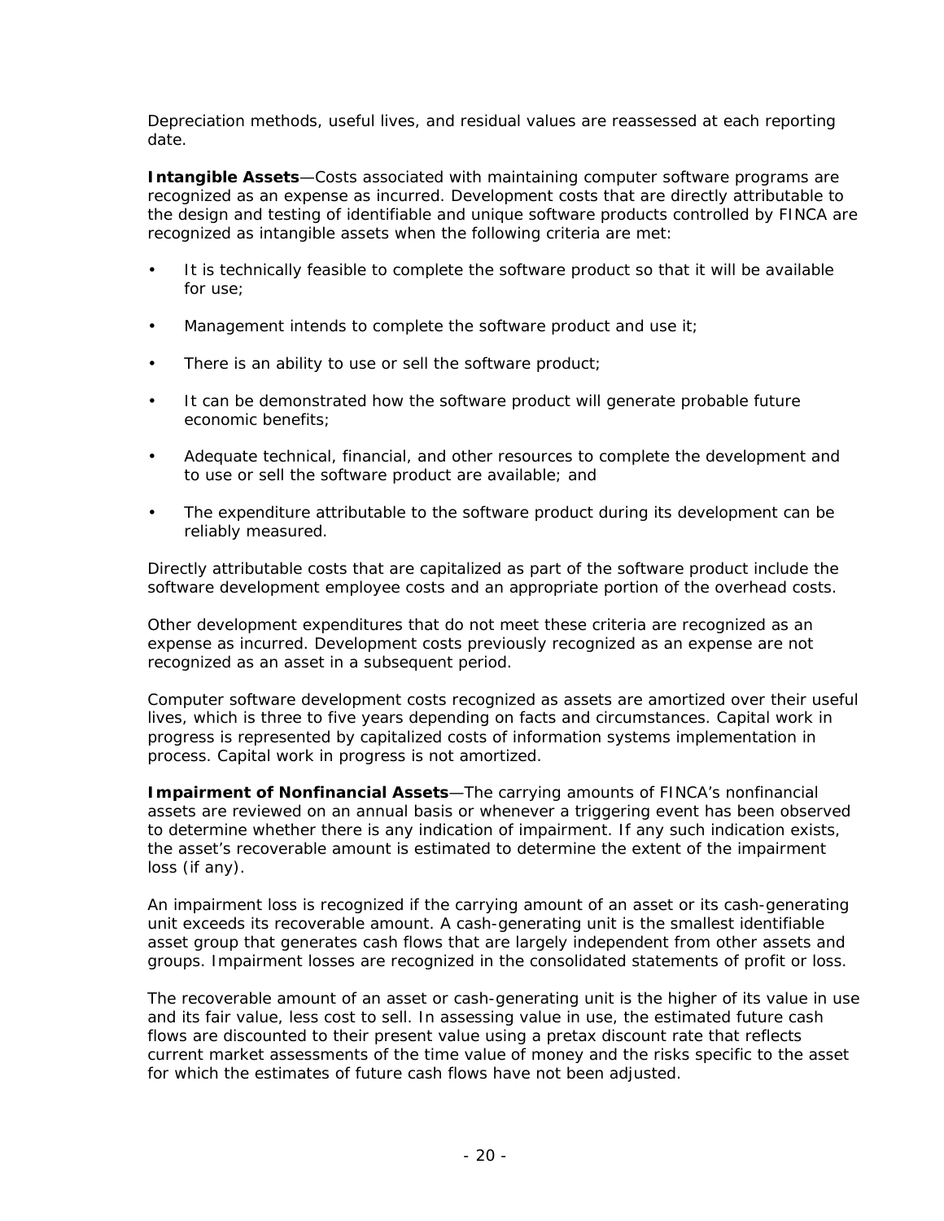Depreciation methods, useful lives, and residual values are reassessed at each reporting date.

**Intangible Assets**—Costs associated with maintaining computer software programs are recognized as an expense as incurred. Development costs that are directly attributable to the design and testing of identifiable and unique software products controlled by FINCA are recognized as intangible assets when the following criteria are met:

- It is technically feasible to complete the software product so that it will be available for use;
- Management intends to complete the software product and use it;
- There is an ability to use or sell the software product;
- It can be demonstrated how the software product will generate probable future economic benefits;
- Adequate technical, financial, and other resources to complete the development and to use or sell the software product are available; and
- The expenditure attributable to the software product during its development can be reliably measured.

Directly attributable costs that are capitalized as part of the software product include the software development employee costs and an appropriate portion of the overhead costs.

Other development expenditures that do not meet these criteria are recognized as an expense as incurred. Development costs previously recognized as an expense are not recognized as an asset in a subsequent period.

Computer software development costs recognized as assets are amortized over their useful lives, which is three to five years depending on facts and circumstances. Capital work in progress is represented by capitalized costs of information systems implementation in process. Capital work in progress is not amortized.

**Impairment of Nonfinancial Assets**—The carrying amounts of FINCA's nonfinancial assets are reviewed on an annual basis or whenever a triggering event has been observed to determine whether there is any indication of impairment. If any such indication exists, the asset's recoverable amount is estimated to determine the extent of the impairment loss (if any).

An impairment loss is recognized if the carrying amount of an asset or its cash-generating unit exceeds its recoverable amount. A cash-generating unit is the smallest identifiable asset group that generates cash flows that are largely independent from other assets and groups. Impairment losses are recognized in the consolidated statements of profit or loss.

The recoverable amount of an asset or cash-generating unit is the higher of its value in use and its fair value, less cost to sell. In assessing value in use, the estimated future cash flows are discounted to their present value using a pretax discount rate that reflects current market assessments of the time value of money and the risks specific to the asset for which the estimates of future cash flows have not been adjusted.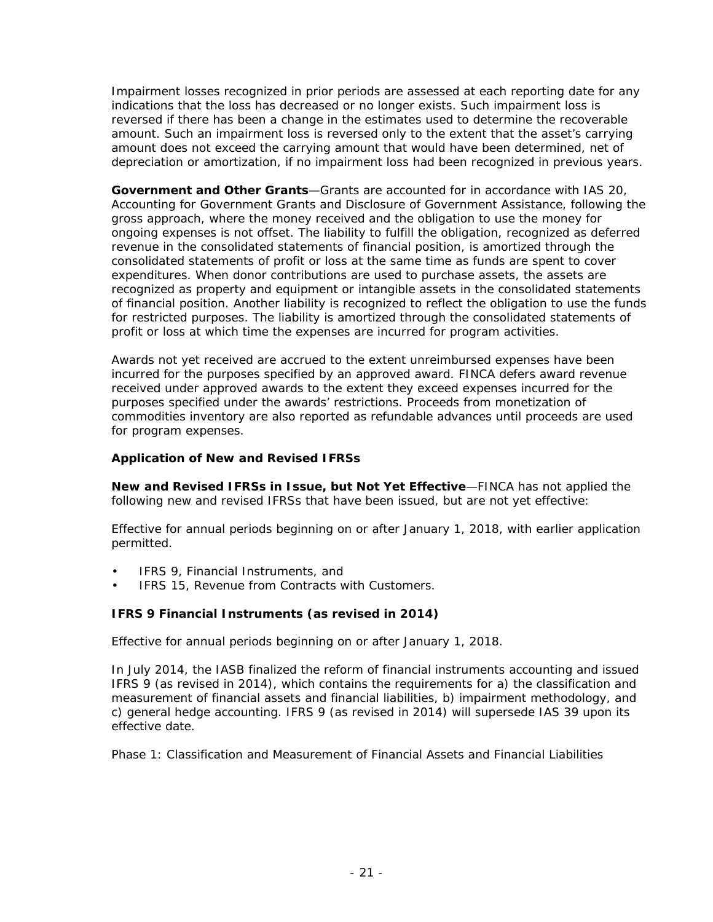Impairment losses recognized in prior periods are assessed at each reporting date for any indications that the loss has decreased or no longer exists. Such impairment loss is reversed if there has been a change in the estimates used to determine the recoverable amount. Such an impairment loss is reversed only to the extent that the asset's carrying amount does not exceed the carrying amount that would have been determined, net of depreciation or amortization, if no impairment loss had been recognized in previous years.

**Government and Other Grants**—Grants are accounted for in accordance with IAS 20, Accounting for Government Grants and Disclosure of Government Assistance, following the gross approach, where the money received and the obligation to use the money for ongoing expenses is not offset. The liability to fulfill the obligation, recognized as deferred revenue in the consolidated statements of financial position, is amortized through the consolidated statements of profit or loss at the same time as funds are spent to cover expenditures. When donor contributions are used to purchase assets, the assets are recognized as property and equipment or intangible assets in the consolidated statements of financial position. Another liability is recognized to reflect the obligation to use the funds for restricted purposes. The liability is amortized through the consolidated statements of profit or loss at which time the expenses are incurred for program activities.

Awards not yet received are accrued to the extent unreimbursed expenses have been incurred for the purposes specified by an approved award. FINCA defers award revenue received under approved awards to the extent they exceed expenses incurred for the purposes specified under the awards' restrictions. Proceeds from monetization of commodities inventory are also reported as refundable advances until proceeds are used for program expenses.

**Application of New and Revised IFRSs**

**New and Revised IFRSs in Issue, but Not Yet Effective**—FINCA has not applied the following new and revised IFRSs that have been issued, but are not yet effective:

Effective for annual periods beginning on or after January 1, 2018, with earlier application permitted.

- IFRS 9, Financial Instruments, and
- IFRS 15, Revenue from Contracts with Customers.

**IFRS 9 Financial Instruments (as revised in 2014)**

Effective for annual periods beginning on or after January 1, 2018.

In July 2014, the IASB finalized the reform of financial instruments accounting and issued IFRS 9 (as revised in 2014), which contains the requirements for a) the classification and measurement of financial assets and financial liabilities, b) impairment methodology, and c) general hedge accounting. IFRS 9 (as revised in 2014) will supersede IAS 39 upon its effective date.

Phase 1: Classification and Measurement of Financial Assets and Financial Liabilities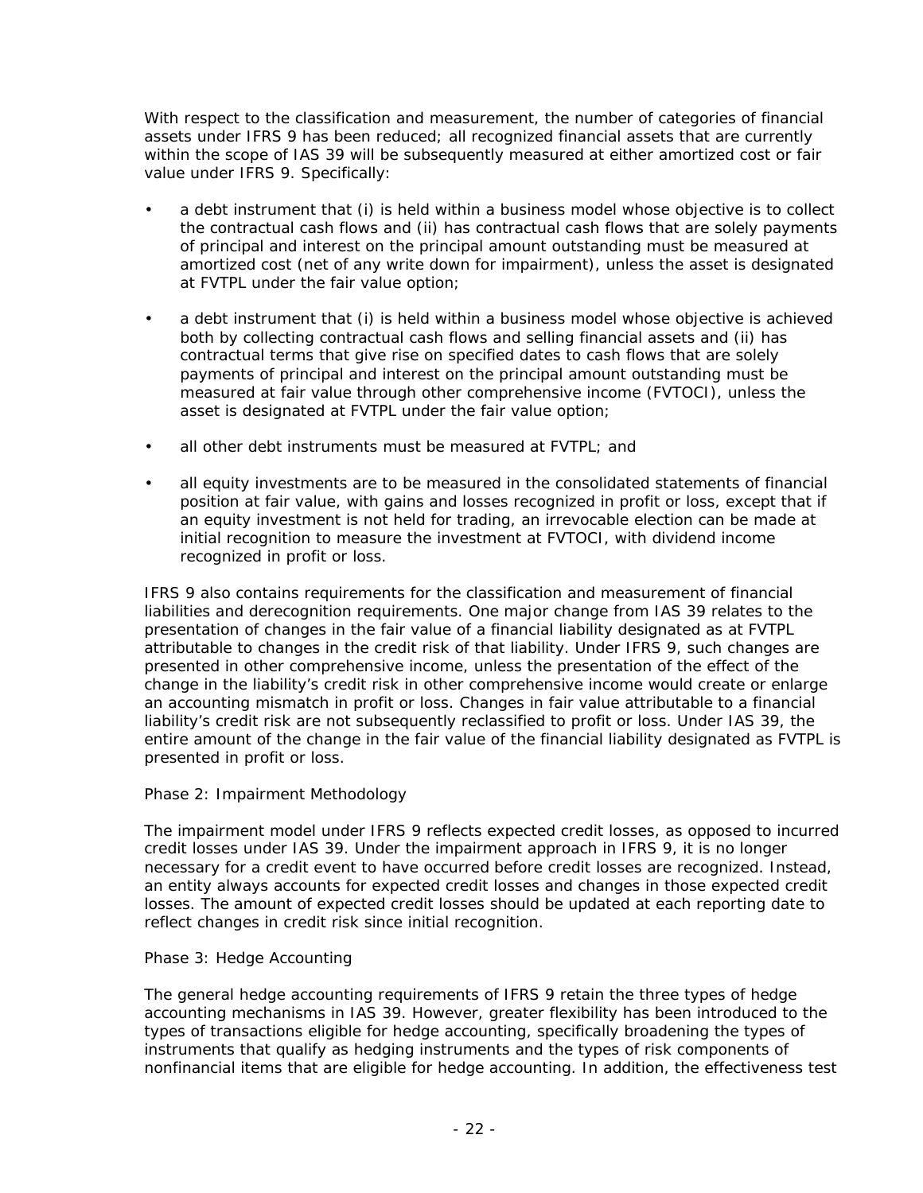With respect to the classification and measurement, the number of categories of financial assets under IFRS 9 has been reduced; all recognized financial assets that are currently within the scope of IAS 39 will be subsequently measured at either amortized cost or fair value under IFRS 9. Specifically:

- a debt instrument that (i) is held within a business model whose objective is to collect the contractual cash flows and (ii) has contractual cash flows that are solely payments of principal and interest on the principal amount outstanding must be measured at amortized cost (net of any write down for impairment), unless the asset is designated at FVTPL under the fair value option;

- a debt instrument that (i) is held within a business model whose objective is achieved both by collecting contractual cash flows and selling financial assets and (ii) has contractual terms that give rise on specified dates to cash flows that are solely payments of principal and interest on the principal amount outstanding must be measured at fair value through other comprehensive income (FVTOCI), unless the asset is designated at FVTPL under the fair value option;

- all other debt instruments must be measured at FVTPL; and

- all equity investments are to be measured in the consolidated statements of financial position at fair value, with gains and losses recognized in profit or loss, except that if an equity investment is not held for trading, an irrevocable election can be made at initial recognition to measure the investment at FVTOCI, with dividend income recognized in profit or loss.

IFRS 9 also contains requirements for the classification and measurement of financial liabilities and derecognition requirements. One major change from IAS 39 relates to the presentation of changes in the fair value of a financial liability designated as at FVTPL attributable to changes in the credit risk of that liability. Under IFRS 9, such changes are presented in other comprehensive income, unless the presentation of the effect of the change in the liability's credit risk in other comprehensive income would create or enlarge an accounting mismatch in profit or loss. Changes in fair value attributable to a financial liability's credit risk are not subsequently reclassified to profit or loss. Under IAS 39, the entire amount of the change in the fair value of the financial liability designated as FVTPL is presented in profit or loss.

Phase 2: Impairment Methodology

The impairment model under IFRS 9 reflects expected credit losses, as opposed to incurred credit losses under IAS 39. Under the impairment approach in IFRS 9, it is no longer necessary for a credit event to have occurred before credit losses are recognized. Instead, an entity always accounts for expected credit losses and changes in those expected credit losses. The amount of expected credit losses should be updated at each reporting date to reflect changes in credit risk since initial recognition.

Phase 3: Hedge Accounting

The general hedge accounting requirements of IFRS 9 retain the three types of hedge accounting mechanisms in IAS 39. However, greater flexibility has been introduced to the types of transactions eligible for hedge accounting, specifically broadening the types of instruments that qualify as hedging instruments and the types of risk components of nonfinancial items that are eligible for hedge accounting. In addition, the effectiveness test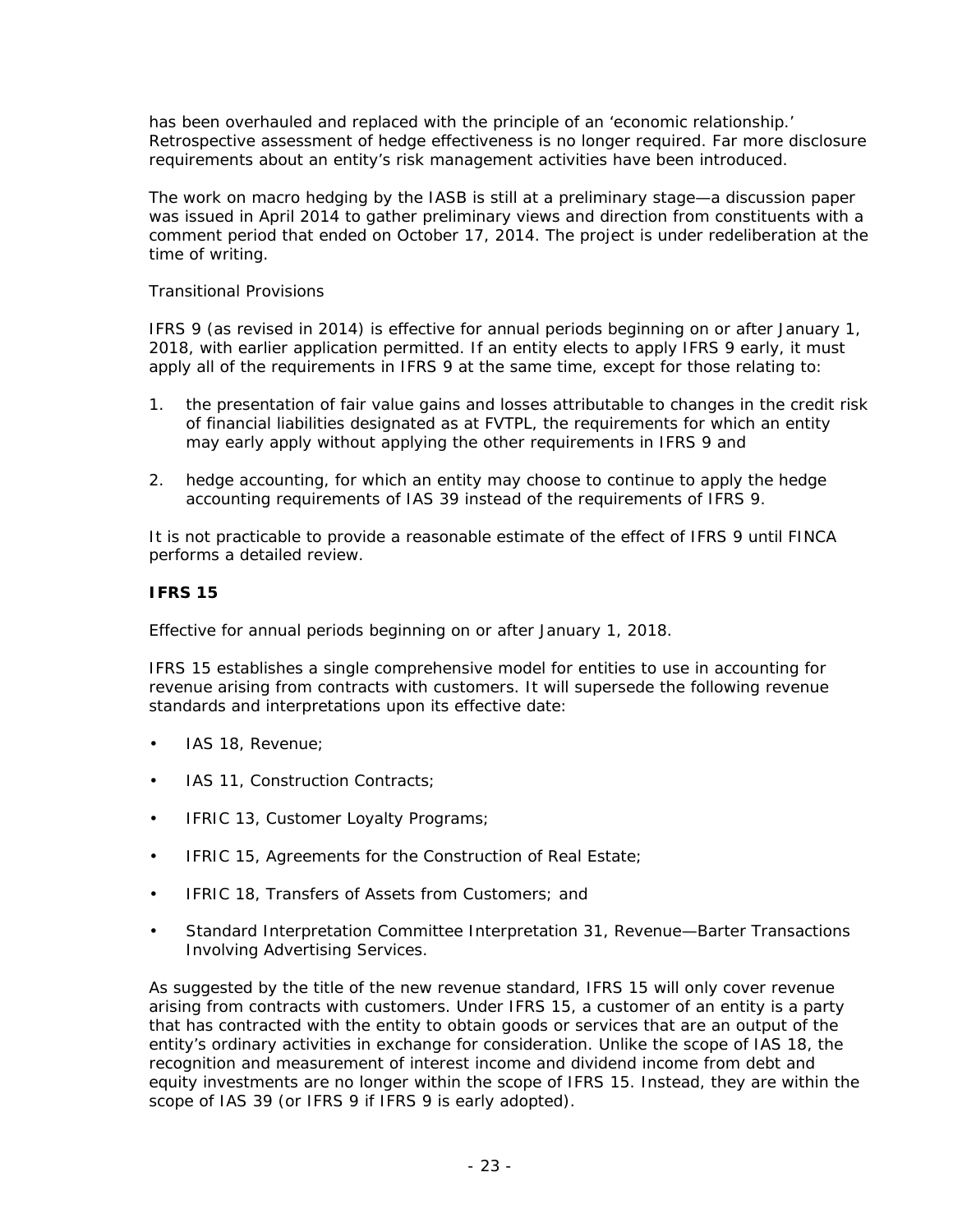has been overhauled and replaced with the principle of an 'economic relationship.' Retrospective assessment of hedge effectiveness is no longer required. Far more disclosure requirements about an entity's risk management activities have been introduced.

The work on macro hedging by the IASB is still at a preliminary stage—a discussion paper was issued in April 2014 to gather preliminary views and direction from constituents with a comment period that ended on October 17, 2014. The project is under redeliberation at the time of writing.

*Transitional Provisions*

IFRS 9 (as revised in 2014) is effective for annual periods beginning on or after January 1, 2018, with earlier application permitted. If an entity elects to apply IFRS 9 early, it must apply all of the requirements in IFRS 9 at the same time, except for those relating to:

1. the presentation of fair value gains and losses attributable to changes in the credit risk of financial liabilities designated as at FVTPL, the requirements for which an entity may early apply without applying the other requirements in IFRS 9 and

2. hedge accounting, for which an entity may choose to continue to apply the hedge accounting requirements of IAS 39 instead of the requirements of IFRS 9.

It is not practicable to provide a reasonable estimate of the effect of IFRS 9 until FINCA performs a detailed review.

**IFRS 15**

*Effective for annual periods beginning on or after January 1, 2018.*

IFRS 15 establishes a single comprehensive model for entities to use in accounting for revenue arising from contracts with customers. It will supersede the following revenue standards and interpretations upon its effective date:

- IAS 18, Revenue;
- IAS 11, Construction Contracts;
- IFRIC 13, Customer Loyalty Programs;
- IFRIC 15, Agreements for the Construction of Real Estate;
- IFRIC 18, Transfers of Assets from Customers; and
- Standard Interpretation Committee Interpretation 31, Revenue—Barter Transactions Involving Advertising Services.

As suggested by the title of the new revenue standard, IFRS 15 will only cover revenue arising from contracts with customers. Under IFRS 15, a customer of an entity is a party that has contracted with the entity to obtain goods or services that are an output of the entity's ordinary activities in exchange for consideration. Unlike the scope of IAS 18, the recognition and measurement of interest income and dividend income from debt and equity investments are no longer within the scope of IFRS 15. Instead, they are within the scope of IAS 39 (or IFRS 9 if IFRS 9 is early adopted).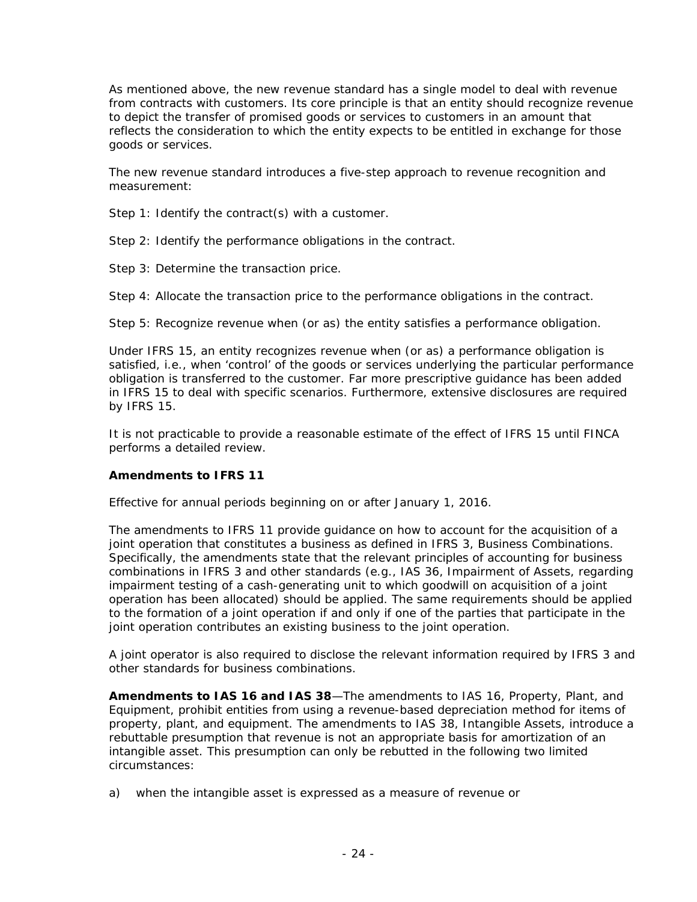As mentioned above, the new revenue standard has a single model to deal with revenue from contracts with customers. Its core principle is that an entity should recognize revenue to depict the transfer of promised goods or services to customers in an amount that reflects the consideration to which the entity expects to be entitled in exchange for those goods or services.

The new revenue standard introduces a five-step approach to revenue recognition and measurement:

Step 1: Identify the contract(s) with a customer.

Step 2: Identify the performance obligations in the contract.

Step 3: Determine the transaction price.

Step 4: Allocate the transaction price to the performance obligations in the contract.

Step 5: Recognize revenue when (or as) the entity satisfies a performance obligation.

Under IFRS 15, an entity recognizes revenue when (or as) a performance obligation is satisfied, i.e., when 'control' of the goods or services underlying the particular performance obligation is transferred to the customer. Far more prescriptive guidance has been added in IFRS 15 to deal with specific scenarios. Furthermore, extensive disclosures are required by IFRS 15.

It is not practicable to provide a reasonable estimate of the effect of IFRS 15 until FINCA performs a detailed review.

**Amendments to IFRS 11**

Effective for annual periods beginning on or after January 1, 2016.

The amendments to IFRS 11 provide guidance on how to account for the acquisition of a joint operation that constitutes a business as defined in IFRS 3, Business Combinations. Specifically, the amendments state that the relevant principles of accounting for business combinations in IFRS 3 and other standards (e.g., IAS 36, Impairment of Assets, regarding impairment testing of a cash-generating unit to which goodwill on acquisition of a joint operation has been allocated) should be applied. The same requirements should be applied to the formation of a joint operation if and only if one of the parties that participate in the joint operation contributes an existing business to the joint operation.

A joint operator is also required to disclose the relevant information required by IFRS 3 and other standards for business combinations.

**Amendments to IAS 16 and IAS 38**—The amendments to IAS 16, Property, Plant, and Equipment, prohibit entities from using a revenue-based depreciation method for items of property, plant, and equipment. The amendments to IAS 38, Intangible Assets, introduce a rebuttable presumption that revenue is not an appropriate basis for amortization of an intangible asset. This presumption can only be rebutted in the following two limited circumstances:

a) when the intangible asset is expressed as a measure of revenue or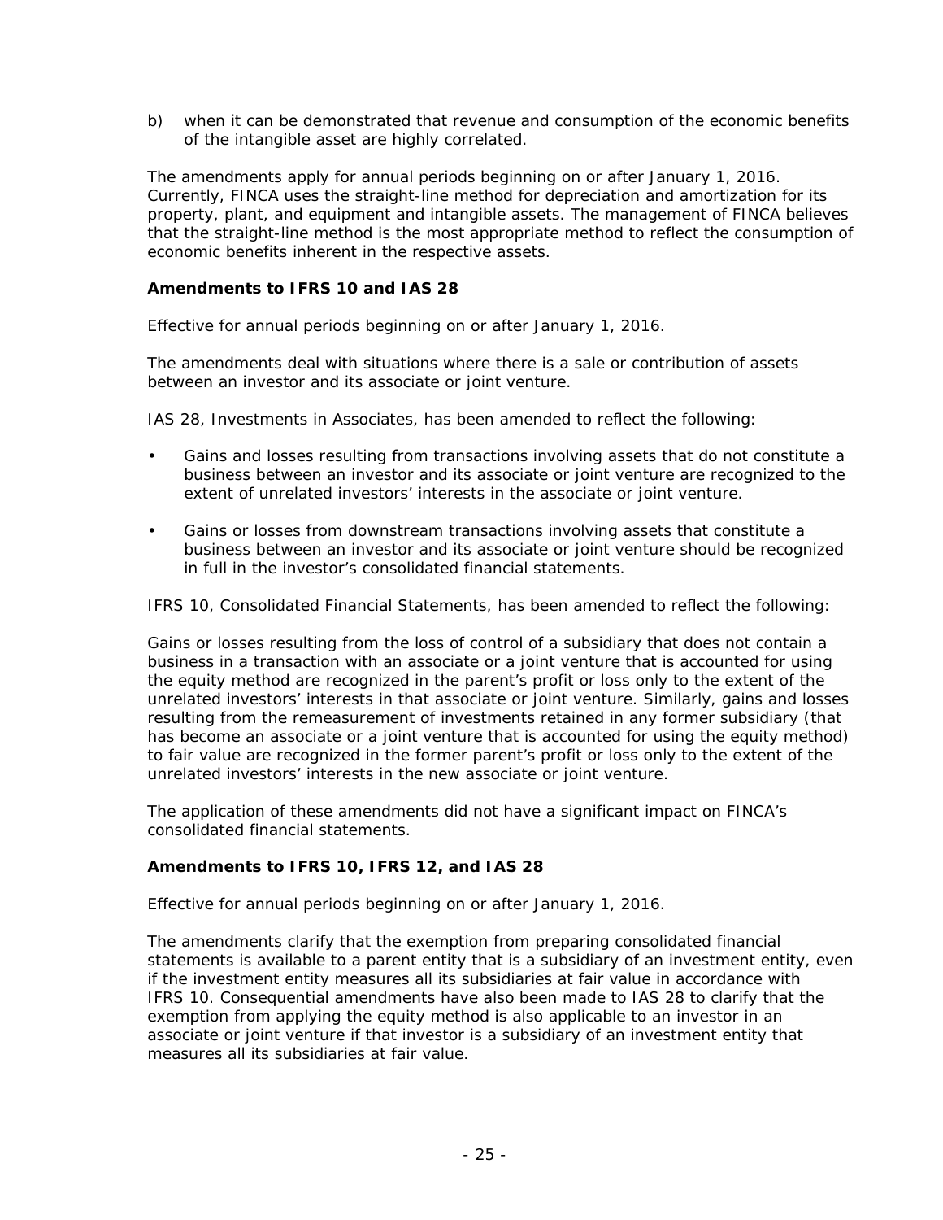b) when it can be demonstrated that revenue and consumption of the economic benefits of the intangible asset are highly correlated.

The amendments apply for annual periods beginning on or after January 1, 2016. Currently, FINCA uses the straight-line method for depreciation and amortization for its property, plant, and equipment and intangible assets. The management of FINCA believes that the straight-line method is the most appropriate method to reflect the consumption of economic benefits inherent in the respective assets.

**Amendments to IFRS 10 and IAS 28**

*Effective for annual periods beginning on or after January 1, 2016.*

The amendments deal with situations where there is a sale or contribution of assets between an investor and its associate or joint venture.

IAS 28, Investments in Associates, has been amended to reflect the following:

- Gains and losses resulting from transactions involving assets that do not constitute a business between an investor and its associate or joint venture are recognized to the extent of unrelated investors' interests in the associate or joint venture.
- Gains or losses from downstream transactions involving assets that constitute a business between an investor and its associate or joint venture should be recognized in full in the investor's consolidated financial statements.

IFRS 10, Consolidated Financial Statements, has been amended to reflect the following:

Gains or losses resulting from the loss of control of a subsidiary that does not contain a business in a transaction with an associate or a joint venture that is accounted for using the equity method are recognized in the parent's profit or loss only to the extent of the unrelated investors' interests in that associate or joint venture. Similarly, gains and losses resulting from the remeasurement of investments retained in any former subsidiary (that has become an associate or a joint venture that is accounted for using the equity method) to fair value are recognized in the former parent's profit or loss only to the extent of the unrelated investors' interests in the new associate or joint venture.

The application of these amendments did not have a significant impact on FINCA's consolidated financial statements.

**Amendments to IFRS 10, IFRS 12, and IAS 28**

*Effective for annual periods beginning on or after January 1, 2016.*

The amendments clarify that the exemption from preparing consolidated financial statements is available to a parent entity that is a subsidiary of an investment entity, even if the investment entity measures all its subsidiaries at fair value in accordance with IFRS 10. Consequential amendments have also been made to IAS 28 to clarify that the exemption from applying the equity method is also applicable to an investor in an associate or joint venture if that investor is a subsidiary of an investment entity that measures all its subsidiaries at fair value.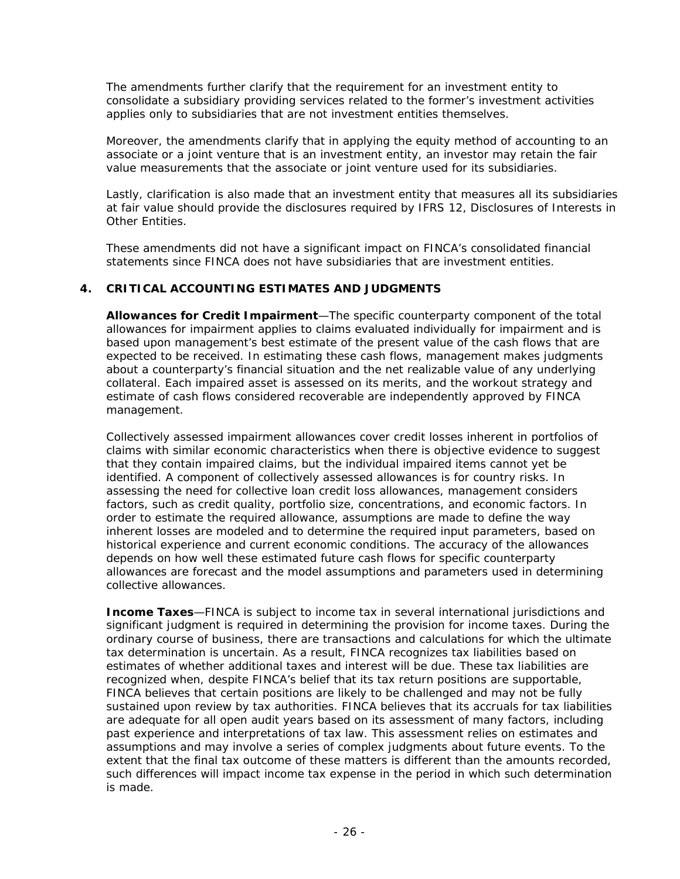The amendments further clarify that the requirement for an investment entity to consolidate a subsidiary providing services related to the former's investment activities applies only to subsidiaries that are not investment entities themselves.

Moreover, the amendments clarify that in applying the equity method of accounting to an associate or a joint venture that is an investment entity, an investor may retain the fair value measurements that the associate or joint venture used for its subsidiaries.

Lastly, clarification is also made that an investment entity that measures all its subsidiaries at fair value should provide the disclosures required by IFRS 12, Disclosures of Interests in Other Entities.

These amendments did not have a significant impact on FINCA's consolidated financial statements since FINCA does not have subsidiaries that are investment entities.

## 4. CRITICAL ACCOUNTING ESTIMATES AND JUDGMENTS

**Allowances for Credit Impairment**—The specific counterparty component of the total allowances for impairment applies to claims evaluated individually for impairment and is based upon management's best estimate of the present value of the cash flows that are expected to be received. In estimating these cash flows, management makes judgments about a counterparty's financial situation and the net realizable value of any underlying collateral. Each impaired asset is assessed on its merits, and the workout strategy and estimate of cash flows considered recoverable are independently approved by FINCA management.

Collectively assessed impairment allowances cover credit losses inherent in portfolios of claims with similar economic characteristics when there is objective evidence to suggest that they contain impaired claims, but the individual impaired items cannot yet be identified. A component of collectively assessed allowances is for country risks. In assessing the need for collective loan credit loss allowances, management considers factors, such as credit quality, portfolio size, concentrations, and economic factors. In order to estimate the required allowance, assumptions are made to define the way inherent losses are modeled and to determine the required input parameters, based on historical experience and current economic conditions. The accuracy of the allowances depends on how well these estimated future cash flows for specific counterparty allowances are forecast and the model assumptions and parameters used in determining collective allowances.

**Income Taxes**—FINCA is subject to income tax in several international jurisdictions and significant judgment is required in determining the provision for income taxes. During the ordinary course of business, there are transactions and calculations for which the ultimate tax determination is uncertain. As a result, FINCA recognizes tax liabilities based on estimates of whether additional taxes and interest will be due. These tax liabilities are recognized when, despite FINCA's belief that its tax return positions are supportable, FINCA believes that certain positions are likely to be challenged and may not be fully sustained upon review by tax authorities. FINCA believes that its accruals for tax liabilities are adequate for all open audit years based on its assessment of many factors, including past experience and interpretations of tax law. This assessment relies on estimates and assumptions and may involve a series of complex judgments about future events. To the extent that the final tax outcome of these matters is different than the amounts recorded, such differences will impact income tax expense in the period in which such determination is made.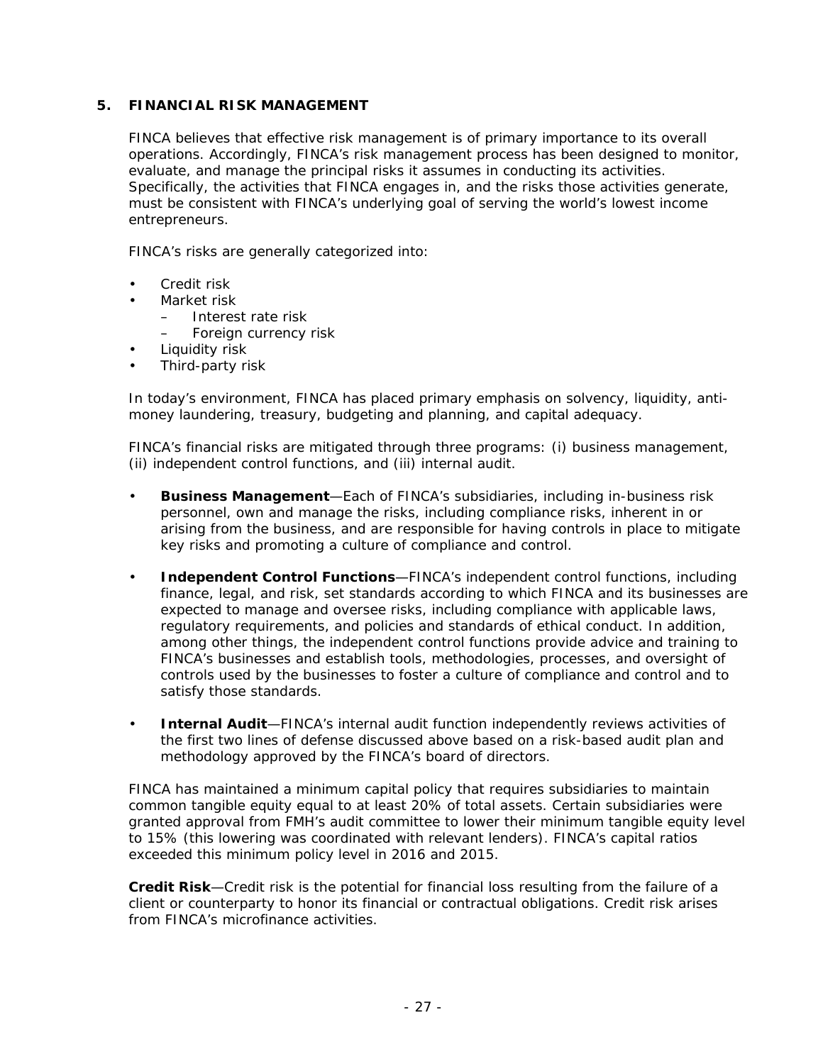## 5. FINANCIAL RISK MANAGEMENT

FINCA believes that effective risk management is of primary importance to its overall operations. Accordingly, FINCA's risk management process has been designed to monitor, evaluate, and manage the principal risks it assumes in conducting its activities. Specifically, the activities that FINCA engages in, and the risks those activities generate, must be consistent with FINCA's underlying goal of serving the world's lowest income entrepreneurs.

FINCA's risks are generally categorized into:

- Credit risk
- Market risk
  - Interest rate risk
  - Foreign currency risk
- Liquidity risk
- Third-party risk

In today's environment, FINCA has placed primary emphasis on solvency, liquidity, anti-money laundering, treasury, budgeting and planning, and capital adequacy.

FINCA's financial risks are mitigated through three programs: (i) business management, (ii) independent control functions, and (iii) internal audit.

- **Business Management**—Each of FINCA's subsidiaries, including in-business risk personnel, own and manage the risks, including compliance risks, inherent in or arising from the business, and are responsible for having controls in place to mitigate key risks and promoting a culture of compliance and control.

- **Independent Control Functions**—FINCA's independent control functions, including finance, legal, and risk, set standards according to which FINCA and its businesses are expected to manage and oversee risks, including compliance with applicable laws, regulatory requirements, and policies and standards of ethical conduct. In addition, among other things, the independent control functions provide advice and training to FINCA's businesses and establish tools, methodologies, processes, and oversight of controls used by the businesses to foster a culture of compliance and control and to satisfy those standards.

- **Internal Audit**—FINCA's internal audit function independently reviews activities of the first two lines of defense discussed above based on a risk-based audit plan and methodology approved by the FINCA's board of directors.

FINCA has maintained a minimum capital policy that requires subsidiaries to maintain common tangible equity equal to at least 20% of total assets. Certain subsidiaries were granted approval from FMH's audit committee to lower their minimum tangible equity level to 15% (this lowering was coordinated with relevant lenders). FINCA's capital ratios exceeded this minimum policy level in 2016 and 2015.

**Credit Risk**—Credit risk is the potential for financial loss resulting from the failure of a client or counterparty to honor its financial or contractual obligations. Credit risk arises from FINCA's microfinance activities.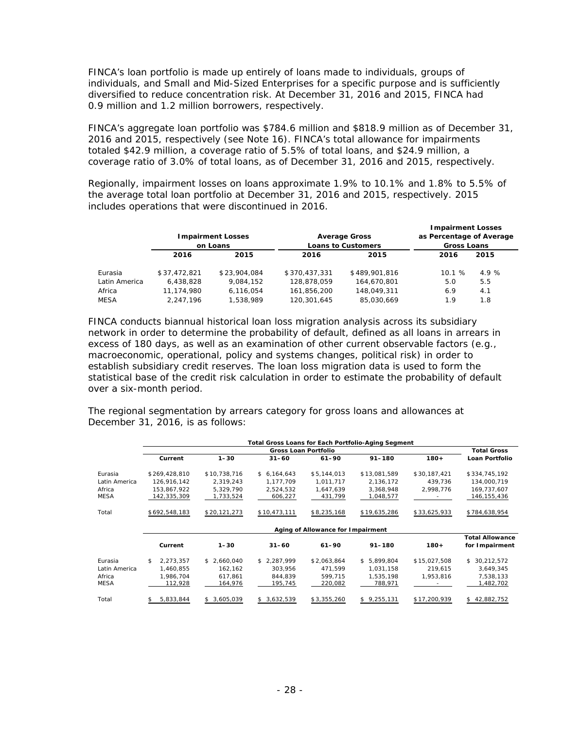FINCA's loan portfolio is made up entirely of loans made to individuals, groups of individuals, and Small and Mid-Sized Enterprises for a specific purpose and is sufficiently diversified to reduce concentration risk. At December 31, 2016 and 2015, FINCA had 0.9 million and 1.2 million borrowers, respectively.

FINCA's aggregate loan portfolio was $784.6 million and $818.9 million as of December 31, 2016 and 2015, respectively (see Note 16). FINCA's total allowance for impairments totaled $42.9 million, a coverage ratio of 5.5% of total loans, and $24.9 million, a coverage ratio of 3.0% of total loans, as of December 31, 2016 and 2015, respectively.

Regionally, impairment losses on loans approximate 1.9% to 10.1% and 1.8% to 5.5% of the average total loan portfolio at December 31, 2016 and 2015, respectively. 2015 includes operations that were discontinued in 2016.

| | Impairment Losses on Loans | | Average Gross Loans to Customers | | Impairment Losses as Percentage of Average Gross Loans | |
|---|---|---|---|---|---|---|
| | 2016 | 2015 | 2016 | 2015 | 2016 | 2015 |
| Eurasia | $37,472,821 | $23,904,084 | $370,437,331 | $489,901,816 | 10.1 % | 4.9 % |
| Latin America | 6,438,828 | 9,084,152 | 128,878,059 | 164,670,801 | 5.0 | 5.5 |
| Africa | 11,174,980 | 6,116,054 | 161,856,200 | 148,049,311 | 6.9 | 4.1 |
| MESA | 2,247,196 | 1,538,989 | 120,301,645 | 85,030,669 | 1.9 | 1.8 |

FINCA conducts biannual historical loan loss migration analysis across its subsidiary network in order to determine the probability of default, defined as all loans in arrears in excess of 180 days, as well as an examination of other current observable factors (e.g., macroeconomic, operational, policy and systems changes, political risk) in order to establish subsidiary credit reserves. The loan loss migration data is used to form the statistical base of the credit risk calculation in order to estimate the probability of default over a six-month period.

The regional segmentation by arrears category for gross loans and allowances at December 31, 2016, is as follows:

| | Total Gross Loans for Each Portfolio-Aging Segment | | | | | | |
|---|---|---|---|---|---|---|---|
| | Gross Loan Portfolio | | | | | | Total Gross Loan Portfolio |
| | Current | 1–30 | 31–60 | 61–90 | 91–180 | 180+ | |
| Eurasia | $269,428,810 | $10,738,716 | $ 6,164,643 | $5,144,013 | $13,081,589 | $30,187,421 | $334,745,192 |
| Latin America | 126,916,142 | 2,319,243 | 1,177,709 | 1,011,717 | 2,136,172 | 439,736 | 134,000,719 |
| Africa | 153,867,922 | 5,329,790 | 2,524,532 | 1,647,639 | 3,368,948 | 2,998,776 | 169,737,607 |
| MESA | 142,335,309 | 1,733,524 | 606,227 | 431,799 | 1,048,577 | - | 146,155,436 |
| Total | $692,548,183 | $20,121,273 | $10,473,111 | $8,235,168 | $19,635,286 | $33,625,933 | $784,638,954 |

| | Aging of Allowance for Impairment | | | | | | |
|---|---|---|---|---|---|---|---|
| | Current | 1–30 | 31–60 | 61–90 | 91–180 | 180+ | Total Allowance for Impairment |
| Eurasia | $ 2,273,357 | $ 2,660,040 | $ 2,287,999 | $2,063,864 | $ 5,899,804 | $15,027,508 | $ 30,212,572 |
| Latin America | 1,460,855 | 162,162 | 303,956 | 471,599 | 1,031,158 | 219,615 | 3,649,345 |
| Africa | 1,986,704 | 617,861 | 844,839 | 599,715 | 1,535,198 | 1,953,816 | 7,538,133 |
| MESA | 112,928 | 164,976 | 195,745 | 220,082 | 788,971 | - | 1,482,702 |
| Total | $ 5,833,844 | $ 3,605,039 | $ 3,632,539 | $3,355,260 | $ 9,255,131 | $17,200,939 | $ 42,882,752 |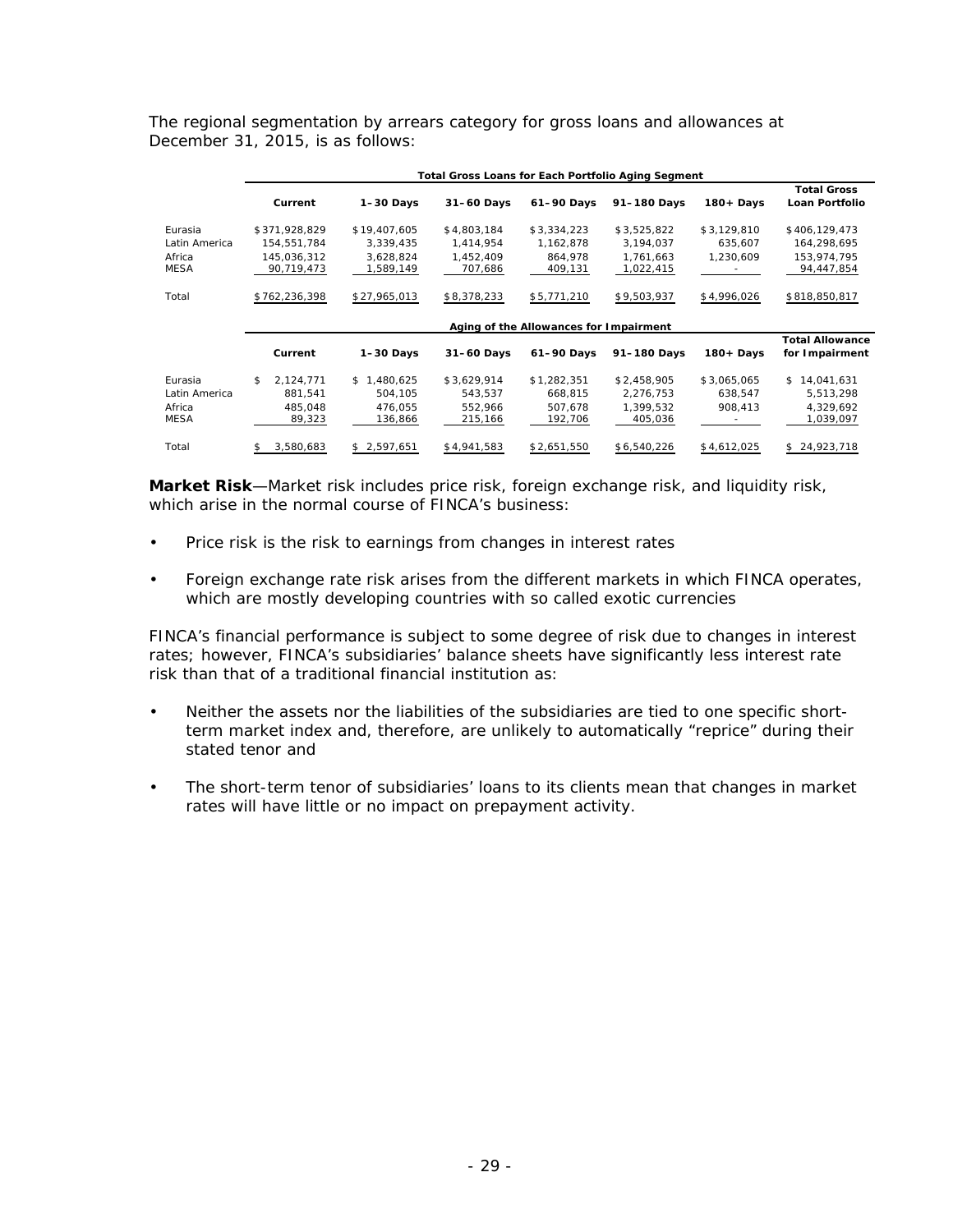The regional segmentation by arrears category for gross loans and allowances at December 31, 2015, is as follows:

| | Total Gross Loans for Each Portfolio Aging Segment | | | | | | |
|---|---|---|---|---|---|---|---|
| | Current | 1–30 Days | 31–60 Days | 61–90 Days | 91–180 Days | 180+ Days | Total Gross Loan Portfolio |
| Eurasia | $371,928,829 | $19,407,605 | $4,803,184 | $3,334,223 | $3,525,822 | $3,129,810 | $406,129,473 |
| Latin America | 154,551,784 | 3,339,435 | 1,414,954 | 1,162,878 | 3,194,037 | 635,607 | 164,298,695 |
| Africa | 145,036,312 | 3,628,824 | 1,452,409 | 864,978 | 1,761,663 | 1,230,609 | 153,974,795 |
| MESA | 90,719,473 | 1,589,149 | 707,686 | 409,131 | 1,022,415 | - | 94,447,854 |
| Total | $762,236,398 | $27,965,013 | $8,378,233 | $5,771,210 | $9,503,937 | $4,996,026 | $818,850,817 |

| | Aging of the Allowances for Impairment | | | | | | |
|---|---|---|---|---|---|---|---|
| | Current | 1–30 Days | 31–60 Days | 61–90 Days | 91–180 Days | 180+ Days | Total Allowance for Impairment |
| Eurasia | $ 2,124,771 | $ 1,480,625 | $3,629,914 | $1,282,351 | $2,458,905 | $3,065,065 | $ 14,041,631 |
| Latin America | 881,541 | 504,105 | 543,537 | 668,815 | 2,276,753 | 638,547 | 5,513,298 |
| Africa | 485,048 | 476,055 | 552,966 | 507,678 | 1,399,532 | 908,413 | 4,329,692 |
| MESA | 89,323 | 136,866 | 215,166 | 192,706 | 405,036 | - | 1,039,097 |
| Total | $ 3,580,683 | $ 2,597,651 | $4,941,583 | $2,651,550 | $6,540,226 | $4,612,025 | $ 24,923,718 |

**Market Risk**—Market risk includes price risk, foreign exchange risk, and liquidity risk, which arise in the normal course of FINCA's business:

- Price risk is the risk to earnings from changes in interest rates
- Foreign exchange rate risk arises from the different markets in which FINCA operates, which are mostly developing countries with so called exotic currencies

FINCA's financial performance is subject to some degree of risk due to changes in interest rates; however, FINCA's subsidiaries' balance sheets have significantly less interest rate risk than that of a traditional financial institution as:

- Neither the assets nor the liabilities of the subsidiaries are tied to one specific short-term market index and, therefore, are unlikely to automatically "reprice" during their stated tenor and
- The short-term tenor of subsidiaries' loans to its clients mean that changes in market rates will have little or no impact on prepayment activity.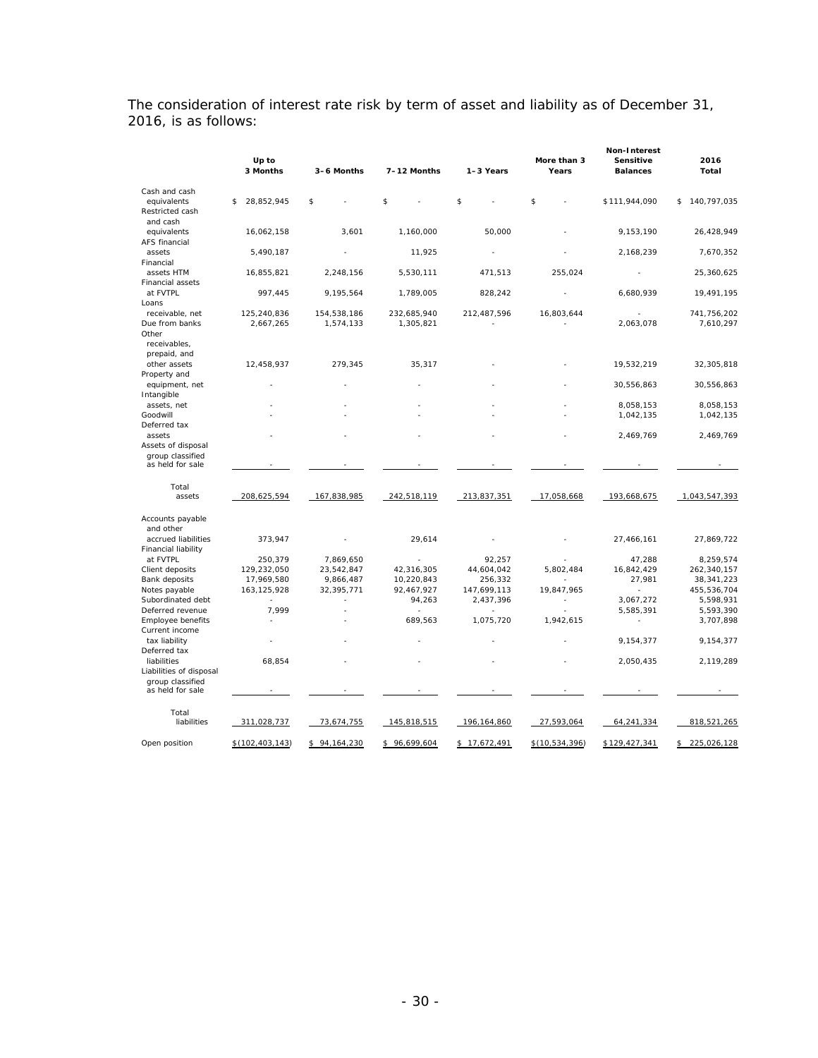The consideration of interest rate risk by term of asset and liability as of December 31, 2016, is as follows:

| | Up to 3 Months | 3–6 Months | 7–12 Months | 1–3 Years | More than 3 Years | Non-Interest Sensitive Balances | 2016 Total |
|---|---|---|---|---|---|---|---|
| Cash and cash equivalents | $ 28,852,945 | $ - | $ - | $ - | $ - | $111,944,090 | $ 140,797,035 |
| Restricted cash and cash equivalents | 16,062,158 | 3,601 | 1,160,000 | 50,000 | - | 9,153,190 | 26,428,949 |
| AFS financial assets | 5,490,187 | - | 11,925 | - | - | 2,168,239 | 7,670,352 |
| Financial assets HTM | 16,855,821 | 2,248,156 | 5,530,111 | 471,513 | 255,024 | - | 25,360,625 |
| Financial assets at FVTPL | 997,445 | 9,195,564 | 1,789,005 | 828,242 | - | 6,680,939 | 19,491,195 |
| Loans receivable, net | 125,240,836 | 154,538,186 | 232,685,940 | 212,487,596 | 16,803,644 | - | 741,756,202 |
| Due from banks | 2,667,265 | 1,574,133 | 1,305,821 | - | - | 2,063,078 | 7,610,297 |
| Other receivables, prepaid, and other assets | 12,458,937 | 279,345 | 35,317 | - | - | 19,532,219 | 32,305,818 |
| Property and equipment, net | - | - | - | - | - | 30,556,863 | 30,556,863 |
| Intangible assets, net | - | - | - | - | - | 8,058,153 | 8,058,153 |
| Goodwill | - | - | - | - | - | 1,042,135 | 1,042,135 |
| Deferred tax assets | - | - | - | - | - | 2,469,769 | 2,469,769 |
| Assets of disposal group classified as held for sale | - | - | - | - | - | - | - |
| Total assets | 208,625,594 | 167,838,985 | 242,518,119 | 213,837,351 | 17,058,668 | 193,668,675 | 1,043,547,393 |
| Accounts payable and other accrued liabilities | 373,947 | - | 29,614 | - | - | 27,466,161 | 27,869,722 |
| Financial liability at FVTPL | 250,379 | 7,869,650 | - | 92,257 | - | 47,288 | 8,259,574 |
| Client deposits | 129,232,050 | 23,542,847 | 42,316,305 | 44,604,042 | 5,802,484 | 16,842,429 | 262,340,157 |
| Bank deposits | 17,969,580 | 9,866,487 | 10,220,843 | 256,332 | - | 27,981 | 38,341,223 |
| Notes payable | 163,125,928 | 32,395,771 | 92,467,927 | 147,699,113 | 19,847,965 | - | 455,536,704 |
| Subordinated debt | - | - | 94,263 | 2,437,396 | - | 3,067,272 | 5,598,931 |
| Deferred revenue | 7,999 | - | - | - | - | 5,585,391 | 5,593,390 |
| Employee benefits | - | - | 689,563 | 1,075,720 | 1,942,615 | - | 3,707,898 |
| Current income tax liability | - | - | - | - | - | 9,154,377 | 9,154,377 |
| Deferred tax liabilities | 68,854 | - | - | - | - | 2,050,435 | 2,119,289 |
| Liabilities of disposal group classified as held for sale | - | - | - | - | - | - | - |
| Total liabilities | 311,028,737 | 73,674,755 | 145,818,515 | 196,164,860 | 27,593,064 | 64,241,334 | 818,521,265 |
| Open position | $(102,403,143) | $ 94,164,230 | $ 96,699,604 | $ 17,672,491 | $(10,534,396) | $129,427,341 | $ 225,026,128 |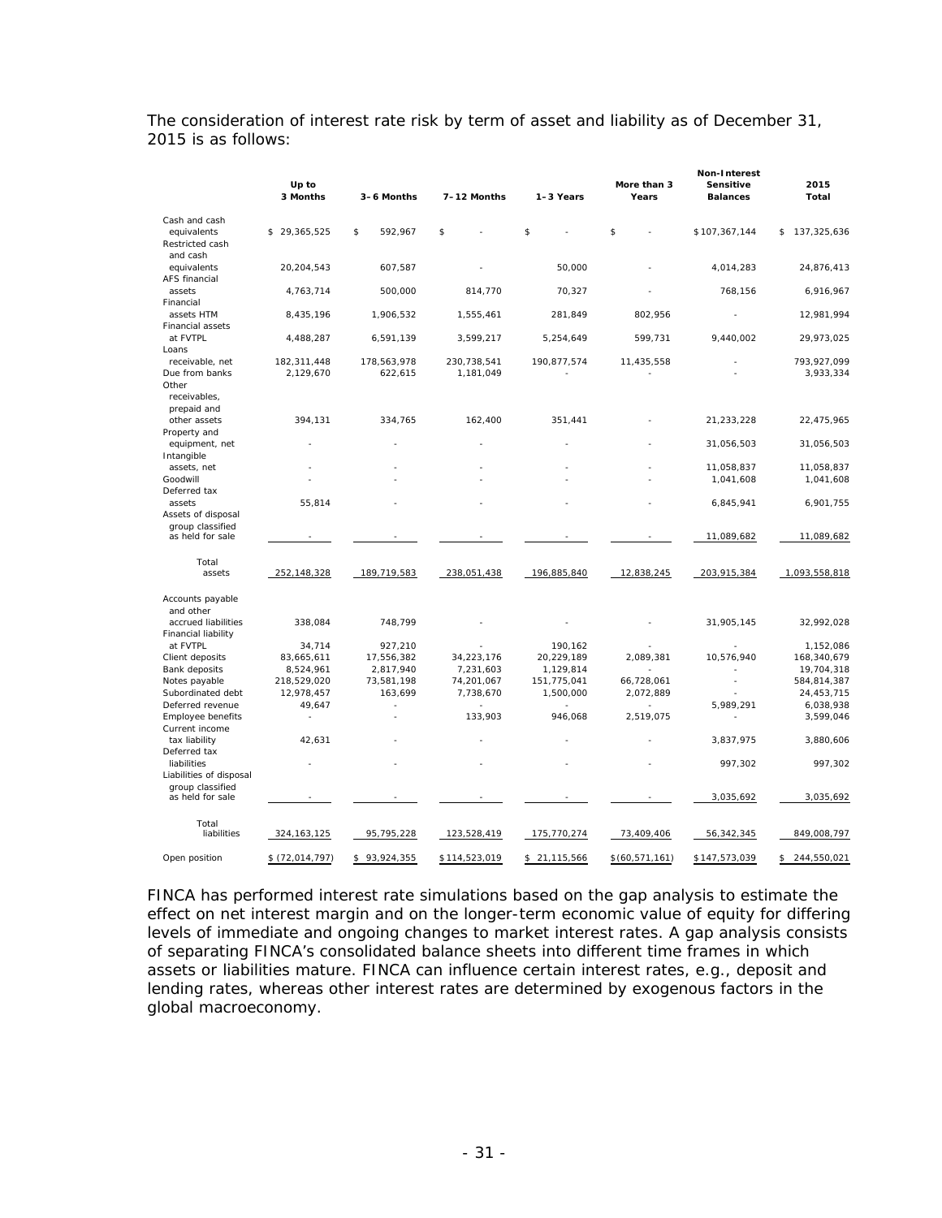The consideration of interest rate risk by term of asset and liability as of December 31, 2015 is as follows:

| | Up to 3 Months | 3–6 Months | 7–12 Months | 1–3 Years | More than 3 Years | Non-Interest Sensitive Balances | 2015 Total |
|---|---|---|---|---|---|---|---|
| Cash and cash equivalents | $ 29,365,525 | $ 592,967 | $ - | $ - | $ - | $107,367,144 | $ 137,325,636 |
| Restricted cash and cash equivalents | 20,204,543 | 607,587 | - | 50,000 | - | 4,014,283 | 24,876,413 |
| AFS financial assets | 4,763,714 | 500,000 | 814,770 | 70,327 | - | 768,156 | 6,916,967 |
| Financial assets HTM | 8,435,196 | 1,906,532 | 1,555,461 | 281,849 | 802,956 | - | 12,981,994 |
| Financial assets at FVTPL | 4,488,287 | 6,591,139 | 3,599,217 | 5,254,649 | 599,731 | 9,440,002 | 29,973,025 |
| Loans receivable, net | 182,311,448 | 178,563,978 | 230,738,541 | 190,877,574 | 11,435,558 | - | 793,927,099 |
| Due from banks | 2,129,670 | 622,615 | 1,181,049 | - | - | - | 3,933,334 |
| Other receivables, prepaid and other assets | 394,131 | 334,765 | 162,400 | 351,441 | - | 21,233,228 | 22,475,965 |
| Property and equipment, net | - | - | - | - | - | 31,056,503 | 31,056,503 |
| Intangible assets, net | - | - | - | - | - | 11,058,837 | 11,058,837 |
| Goodwill | - | - | - | - | - | 1,041,608 | 1,041,608 |
| Deferred tax assets | 55,814 | - | - | - | - | 6,845,941 | 6,901,755 |
| Assets of disposal group classified as held for sale | - | - | - | - | - | 11,089,682 | 11,089,682 |
| Total assets | 252,148,328 | 189,719,583 | 238,051,438 | 196,885,840 | 12,838,245 | 203,915,384 | 1,093,558,818 |
| Accounts payable and other accrued liabilities | 338,084 | 748,799 | - | - | - | 31,905,145 | 32,992,028 |
| Financial liability at FVTPL | 34,714 | 927,210 | - | 190,162 | - | - | 1,152,086 |
| Client deposits | 83,665,611 | 17,556,382 | 34,223,176 | 20,229,189 | 2,089,381 | 10,576,940 | 168,340,679 |
| Bank deposits | 8,524,961 | 2,817,940 | 7,231,603 | 1,129,814 | - | - | 19,704,318 |
| Notes payable | 218,529,020 | 73,581,198 | 74,201,067 | 151,775,041 | 66,728,061 | - | 584,814,387 |
| Subordinated debt | 12,978,457 | 163,699 | 7,738,670 | 1,500,000 | 2,072,889 | - | 24,453,715 |
| Deferred revenue | 49,647 | - | - | - | - | 5,989,291 | 6,038,938 |
| Employee benefits | - | - | 133,903 | 946,068 | 2,519,075 | - | 3,599,046 |
| Current income tax liability | 42,631 | - | - | - | - | 3,837,975 | 3,880,606 |
| Deferred tax liabilities | - | - | - | - | - | 997,302 | 997,302 |
| Liabilities of disposal group classified as held for sale | - | - | - | - | - | 3,035,692 | 3,035,692 |
| Total liabilities | 324,163,125 | 95,795,228 | 123,528,419 | 175,770,274 | 73,409,406 | 56,342,345 | 849,008,797 |
| Open position | $ (72,014,797) | $ 93,924,355 | $114,523,019 | $ 21,115,566 | $(60,571,161) | $147,573,039 | $ 244,550,021 |

FINCA has performed interest rate simulations based on the gap analysis to estimate the effect on net interest margin and on the longer-term economic value of equity for differing levels of immediate and ongoing changes to market interest rates. A gap analysis consists of separating FINCA's consolidated balance sheets into different time frames in which assets or liabilities mature. FINCA can influence certain interest rates, e.g., deposit and lending rates, whereas other interest rates are determined by exogenous factors in the global macroeconomy.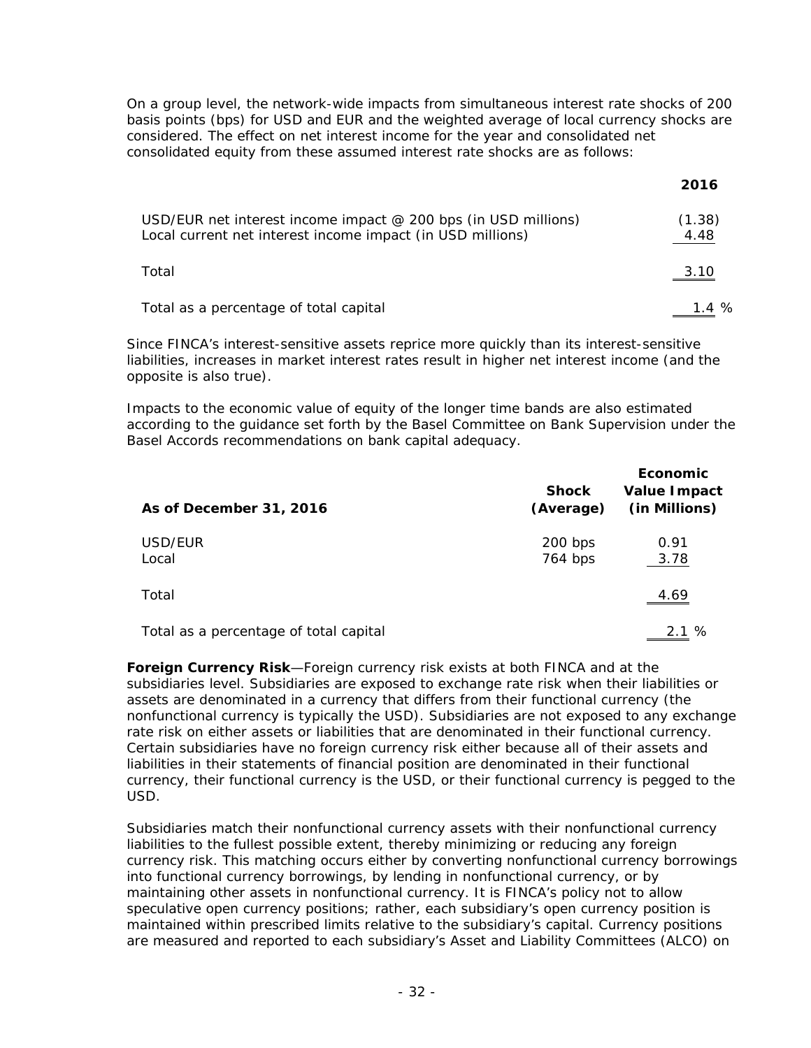On a group level, the network-wide impacts from simultaneous interest rate shocks of 200 basis points (bps) for USD and EUR and the weighted average of local currency shocks are considered. The effect on net interest income for the year and consolidated net consolidated equity from these assumed interest rate shocks are as follows:

| | 2016 |
|---|---|
| USD/EUR net interest income impact @ 200 bps (in USD millions) | (1.38) |
| Local current net interest income impact (in USD millions) | 4.48 |
| Total | 3.10 |
| Total as a percentage of total capital | 1.4 % |

Since FINCA's interest-sensitive assets reprice more quickly than its interest-sensitive liabilities, increases in market interest rates result in higher net interest income (and the opposite is also true).

Impacts to the economic value of equity of the longer time bands are also estimated according to the guidance set forth by the Basel Committee on Bank Supervision under the Basel Accords recommendations on bank capital adequacy.

| As of December 31, 2016 | Shock (Average) | Economic Value Impact (in Millions) |
|---|---|---|
| USD/EUR | 200 bps | 0.91 |
| Local | 764 bps | 3.78 |
| Total | | 4.69 |
| Total as a percentage of total capital | | 2.1 % |

**Foreign Currency Risk**—Foreign currency risk exists at both FINCA and at the subsidiaries level. Subsidiaries are exposed to exchange rate risk when their liabilities or assets are denominated in a currency that differs from their functional currency (the nonfunctional currency is typically the USD). Subsidiaries are not exposed to any exchange rate risk on either assets or liabilities that are denominated in their functional currency. Certain subsidiaries have no foreign currency risk either because all of their assets and liabilities in their statements of financial position are denominated in their functional currency, their functional currency is the USD, or their functional currency is pegged to the USD.

Subsidiaries match their nonfunctional currency assets with their nonfunctional currency liabilities to the fullest possible extent, thereby minimizing or reducing any foreign currency risk. This matching occurs either by converting nonfunctional currency borrowings into functional currency borrowings, by lending in nonfunctional currency, or by maintaining other assets in nonfunctional currency. It is FINCA's policy not to allow speculative open currency positions; rather, each subsidiary's open currency position is maintained within prescribed limits relative to the subsidiary's capital. Currency positions are measured and reported to each subsidiary's Asset and Liability Committees (ALCO) on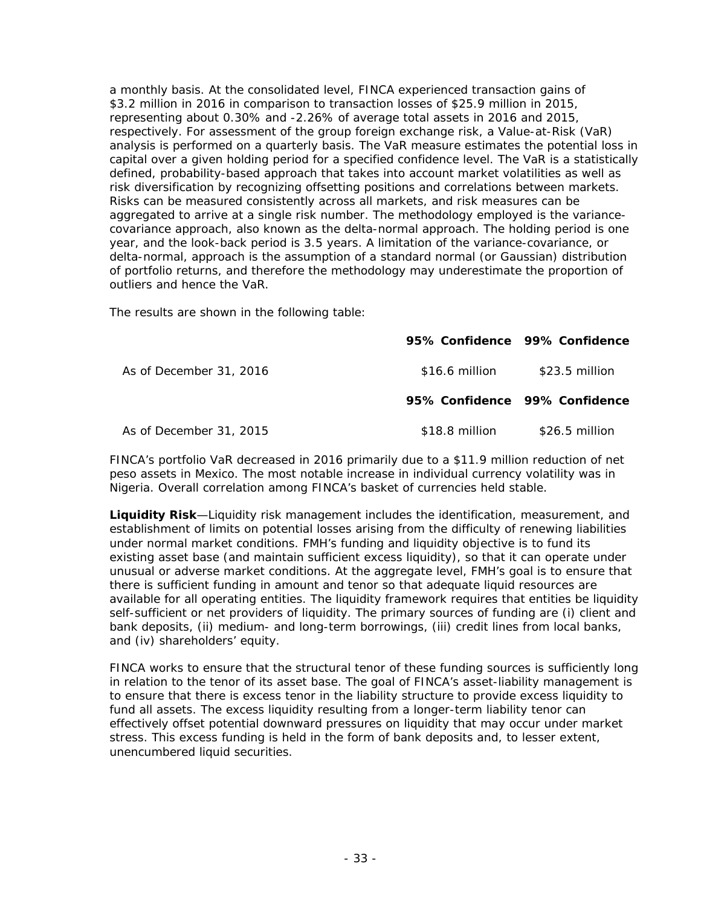a monthly basis. At the consolidated level, FINCA experienced transaction gains of $3.2 million in 2016 in comparison to transaction losses of $25.9 million in 2015, representing about 0.30% and -2.26% of average total assets in 2016 and 2015, respectively. For assessment of the group foreign exchange risk, a Value-at-Risk (VaR) analysis is performed on a quarterly basis. The VaR measure estimates the potential loss in capital over a given holding period for a specified confidence level. The VaR is a statistically defined, probability-based approach that takes into account market volatilities as well as risk diversification by recognizing offsetting positions and correlations between markets. Risks can be measured consistently across all markets, and risk measures can be aggregated to arrive at a single risk number. The methodology employed is the variance-covariance approach, also known as the delta-normal approach. The holding period is one year, and the look-back period is 3.5 years. A limitation of the variance-covariance, or delta-normal, approach is the assumption of a standard normal (or Gaussian) distribution of portfolio returns, and therefore the methodology may underestimate the proportion of outliers and hence the VaR.

The results are shown in the following table:

| | **95% Confidence** | **99% Confidence** |
|---|---|---|
| As of December 31, 2016 | $16.6 million | $23.5 million |
| | **95% Confidence** | **99% Confidence** |
| As of December 31, 2015 | $18.8 million | $26.5 million |

FINCA's portfolio VaR decreased in 2016 primarily due to a $11.9 million reduction of net peso assets in Mexico. The most notable increase in individual currency volatility was in Nigeria. Overall correlation among FINCA's basket of currencies held stable.

**Liquidity Risk**—Liquidity risk management includes the identification, measurement, and establishment of limits on potential losses arising from the difficulty of renewing liabilities under normal market conditions. FMH's funding and liquidity objective is to fund its existing asset base (and maintain sufficient excess liquidity), so that it can operate under unusual or adverse market conditions. At the aggregate level, FMH's goal is to ensure that there is sufficient funding in amount and tenor so that adequate liquid resources are available for all operating entities. The liquidity framework requires that entities be liquidity self-sufficient or net providers of liquidity. The primary sources of funding are (i) client and bank deposits, (ii) medium- and long-term borrowings, (iii) credit lines from local banks, and (iv) shareholders' equity.

FINCA works to ensure that the structural tenor of these funding sources is sufficiently long in relation to the tenor of its asset base. The goal of FINCA's asset-liability management is to ensure that there is excess tenor in the liability structure to provide excess liquidity to fund all assets. The excess liquidity resulting from a longer-term liability tenor can effectively offset potential downward pressures on liquidity that may occur under market stress. This excess funding is held in the form of bank deposits and, to lesser extent, unencumbered liquid securities.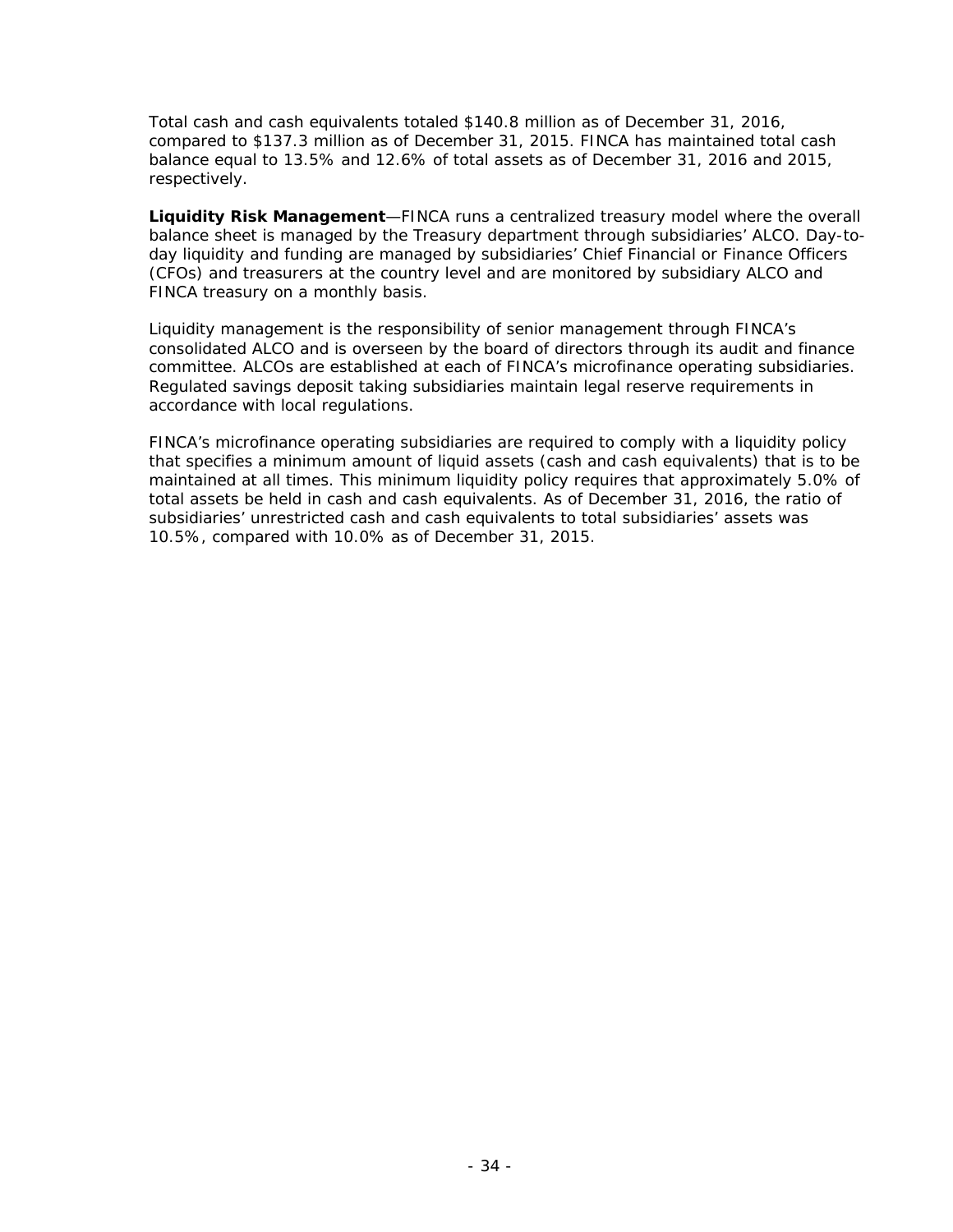Total cash and cash equivalents totaled $140.8 million as of December 31, 2016, compared to $137.3 million as of December 31, 2015. FINCA has maintained total cash balance equal to 13.5% and 12.6% of total assets as of December 31, 2016 and 2015, respectively.

**Liquidity Risk Management**—FINCA runs a centralized treasury model where the overall balance sheet is managed by the Treasury department through subsidiaries' ALCO. Day-to-day liquidity and funding are managed by subsidiaries' Chief Financial or Finance Officers (CFOs) and treasurers at the country level and are monitored by subsidiary ALCO and FINCA treasury on a monthly basis.

Liquidity management is the responsibility of senior management through FINCA's consolidated ALCO and is overseen by the board of directors through its audit and finance committee. ALCOs are established at each of FINCA's microfinance operating subsidiaries. Regulated savings deposit taking subsidiaries maintain legal reserve requirements in accordance with local regulations.

FINCA's microfinance operating subsidiaries are required to comply with a liquidity policy that specifies a minimum amount of liquid assets (cash and cash equivalents) that is to be maintained at all times. This minimum liquidity policy requires that approximately 5.0% of total assets be held in cash and cash equivalents. As of December 31, 2016, the ratio of subsidiaries' unrestricted cash and cash equivalents to total subsidiaries' assets was 10.5%, compared with 10.0% as of December 31, 2015.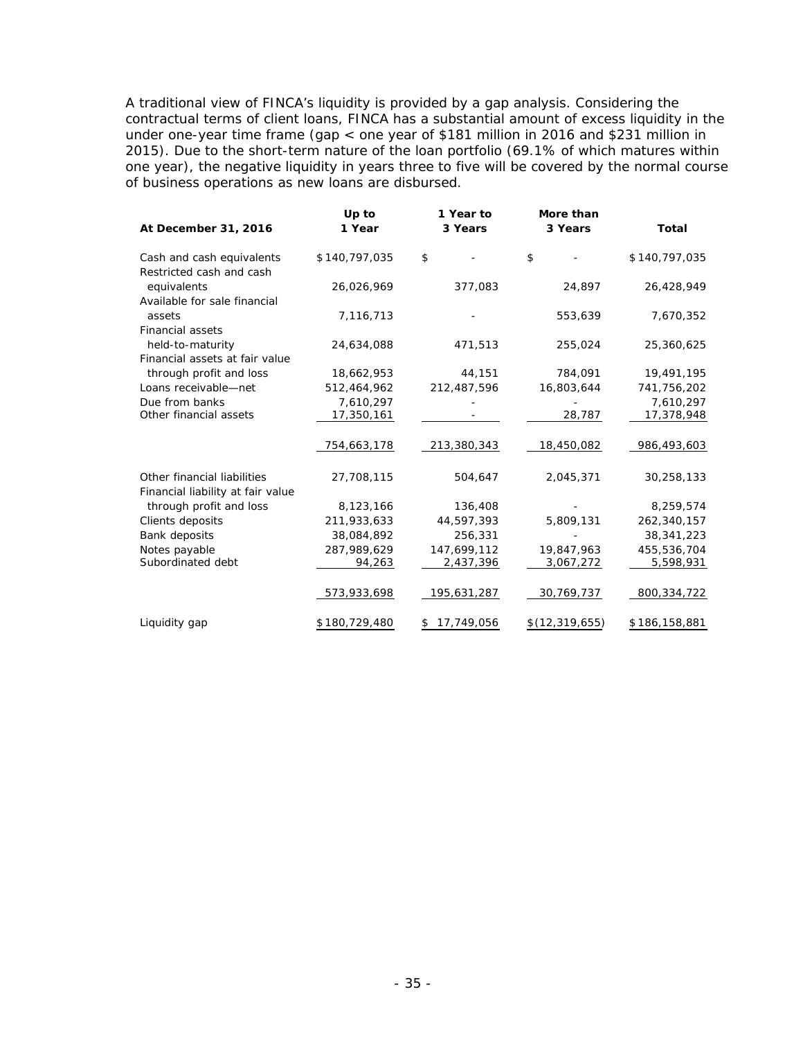A traditional view of FINCA's liquidity is provided by a gap analysis. Considering the contractual terms of client loans, FINCA has a substantial amount of excess liquidity in the under one-year time frame (gap < one year of $181 million in 2016 and $231 million in 2015). Due to the short-term nature of the loan portfolio (69.1% of which matures within one year), the negative liquidity in years three to five will be covered by the normal course of business operations as new loans are disbursed.

| At December 31, 2016 | Up to 1 Year | 1 Year to 3 Years | More than 3 Years | Total |
|---|---|---|---|---|
| Cash and cash equivalents | $140,797,035 | $ - | $ - | $140,797,035 |
| Restricted cash and cash equivalents | 26,026,969 | 377,083 | 24,897 | 26,428,949 |
| Available for sale financial assets | 7,116,713 | - | 553,639 | 7,670,352 |
| Financial assets held-to-maturity | 24,634,088 | 471,513 | 255,024 | 25,360,625 |
| Financial assets at fair value through profit and loss | 18,662,953 | 44,151 | 784,091 | 19,491,195 |
| Loans receivable—net | 512,464,962 | 212,487,596 | 16,803,644 | 741,756,202 |
| Due from banks | 7,610,297 | - | - | 7,610,297 |
| Other financial assets | 17,350,161 | - | 28,787 | 17,378,948 |
| | 754,663,178 | 213,380,343 | 18,450,082 | 986,493,603 |
| Other financial liabilities | 27,708,115 | 504,647 | 2,045,371 | 30,258,133 |
| Financial liability at fair value through profit and loss | 8,123,166 | 136,408 | - | 8,259,574 |
| Clients deposits | 211,933,633 | 44,597,393 | 5,809,131 | 262,340,157 |
| Bank deposits | 38,084,892 | 256,331 | - | 38,341,223 |
| Notes payable | 287,989,629 | 147,699,112 | 19,847,963 | 455,536,704 |
| Subordinated debt | 94,263 | 2,437,396 | 3,067,272 | 5,598,931 |
| | 573,933,698 | 195,631,287 | 30,769,737 | 800,334,722 |
| Liquidity gap | $180,729,480 | $ 17,749,056 | $(12,319,655) | $186,158,881 |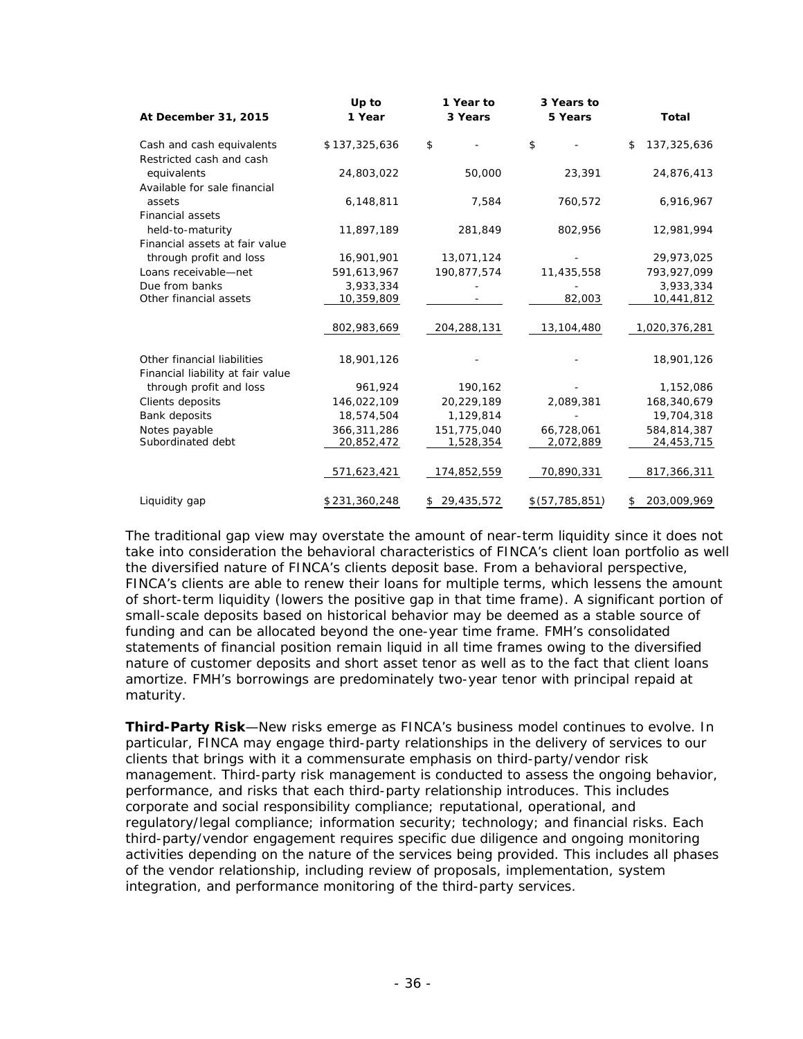| At December 31, 2015 | Up to 1 Year | 1 Year to 3 Years | 3 Years to 5 Years | Total |
|---|---|---|---|---|
| Cash and cash equivalents | $137,325,636 | $ - | $ - | $ 137,325,636 |
| Restricted cash and cash equivalents | 24,803,022 | 50,000 | 23,391 | 24,876,413 |
| Available for sale financial assets | 6,148,811 | 7,584 | 760,572 | 6,916,967 |
| Financial assets held-to-maturity | 11,897,189 | 281,849 | 802,956 | 12,981,994 |
| Financial assets at fair value through profit and loss | 16,901,901 | 13,071,124 | - | 29,973,025 |
| Loans receivable—net | 591,613,967 | 190,877,574 | 11,435,558 | 793,927,099 |
| Due from banks | 3,933,334 | - | - | 3,933,334 |
| Other financial assets | 10,359,809 | - | 82,003 | 10,441,812 |
| | 802,983,669 | 204,288,131 | 13,104,480 | 1,020,376,281 |
| Other financial liabilities | 18,901,126 | - | - | 18,901,126 |
| Financial liability at fair value through profit and loss | 961,924 | 190,162 | - | 1,152,086 |
| Clients deposits | 146,022,109 | 20,229,189 | 2,089,381 | 168,340,679 |
| Bank deposits | 18,574,504 | 1,129,814 | - | 19,704,318 |
| Notes payable | 366,311,286 | 151,775,040 | 66,728,061 | 584,814,387 |
| Subordinated debt | 20,852,472 | 1,528,354 | 2,072,889 | 24,453,715 |
| | 571,623,421 | 174,852,559 | 70,890,331 | 817,366,311 |
| Liquidity gap | $231,360,248 | $ 29,435,572 | $(57,785,851) | $ 203,009,969 |

The traditional gap view may overstate the amount of near-term liquidity since it does not take into consideration the behavioral characteristics of FINCA's client loan portfolio as well the diversified nature of FINCA's clients deposit base. From a behavioral perspective, FINCA's clients are able to renew their loans for multiple terms, which lessens the amount of short-term liquidity (lowers the positive gap in that time frame). A significant portion of small-scale deposits based on historical behavior may be deemed as a stable source of funding and can be allocated beyond the one-year time frame. FMH's consolidated statements of financial position remain liquid in all time frames owing to the diversified nature of customer deposits and short asset tenor as well as to the fact that client loans amortize. FMH's borrowings are predominately two-year tenor with principal repaid at maturity.

**Third-Party Risk**—New risks emerge as FINCA's business model continues to evolve. In particular, FINCA may engage third-party relationships in the delivery of services to our clients that brings with it a commensurate emphasis on third-party/vendor risk management. Third-party risk management is conducted to assess the ongoing behavior, performance, and risks that each third-party relationship introduces. This includes corporate and social responsibility compliance; reputational, operational, and regulatory/legal compliance; information security; technology; and financial risks. Each third-party/vendor engagement requires specific due diligence and ongoing monitoring activities depending on the nature of the services being provided. This includes all phases of the vendor relationship, including review of proposals, implementation, system integration, and performance monitoring of the third-party services.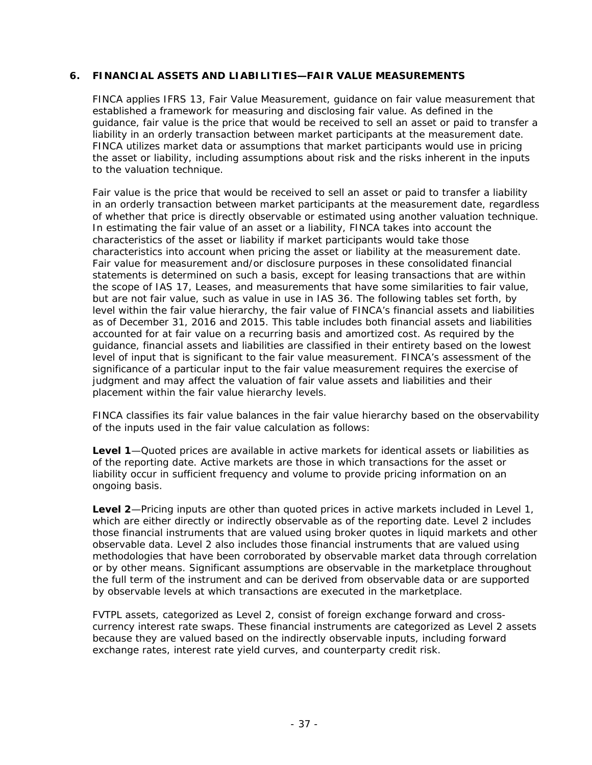## 6. FINANCIAL ASSETS AND LIABILITIES—FAIR VALUE MEASUREMENTS

FINCA applies IFRS 13, Fair Value Measurement, guidance on fair value measurement that established a framework for measuring and disclosing fair value. As defined in the guidance, fair value is the price that would be received to sell an asset or paid to transfer a liability in an orderly transaction between market participants at the measurement date. FINCA utilizes market data or assumptions that market participants would use in pricing the asset or liability, including assumptions about risk and the risks inherent in the inputs to the valuation technique.

Fair value is the price that would be received to sell an asset or paid to transfer a liability in an orderly transaction between market participants at the measurement date, regardless of whether that price is directly observable or estimated using another valuation technique. In estimating the fair value of an asset or a liability, FINCA takes into account the characteristics of the asset or liability if market participants would take those characteristics into account when pricing the asset or liability at the measurement date. Fair value for measurement and/or disclosure purposes in these consolidated financial statements is determined on such a basis, except for leasing transactions that are within the scope of IAS 17, Leases, and measurements that have some similarities to fair value, but are not fair value, such as value in use in IAS 36. The following tables set forth, by level within the fair value hierarchy, the fair value of FINCA's financial assets and liabilities as of December 31, 2016 and 2015. This table includes both financial assets and liabilities accounted for at fair value on a recurring basis and amortized cost. As required by the guidance, financial assets and liabilities are classified in their entirety based on the lowest level of input that is significant to the fair value measurement. FINCA's assessment of the significance of a particular input to the fair value measurement requires the exercise of judgment and may affect the valuation of fair value assets and liabilities and their placement within the fair value hierarchy levels.

FINCA classifies its fair value balances in the fair value hierarchy based on the observability of the inputs used in the fair value calculation as follows:

**Level 1**—Quoted prices are available in active markets for identical assets or liabilities as of the reporting date. Active markets are those in which transactions for the asset or liability occur in sufficient frequency and volume to provide pricing information on an ongoing basis.

**Level 2**—Pricing inputs are other than quoted prices in active markets included in Level 1, which are either directly or indirectly observable as of the reporting date. Level 2 includes those financial instruments that are valued using broker quotes in liquid markets and other observable data. Level 2 also includes those financial instruments that are valued using methodologies that have been corroborated by observable market data through correlation or by other means. Significant assumptions are observable in the marketplace throughout the full term of the instrument and can be derived from observable data or are supported by observable levels at which transactions are executed in the marketplace.

FVTPL assets, categorized as Level 2, consist of foreign exchange forward and cross-currency interest rate swaps. These financial instruments are categorized as Level 2 assets because they are valued based on the indirectly observable inputs, including forward exchange rates, interest rate yield curves, and counterparty credit risk.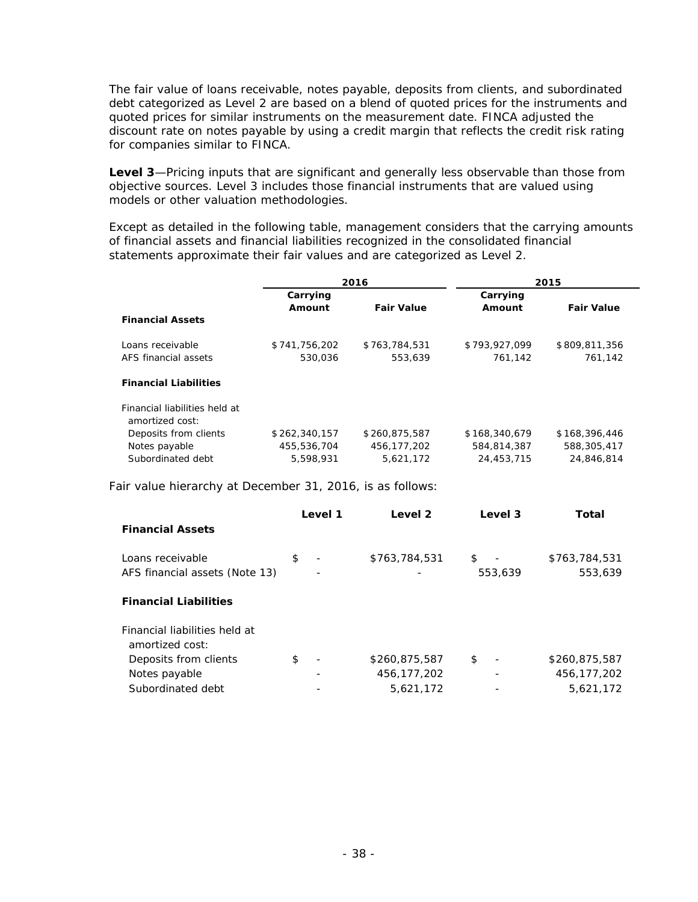The fair value of loans receivable, notes payable, deposits from clients, and subordinated debt categorized as Level 2 are based on a blend of quoted prices for the instruments and quoted prices for similar instruments on the measurement date. FINCA adjusted the discount rate on notes payable by using a credit margin that reflects the credit risk rating for companies similar to FINCA.

**Level 3**—Pricing inputs that are significant and generally less observable than those from objective sources. Level 3 includes those financial instruments that are valued using models or other valuation methodologies.

Except as detailed in the following table, management considers that the carrying amounts of financial assets and financial liabilities recognized in the consolidated financial statements approximate their fair values and are categorized as Level 2.

| | 2016 | | 2015 | |
|---|---|---|---|---|
| | Carrying Amount | Fair Value | Carrying Amount | Fair Value |
| **Financial Assets** | | | | |
| Loans receivable | $741,756,202 | $763,784,531 | $793,927,099 | $809,811,356 |
| AFS financial assets | 530,036 | 553,639 | 761,142 | 761,142 |
| **Financial Liabilities** | | | | |
| Financial liabilities held at amortized cost: | | | | |
| Deposits from clients | $262,340,157 | $260,875,587 | $168,340,679 | $168,396,446 |
| Notes payable | 455,536,704 | 456,177,202 | 584,814,387 | 588,305,417 |
| Subordinated debt | 5,598,931 | 5,621,172 | 24,453,715 | 24,846,814 |

Fair value hierarchy at December 31, 2016, is as follows:

| | Level 1 | Level 2 | Level 3 | Total |
|---|---|---|---|---|
| **Financial Assets** | | | | |
| Loans receivable | $ - | $763,784,531 | $ - | $763,784,531 |
| AFS financial assets (Note 13) | - | - | 553,639 | 553,639 |
| **Financial Liabilities** | | | | |
| Financial liabilities held at amortized cost: | | | | |
| Deposits from clients | $ - | $260,875,587 | $ - | $260,875,587 |
| Notes payable | - | 456,177,202 | - | 456,177,202 |
| Subordinated debt | - | 5,621,172 | - | 5,621,172 |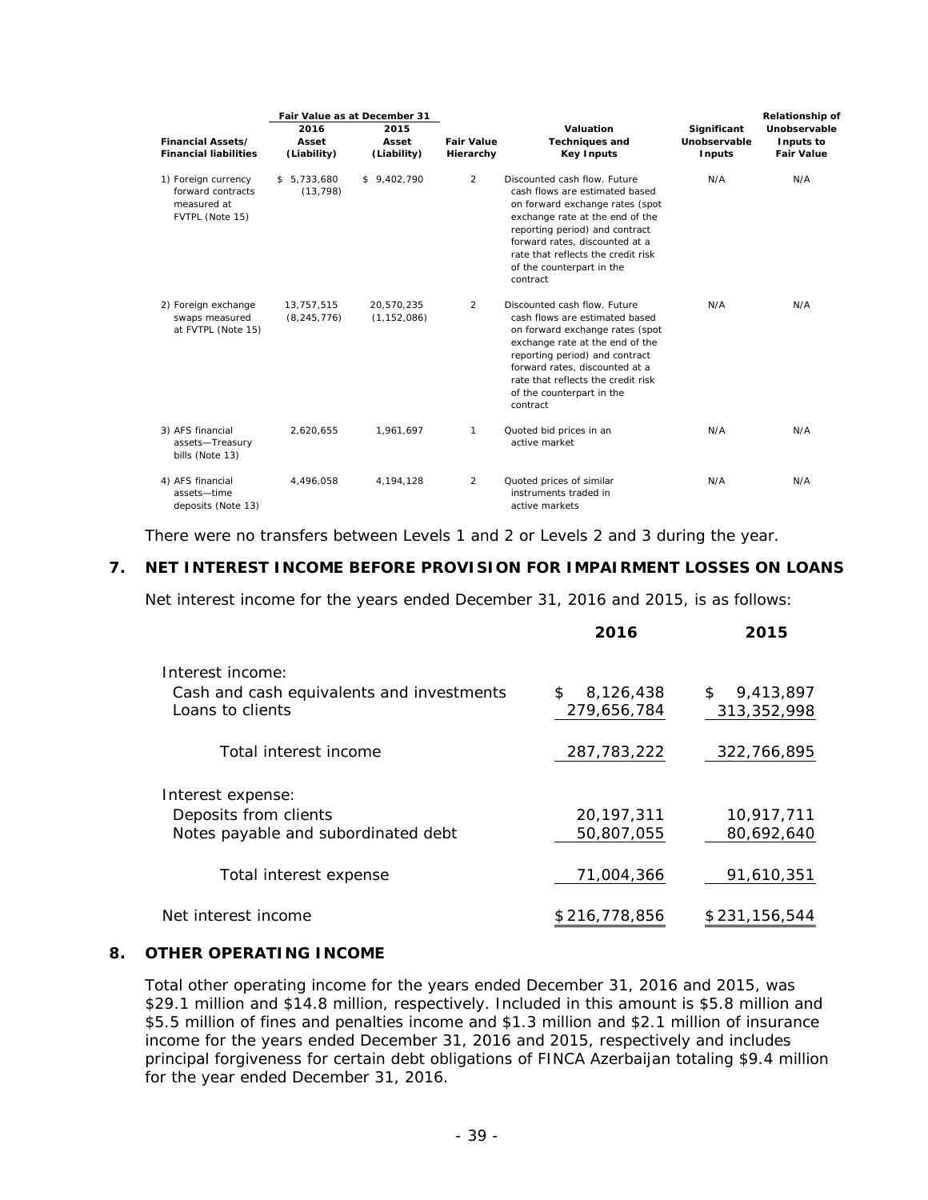| Financial Assets/ Financial liabilities | Fair Value as at December 31 2016 Asset (Liability) | 2015 Asset (Liability) | Fair Value Hierarchy | Valuation Techniques and Key Inputs | Significant Unobservable Inputs | Relationship of Unobservable Inputs to Fair Value |
|---|---|---|---|---|---|---|
| 1) Foreign currency forward contracts measured at FVTPL (Note 15) | $ 5,733,680 (13,798) | $ 9,402,790 | 2 | Discounted cash flow. Future cash flows are estimated based on forward exchange rates (spot exchange rate at the end of the reporting period) and contract forward rates, discounted at a rate that reflects the credit risk of the counterpart in the contract | N/A | N/A |
| 2) Foreign exchange swaps measured at FVTPL (Note 15) | 13,757,515 (8,245,776) | 20,570,235 (1,152,086) | 2 | Discounted cash flow. Future cash flows are estimated based on forward exchange rates (spot exchange rate at the end of the reporting period) and contract forward rates, discounted at a rate that reflects the credit risk of the counterpart in the contract | N/A | N/A |
| 3) AFS financial assets—Treasury bills (Note 13) | 2,620,655 | 1,961,697 | 1 | Quoted bid prices in an active market | N/A | N/A |
| 4) AFS financial assets—time deposits (Note 13) | 4,496,058 | 4,194,128 | 2 | Quoted prices of similar instruments traded in active markets | N/A | N/A |

There were no transfers between Levels 1 and 2 or Levels 2 and 3 during the year.

## 7. NET INTEREST INCOME BEFORE PROVISION FOR IMPAIRMENT LOSSES ON LOANS

Net interest income for the years ended December 31, 2016 and 2015, is as follows:

| | 2016 | 2015 |
|---|---|---|
| Interest income: | | |
| Cash and cash equivalents and investments | $ 8,126,438 | $ 9,413,897 |
| Loans to clients | 279,656,784 | 313,352,998 |
| Total interest income | 287,783,222 | 322,766,895 |
| Interest expense: | | |
| Deposits from clients | 20,197,311 | 10,917,711 |
| Notes payable and subordinated debt | 50,807,055 | 80,692,640 |
| Total interest expense | 71,004,366 | 91,610,351 |
| Net interest income | $ 216,778,856 | $ 231,156,544 |

## 8. OTHER OPERATING INCOME

Total other operating income for the years ended December 31, 2016 and 2015, was $29.1 million and $14.8 million, respectively. Included in this amount is $5.8 million and $5.5 million of fines and penalties income and $1.3 million and $2.1 million of insurance income for the years ended December 31, 2016 and 2015, respectively and includes principal forgiveness for certain debt obligations of FINCA Azerbaijan totaling $9.4 million for the year ended December 31, 2016.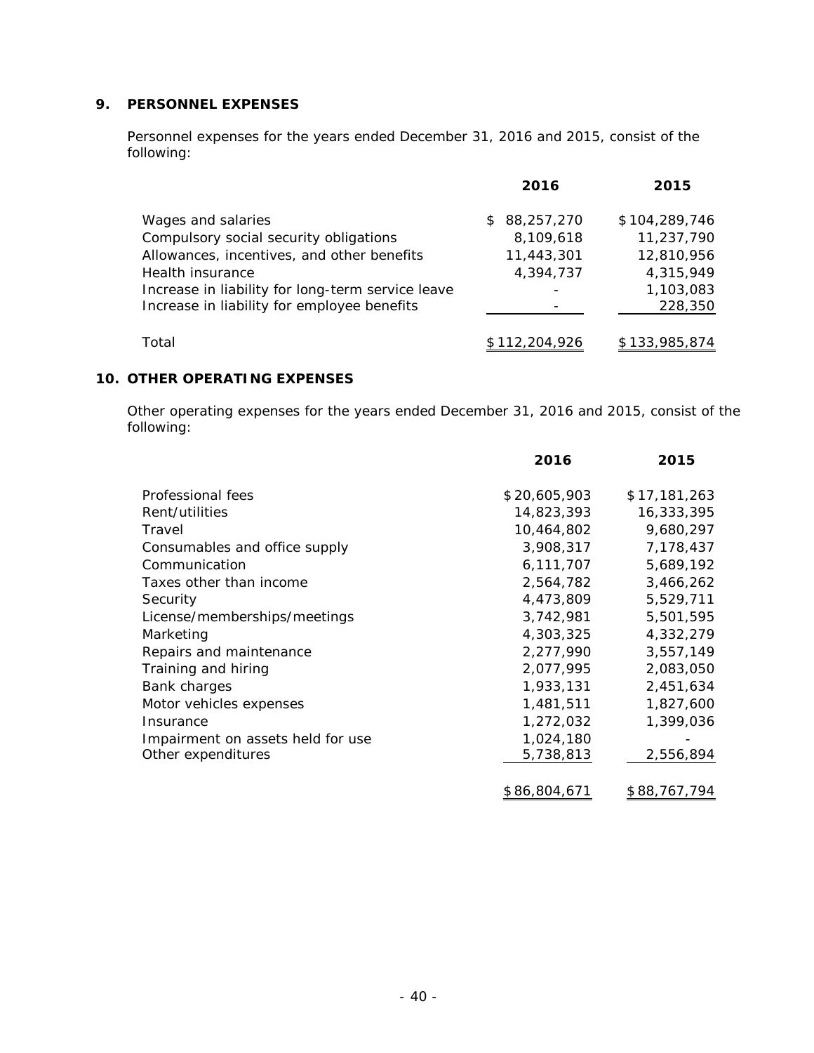## 9. PERSONNEL EXPENSES

Personnel expenses for the years ended December 31, 2016 and 2015, consist of the following:

| | 2016 | 2015 |
|---|---|---|
| Wages and salaries | $ 88,257,270 | $104,289,746 |
| Compulsory social security obligations | 8,109,618 | 11,237,790 |
| Allowances, incentives, and other benefits | 11,443,301 | 12,810,956 |
| Health insurance | 4,394,737 | 4,315,949 |
| Increase in liability for long-term service leave | - | 1,103,083 |
| Increase in liability for employee benefits | - | 228,350 |
| Total | $112,204,926 | $133,985,874 |

## 10. OTHER OPERATING EXPENSES

Other operating expenses for the years ended December 31, 2016 and 2015, consist of the following:

| | 2016 | 2015 |
|---|---|---|
| Professional fees | $20,605,903 | $17,181,263 |
| Rent/utilities | 14,823,393 | 16,333,395 |
| Travel | 10,464,802 | 9,680,297 |
| Consumables and office supply | 3,908,317 | 7,178,437 |
| Communication | 6,111,707 | 5,689,192 |
| Taxes other than income | 2,564,782 | 3,466,262 |
| Security | 4,473,809 | 5,529,711 |
| License/memberships/meetings | 3,742,981 | 5,501,595 |
| Marketing | 4,303,325 | 4,332,279 |
| Repairs and maintenance | 2,277,990 | 3,557,149 |
| Training and hiring | 2,077,995 | 2,083,050 |
| Bank charges | 1,933,131 | 2,451,634 |
| Motor vehicles expenses | 1,481,511 | 1,827,600 |
| Insurance | 1,272,032 | 1,399,036 |
| Impairment on assets held for use | 1,024,180 | - |
| Other expenditures | 5,738,813 | 2,556,894 |
| | $86,804,671 | $88,767,794 |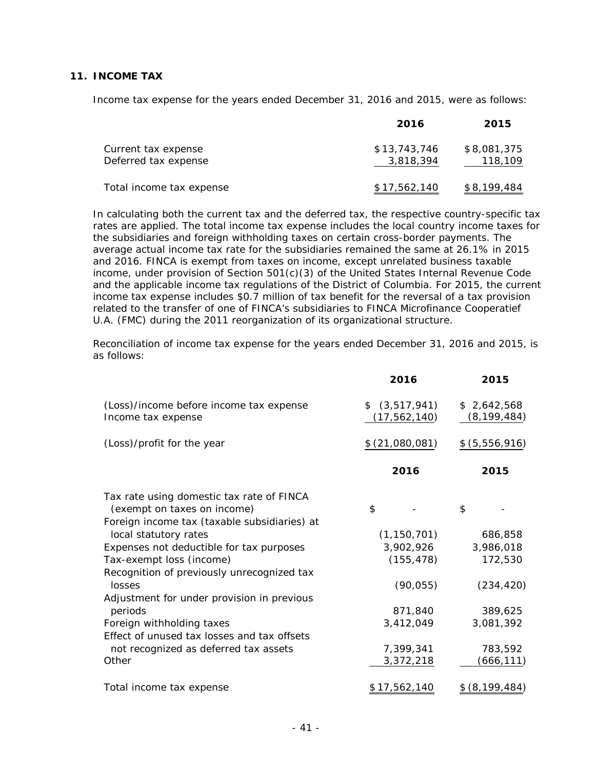## 11. INCOME TAX

Income tax expense for the years ended December 31, 2016 and 2015, were as follows:

| | 2016 | 2015 |
|---|---|---|
| Current tax expense | $13,743,746 | $8,081,375 |
| Deferred tax expense | 3,818,394 | 118,109 |
| Total income tax expense | $17,562,140 | $8,199,484 |

In calculating both the current tax and the deferred tax, the respective country-specific tax rates are applied. The total income tax expense includes the local country income taxes for the subsidiaries and foreign withholding taxes on certain cross-border payments. The average actual income tax rate for the subsidiaries remained the same at 26.1% in 2015 and 2016. FINCA is exempt from taxes on income, except unrelated business taxable income, under provision of Section 501(c)(3) of the United States Internal Revenue Code and the applicable income tax regulations of the District of Columbia. For 2015, the current income tax expense includes $0.7 million of tax benefit for the reversal of a tax provision related to the transfer of one of FINCA's subsidiaries to FINCA Microfinance Cooperatief U.A. (FMC) during the 2011 reorganization of its organizational structure.

Reconciliation of income tax expense for the years ended December 31, 2016 and 2015, is as follows:

| | 2016 | 2015 |
|---|---|---|
| (Loss)/income before income tax expense | $ (3,517,941) | $ 2,642,568 |
| Income tax expense | (17,562,140) | (8,199,484) |
| (Loss)/profit for the year | $ (21,080,081) | $ (5,556,916) |

| | 2016 | 2015 |
|---|---|---|
| Tax rate using domestic tax rate of FINCA (exempt on taxes on income) | $ - | $ - |
| Foreign income tax (taxable subsidiaries) at local statutory rates | (1,150,701) | 686,858 |
| Expenses not deductible for tax purposes | 3,902,926 | 3,986,018 |
| Tax-exempt loss (income) | (155,478) | 172,530 |
| Recognition of previously unrecognized tax losses | (90,055) | (234,420) |
| Adjustment for under provision in previous periods | 871,840 | 389,625 |
| Foreign withholding taxes | 3,412,049 | 3,081,392 |
| Effect of unused tax losses and tax offsets not recognized as deferred tax assets | 7,399,341 | 783,592 |
| Other | 3,372,218 | (666,111) |
| Total income tax expense | $17,562,140 | $ (8,199,484) |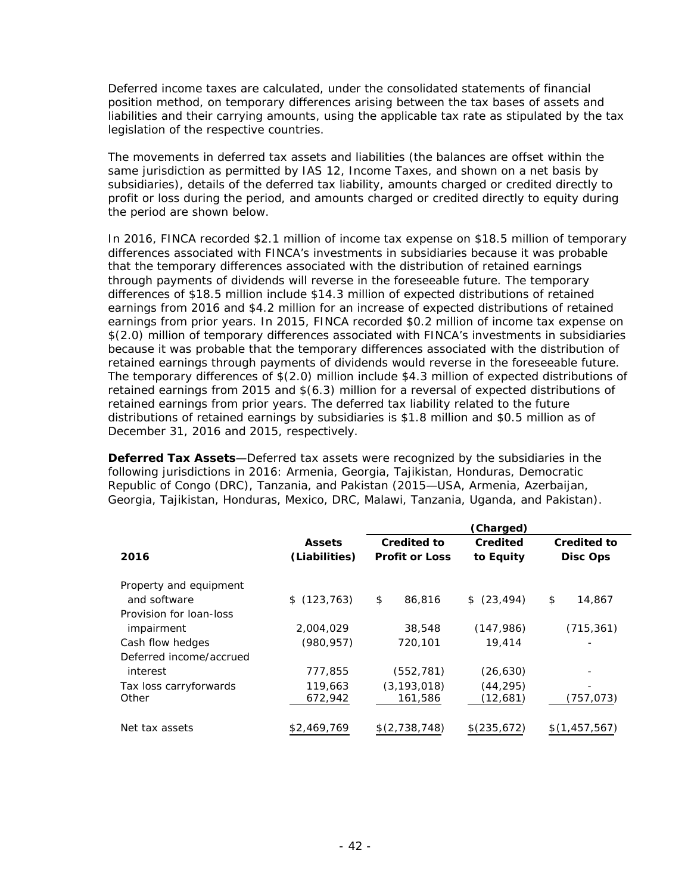Deferred income taxes are calculated, under the consolidated statements of financial position method, on temporary differences arising between the tax bases of assets and liabilities and their carrying amounts, using the applicable tax rate as stipulated by the tax legislation of the respective countries.

The movements in deferred tax assets and liabilities (the balances are offset within the same jurisdiction as permitted by IAS 12, Income Taxes, and shown on a net basis by subsidiaries), details of the deferred tax liability, amounts charged or credited directly to profit or loss during the period, and amounts charged or credited directly to equity during the period are shown below.

In 2016, FINCA recorded $2.1 million of income tax expense on $18.5 million of temporary differences associated with FINCA's investments in subsidiaries because it was probable that the temporary differences associated with the distribution of retained earnings through payments of dividends will reverse in the foreseeable future. The temporary differences of $18.5 million include $14.3 million of expected distributions of retained earnings from 2016 and $4.2 million for an increase of expected distributions of retained earnings from prior years. In 2015, FINCA recorded $0.2 million of income tax expense on $(2.0) million of temporary differences associated with FINCA's investments in subsidiaries because it was probable that the temporary differences associated with the distribution of retained earnings through payments of dividends would reverse in the foreseeable future. The temporary differences of $(2.0) million include $4.3 million of expected distributions of retained earnings from 2015 and $(6.3) million for a reversal of expected distributions of retained earnings from prior years. The deferred tax liability related to the future distributions of retained earnings by subsidiaries is $1.8 million and $0.5 million as of December 31, 2016 and 2015, respectively.

**Deferred Tax Assets**—Deferred tax assets were recognized by the subsidiaries in the following jurisdictions in 2016: Armenia, Georgia, Tajikistan, Honduras, Democratic Republic of Congo (DRC), Tanzania, and Pakistan (2015—USA, Armenia, Azerbaijan, Georgia, Tajikistan, Honduras, Mexico, DRC, Malawi, Tanzania, Uganda, and Pakistan).

| | | (Charged) | | |
|---|---|---|---|---|
| **2016** | **Assets (Liabilities)** | **Credited to Profit or Loss** | **Credited to Equity** | **Credited to Disc Ops** |
| Property and equipment and software | $ (123,763) | $ 86,816 | $ (23,494) | $ 14,867 |
| Provision for loan-loss impairment | 2,004,029 | 38,548 | (147,986) | (715,361) |
| Cash flow hedges | (980,957) | 720,101 | 19,414 | - |
| Deferred income/accrued interest | 777,855 | (552,781) | (26,630) | - |
| Tax loss carryforwards | 119,663 | (3,193,018) | (44,295) | - |
| Other | 672,942 | 161,586 | (12,681) | (757,073) |
| Net tax assets | $2,469,769 | $(2,738,748) | $(235,672) | $(1,457,567) |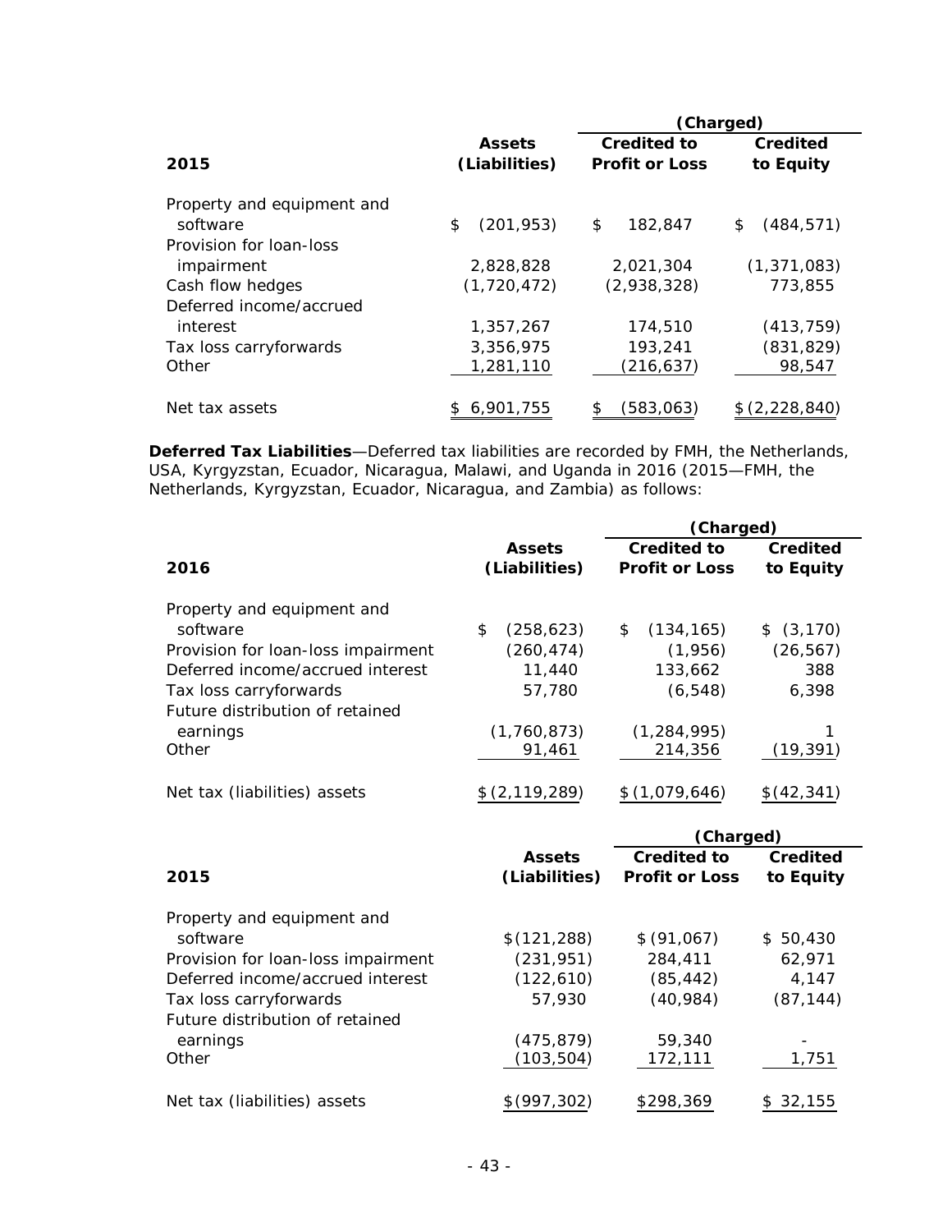| 2015 | Assets (Liabilities) | (Charged) Credited to Profit or Loss | Credited to Equity |
|---|---|---|---|
| Property and equipment and software | $ (201,953) | $ 182,847 | $ (484,571) |
| Provision for loan-loss impairment | 2,828,828 | 2,021,304 | (1,371,083) |
| Cash flow hedges | (1,720,472) | (2,938,328) | 773,855 |
| Deferred income/accrued interest | 1,357,267 | 174,510 | (413,759) |
| Tax loss carryforwards | 3,356,975 | 193,241 | (831,829) |
| Other | 1,281,110 | (216,637) | 98,547 |
| Net tax assets | $ 6,901,755 | $ (583,063) | $ (2,228,840) |

**Deferred Tax Liabilities**—Deferred tax liabilities are recorded by FMH, the Netherlands, USA, Kyrgyzstan, Ecuador, Nicaragua, Malawi, and Uganda in 2016 (2015—FMH, the Netherlands, Kyrgyzstan, Ecuador, Nicaragua, and Zambia) as follows:

| 2016 | Assets (Liabilities) | (Charged) Credited to Profit or Loss | Credited to Equity |
|---|---|---|---|
| Property and equipment and software | $ (258,623) | $ (134,165) | $ (3,170) |
| Provision for loan-loss impairment | (260,474) | (1,956) | (26,567) |
| Deferred income/accrued interest | 11,440 | 133,662 | 388 |
| Tax loss carryforwards | 57,780 | (6,548) | 6,398 |
| Future distribution of retained earnings | (1,760,873) | (1,284,995) | 1 |
| Other | 91,461 | 214,356 | (19,391) |
| Net tax (liabilities) assets | $ (2,119,289) | $ (1,079,646) | $ (42,341) |

| 2015 | Assets (Liabilities) | (Charged) Credited to Profit or Loss | Credited to Equity |
|---|---|---|---|
| Property and equipment and software | $ (121,288) | $ (91,067) | $ 50,430 |
| Provision for loan-loss impairment | (231,951) | 284,411 | 62,971 |
| Deferred income/accrued interest | (122,610) | (85,442) | 4,147 |
| Tax loss carryforwards | 57,930 | (40,984) | (87,144) |
| Future distribution of retained earnings | (475,879) | 59,340 | - |
| Other | (103,504) | 172,111 | 1,751 |
| Net tax (liabilities) assets | $ (997,302) | $ 298,369 | $ 32,155 |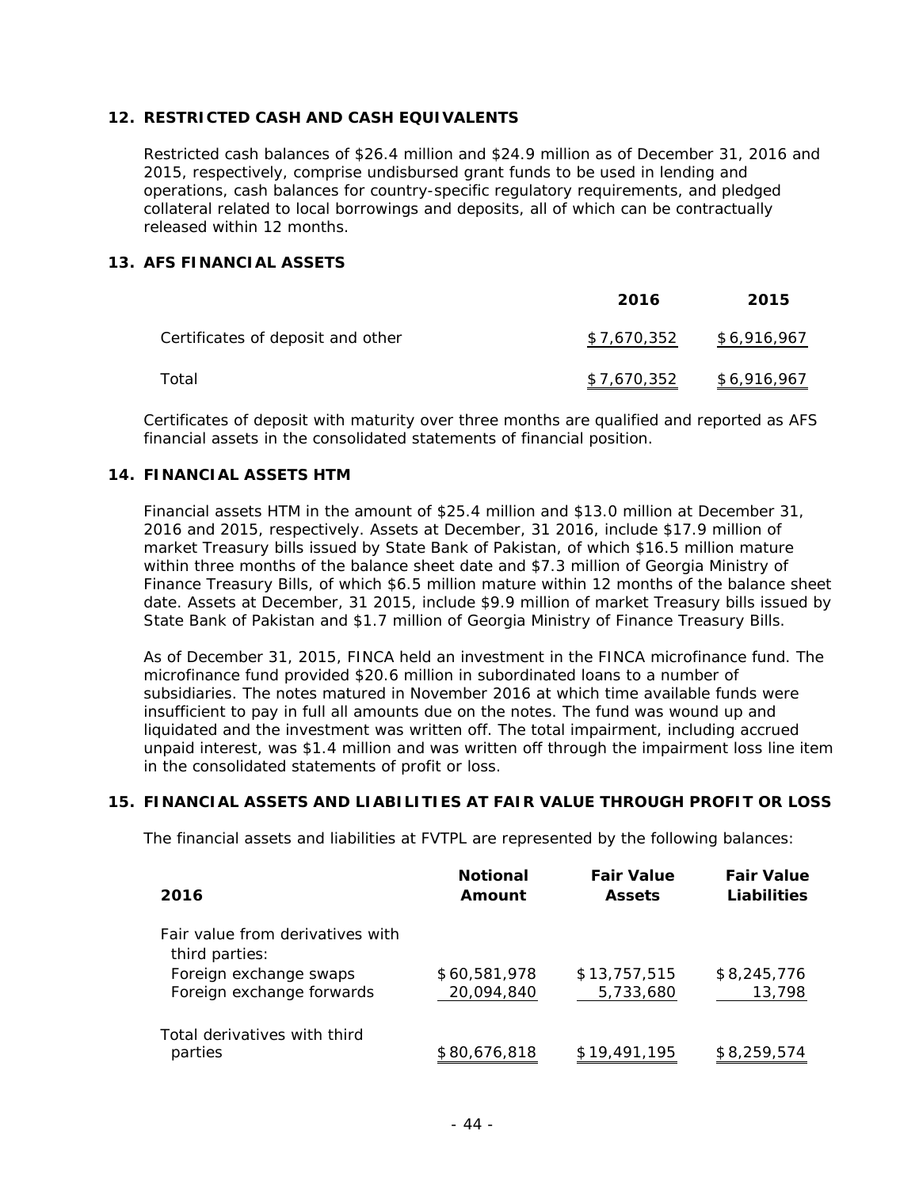## 12. RESTRICTED CASH AND CASH EQUIVALENTS

Restricted cash balances of $26.4 million and $24.9 million as of December 31, 2016 and 2015, respectively, comprise undisbursed grant funds to be used in lending and operations, cash balances for country-specific regulatory requirements, and pledged collateral related to local borrowings and deposits, all of which can be contractually released within 12 months.

## 13. AFS FINANCIAL ASSETS

| | 2016 | 2015 |
|---|---|---|
| Certificates of deposit and other | $ 7,670,352 | $ 6,916,967 |
| Total | $ 7,670,352 | $ 6,916,967 |

Certificates of deposit with maturity over three months are qualified and reported as AFS financial assets in the consolidated statements of financial position.

## 14. FINANCIAL ASSETS HTM

Financial assets HTM in the amount of $25.4 million and $13.0 million at December 31, 2016 and 2015, respectively. Assets at December, 31 2016, include $17.9 million of market Treasury bills issued by State Bank of Pakistan, of which $16.5 million mature within three months of the balance sheet date and $7.3 million of Georgia Ministry of Finance Treasury Bills, of which $6.5 million mature within 12 months of the balance sheet date. Assets at December, 31 2015, include $9.9 million of market Treasury bills issued by State Bank of Pakistan and $1.7 million of Georgia Ministry of Finance Treasury Bills.

As of December 31, 2015, FINCA held an investment in the FINCA microfinance fund. The microfinance fund provided $20.6 million in subordinated loans to a number of subsidiaries. The notes matured in November 2016 at which time available funds were insufficient to pay in full all amounts due on the notes. The fund was wound up and liquidated and the investment was written off. The total impairment, including accrued unpaid interest, was $1.4 million and was written off through the impairment loss line item in the consolidated statements of profit or loss.

## 15. FINANCIAL ASSETS AND LIABILITIES AT FAIR VALUE THROUGH PROFIT OR LOSS

The financial assets and liabilities at FVTPL are represented by the following balances:

| 2016 | Notional Amount | Fair Value Assets | Fair Value Liabilities |
|---|---|---|---|
| Fair value from derivatives with third parties: | | | |
| Foreign exchange swaps | $ 60,581,978 | $ 13,757,515 | $ 8,245,776 |
| Foreign exchange forwards | 20,094,840 | 5,733,680 | 13,798 |
| Total derivatives with third parties | $ 80,676,818 | $ 19,491,195 | $ 8,259,574 |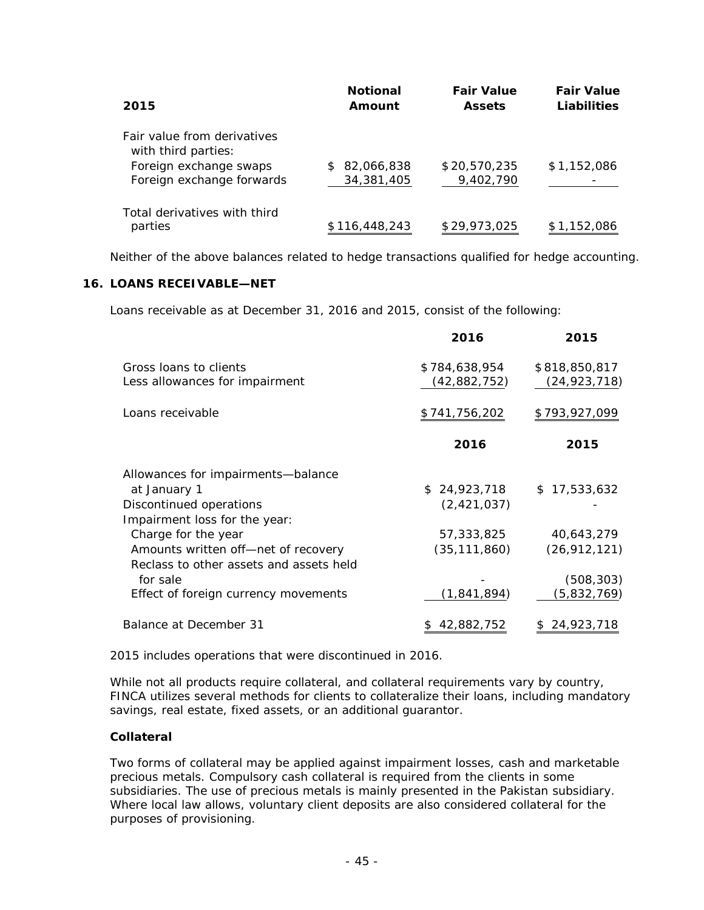| 2015 | Notional Amount | Fair Value Assets | Fair Value Liabilities |
|---|---|---|---|
| Fair value from derivatives with third parties: | | | |
| Foreign exchange swaps | $ 82,066,838 | $ 20,570,235 | $ 1,152,086 |
| Foreign exchange forwards | 34,381,405 | 9,402,790 | - |
| Total derivatives with third parties | $ 116,448,243 | $ 29,973,025 | $ 1,152,086 |

Neither of the above balances related to hedge transactions qualified for hedge accounting.

## 16. LOANS RECEIVABLE—NET

Loans receivable as at December 31, 2016 and 2015, consist of the following:

| | 2016 | 2015 |
|---|---|---|
| Gross loans to clients | $ 784,638,954 | $ 818,850,817 |
| Less allowances for impairment | (42,882,752) | (24,923,718) |
| Loans receivable | $ 741,756,202 | $ 793,927,099 |

| | 2016 | 2015 |
|---|---|---|
| Allowances for impairments—balance at January 1 | $ 24,923,718 | $ 17,533,632 |
| Discontinued operations | (2,421,037) | - |
| Impairment loss for the year: | | |
| Charge for the year | 57,333,825 | 40,643,279 |
| Amounts written off—net of recovery | (35,111,860) | (26,912,121) |
| Reclass to other assets and assets held for sale | - | (508,303) |
| Effect of foreign currency movements | (1,841,894) | (5,832,769) |
| Balance at December 31 | $ 42,882,752 | $ 24,923,718 |

2015 includes operations that were discontinued in 2016.

While not all products require collateral, and collateral requirements vary by country, FINCA utilizes several methods for clients to collateralize their loans, including mandatory savings, real estate, fixed assets, or an additional guarantor.

**Collateral**

Two forms of collateral may be applied against impairment losses, cash and marketable precious metals. Compulsory cash collateral is required from the clients in some subsidiaries. The use of precious metals is mainly presented in the Pakistan subsidiary. Where local law allows, voluntary client deposits are also considered collateral for the purposes of provisioning.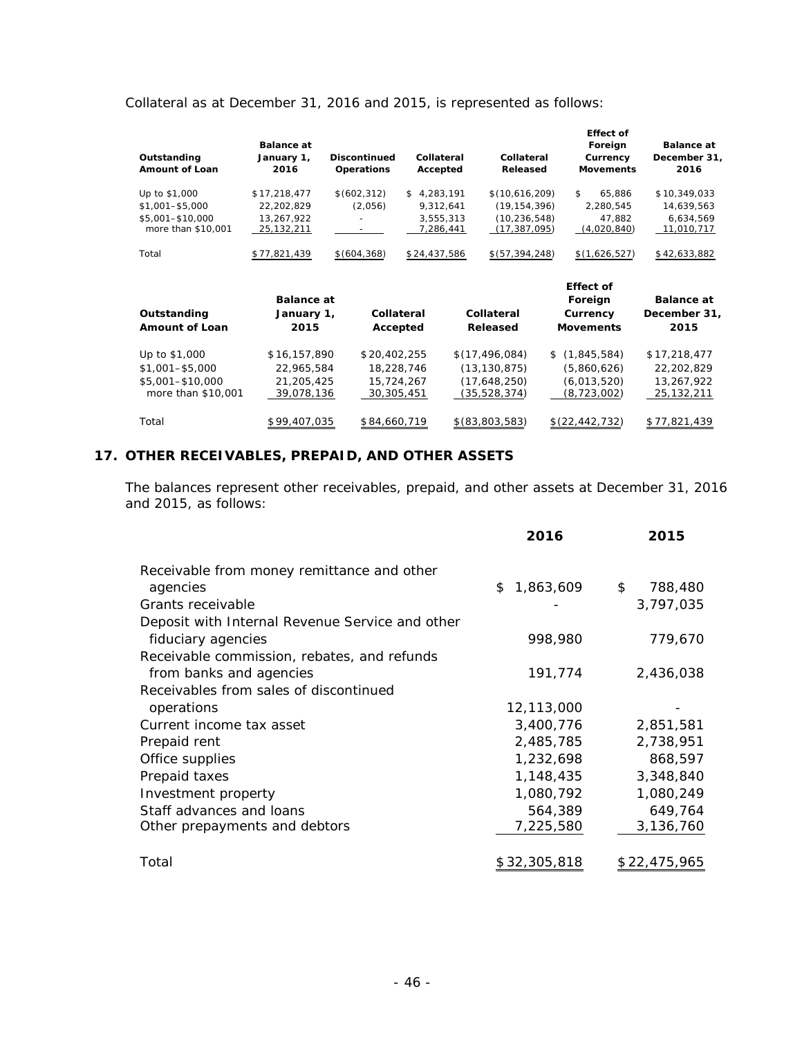Collateral as at December 31, 2016 and 2015, is represented as follows:

| Outstanding Amount of Loan | Balance at January 1, 2016 | Discontinued Operations | Collateral Accepted | Collateral Released | Effect of Foreign Currency Movements | Balance at December 31, 2016 |
|---|---|---|---|---|---|---|
| Up to $1,000 | $17,218,477 | $(602,312) | $ 4,283,191 | $(10,616,209) | $ 65,886 | $10,349,033 |
| $1,001–$5,000 | 22,202,829 | (2,056) | 9,312,641 | (19,154,396) | 2,280,545 | 14,639,563 |
| $5,001–$10,000 | 13,267,922 | - | 3,555,313 | (10,236,548) | 47,882 | 6,634,569 |
| more than $10,001 | 25,132,211 | - | 7,286,441 | (17,387,095) | (4,020,840) | 11,010,717 |
| Total | $77,821,439 | $(604,368) | $24,437,586 | $(57,394,248) | $(1,626,527) | $42,633,882 |

| Outstanding Amount of Loan | Balance at January 1, 2015 | Collateral Accepted | Collateral Released | Effect of Foreign Currency Movements | Balance at December 31, 2015 |
|---|---|---|---|---|---|
| Up to $1,000 | $16,157,890 | $20,402,255 | $(17,496,084) | $ (1,845,584) | $17,218,477 |
| $1,001–$5,000 | 22,965,584 | 18,228,746 | (13,130,875) | (5,860,626) | 22,202,829 |
| $5,001–$10,000 | 21,205,425 | 15,724,267 | (17,648,250) | (6,013,520) | 13,267,922 |
| more than $10,001 | 39,078,136 | 30,305,451 | (35,528,374) | (8,723,002) | 25,132,211 |
| Total | $99,407,035 | $84,660,719 | $(83,803,583) | $(22,442,732) | $77,821,439 |

## 17. OTHER RECEIVABLES, PREPAID, AND OTHER ASSETS

The balances represent other receivables, prepaid, and other assets at December 31, 2016 and 2015, as follows:

| | 2016 | 2015 |
|---|---|---|
| Receivable from money remittance and other agencies | $ 1,863,609 | $ 788,480 |
| Grants receivable | - | 3,797,035 |
| Deposit with Internal Revenue Service and other fiduciary agencies | 998,980 | 779,670 |
| Receivable commission, rebates, and refunds from banks and agencies | 191,774 | 2,436,038 |
| Receivables from sales of discontinued operations | 12,113,000 | - |
| Current income tax asset | 3,400,776 | 2,851,581 |
| Prepaid rent | 2,485,785 | 2,738,951 |
| Office supplies | 1,232,698 | 868,597 |
| Prepaid taxes | 1,148,435 | 3,348,840 |
| Investment property | 1,080,792 | 1,080,249 |
| Staff advances and loans | 564,389 | 649,764 |
| Other prepayments and debtors | 7,225,580 | 3,136,760 |
| Total | $32,305,818 | $22,475,965 |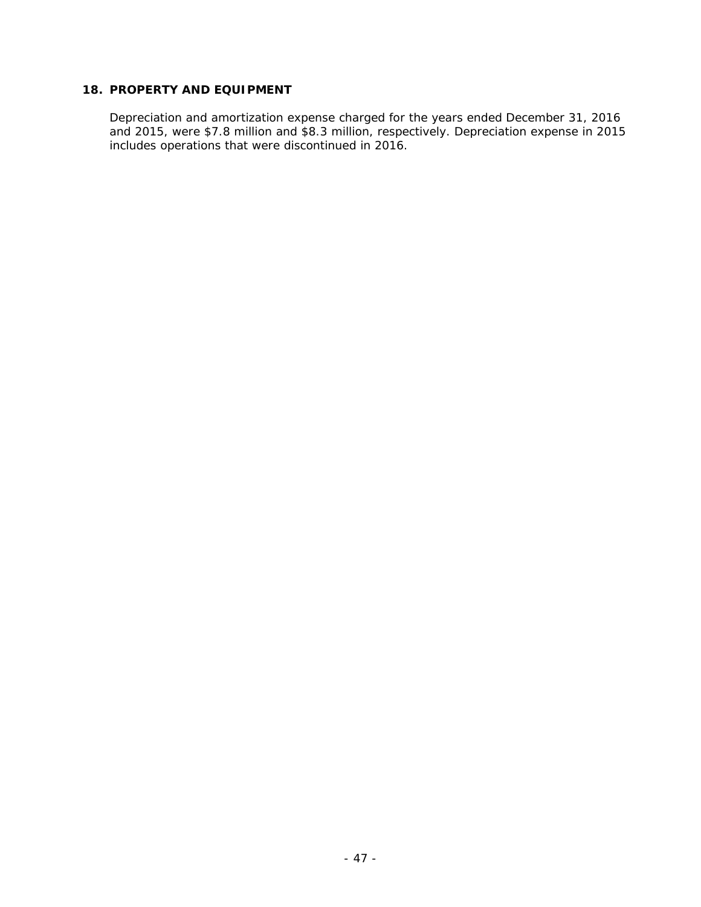## 18. PROPERTY AND EQUIPMENT

Depreciation and amortization expense charged for the years ended December 31, 2016 and 2015, were $7.8 million and $8.3 million, respectively. Depreciation expense in 2015 includes operations that were discontinued in 2016.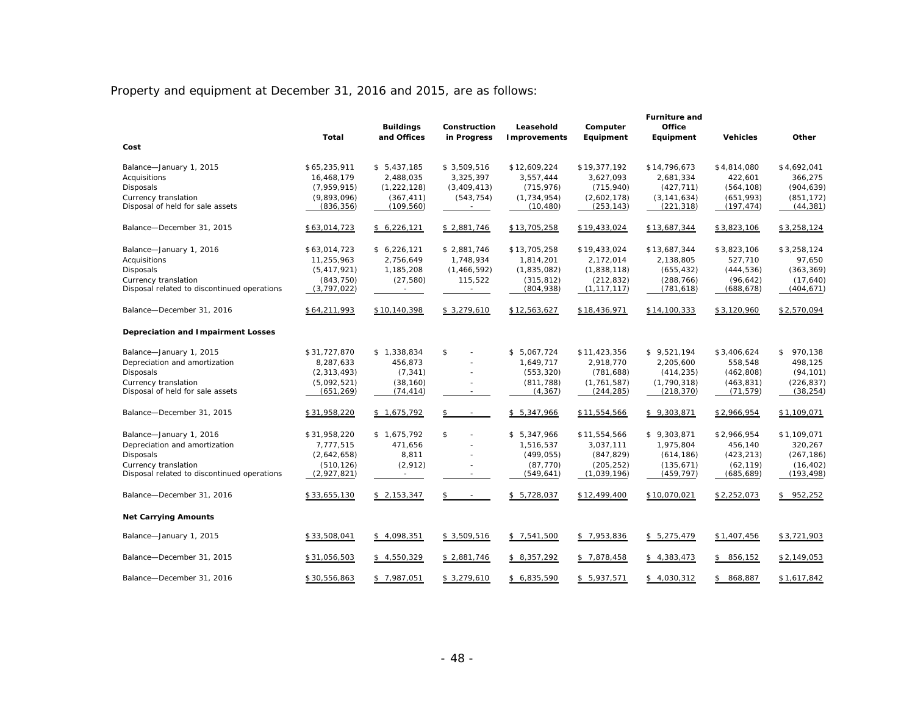Property and equipment at December 31, 2016 and 2015, are as follows:

| | Total | Buildings and Offices | Construction in Progress | Leasehold Improvements | Computer Equipment | Furniture and Office Equipment | Vehicles | Other |
|---|---|---|---|---|---|---|---|---|
| **Cost** | | | | | | | | |
| Balance—January 1, 2015 | $65,235,911 | $ 5,437,185 | $ 3,509,516 | $12,609,224 | $19,377,192 | $14,796,673 | $4,814,080 | $4,692,041 |
| Acquisitions | 16,468,179 | 2,488,035 | 3,325,397 | 3,557,444 | 3,627,093 | 2,681,334 | 422,601 | 366,275 |
| Disposals | (7,959,915) | (1,222,128) | (3,409,413) | (715,976) | (715,940) | (427,711) | (564,108) | (904,639) |
| Currency translation | (9,893,096) | (367,411) | (543,754) | (1,734,954) | (2,602,178) | (3,141,634) | (651,993) | (851,172) |
| Disposal of held for sale assets | (836,356) | (109,560) | - | (10,480) | (253,143) | (221,318) | (197,474) | (44,381) |
| Balance—December 31, 2015 | $63,014,723 | $ 6,226,121 | $ 2,881,746 | $13,705,258 | $19,433,024 | $13,687,344 | $3,823,106 | $3,258,124 |
| Balance—January 1, 2016 | $63,014,723 | $ 6,226,121 | $ 2,881,746 | $13,705,258 | $19,433,024 | $13,687,344 | $3,823,106 | $3,258,124 |
| Acquisitions | 11,255,963 | 2,756,649 | 1,748,934 | 1,814,201 | 2,172,014 | 2,138,805 | 527,710 | 97,650 |
| Disposals | (5,417,921) | 1,185,208 | (1,466,592) | (1,835,082) | (1,838,118) | (655,432) | (444,536) | (363,369) |
| Currency translation | (843,750) | (27,580) | 115,522 | (315,812) | (212,832) | (288,766) | (96,642) | (17,640) |
| Disposal related to discontinued operations | (3,797,022) | - | - | (804,938) | (1,117,117) | (781,618) | (688,678) | (404,671) |
| Balance—December 31, 2016 | $64,211,993 | $10,140,398 | $ 3,279,610 | $12,563,627 | $18,436,971 | $14,100,333 | $3,120,960 | $2,570,094 |
| **Depreciation and Impairment Losses** | | | | | | | | |
| Balance—January 1, 2015 | $31,727,870 | $ 1,338,834 | $ - | $ 5,067,724 | $11,423,356 | $ 9,521,194 | $3,406,624 | $ 970,138 |
| Depreciation and amortization | 8,287,633 | 456,873 | - | 1,649,717 | 2,918,770 | 2,205,600 | 558,548 | 498,125 |
| Disposals | (2,313,493) | (7,341) | - | (553,320) | (781,688) | (414,235) | (462,808) | (94,101) |
| Currency translation | (5,092,521) | (38,160) | - | (811,788) | (1,761,587) | (1,790,318) | (463,831) | (226,837) |
| Disposal of held for sale assets | (651,269) | (74,414) | - | (4,367) | (244,285) | (218,370) | (71,579) | (38,254) |
| Balance—December 31, 2015 | $31,958,220 | $ 1,675,792 | $ - | $ 5,347,966 | $11,554,566 | $ 9,303,871 | $2,966,954 | $1,109,071 |
| Balance—January 1, 2016 | $31,958,220 | $ 1,675,792 | $ - | $ 5,347,966 | $11,554,566 | $ 9,303,871 | $2,966,954 | $1,109,071 |
| Depreciation and amortization | 7,777,515 | 471,656 | - | 1,516,537 | 3,037,111 | 1,975,804 | 456,140 | 320,267 |
| Disposals | (2,642,658) | 8,811 | - | (499,055) | (847,829) | (614,186) | (423,213) | (267,186) |
| Currency translation | (510,126) | (2,912) | - | (87,770) | (205,252) | (135,671) | (62,119) | (16,402) |
| Disposal related to discontinued operations | (2,927,821) | - | - | (549,641) | (1,039,196) | (459,797) | (685,689) | (193,498) |
| Balance—December 31, 2016 | $33,655,130 | $ 2,153,347 | $ - | $ 5,728,037 | $12,499,400 | $10,070,021 | $2,252,073 | $ 952,252 |
| **Net Carrying Amounts** | | | | | | | | |
| Balance—January 1, 2015 | $33,508,041 | $ 4,098,351 | $ 3,509,516 | $ 7,541,500 | $ 7,953,836 | $ 5,275,479 | $1,407,456 | $3,721,903 |
| Balance—December 31, 2015 | $31,056,503 | $ 4,550,329 | $ 2,881,746 | $ 8,357,292 | $ 7,878,458 | $ 4,383,473 | $ 856,152 | $2,149,053 |
| Balance—December 31, 2016 | $30,556,863 | $ 7,987,051 | $ 3,279,610 | $ 6,835,590 | $ 5,937,571 | $ 4,030,312 | $ 868,887 | $1,617,842 |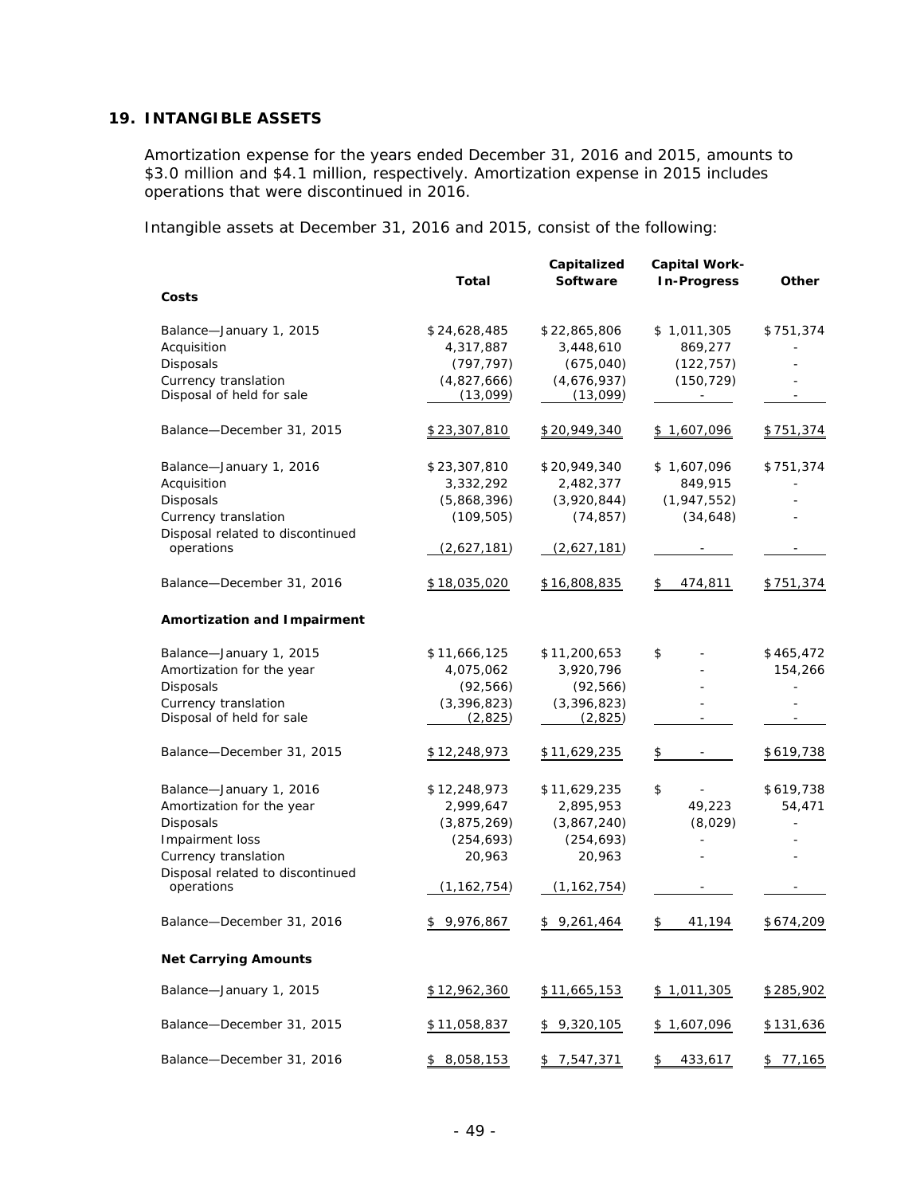## 19. INTANGIBLE ASSETS

Amortization expense for the years ended December 31, 2016 and 2015, amounts to $3.0 million and $4.1 million, respectively. Amortization expense in 2015 includes operations that were discontinued in 2016.

Intangible assets at December 31, 2016 and 2015, consist of the following:

| | Total | Capitalized Software | Capital Work-In-Progress | Other |
|---|---|---|---|---|
| **Costs** | | | | |
| Balance—January 1, 2015 | $24,628,485 | $22,865,806 | $ 1,011,305 | $751,374 |
| Acquisition | 4,317,887 | 3,448,610 | 869,277 | - |
| Disposals | (797,797) | (675,040) | (122,757) | - |
| Currency translation | (4,827,666) | (4,676,937) | (150,729) | - |
| Disposal of held for sale | (13,099) | (13,099) | - | - |
| Balance—December 31, 2015 | $23,307,810 | $20,949,340 | $ 1,607,096 | $751,374 |
| Balance—January 1, 2016 | $23,307,810 | $20,949,340 | $ 1,607,096 | $751,374 |
| Acquisition | 3,332,292 | 2,482,377 | 849,915 | - |
| Disposals | (5,868,396) | (3,920,844) | (1,947,552) | - |
| Currency translation | (109,505) | (74,857) | (34,648) | - |
| Disposal related to discontinued operations | (2,627,181) | (2,627,181) | - | - |
| Balance—December 31, 2016 | $18,035,020 | $16,808,835 | $ 474,811 | $751,374 |
| **Amortization and Impairment** | | | | |
| Balance—January 1, 2015 | $11,666,125 | $11,200,653 | $ - | $465,472 |
| Amortization for the year | 4,075,062 | 3,920,796 | - | 154,266 |
| Disposals | (92,566) | (92,566) | - | - |
| Currency translation | (3,396,823) | (3,396,823) | - | - |
| Disposal of held for sale | (2,825) | (2,825) | - | - |
| Balance—December 31, 2015 | $12,248,973 | $11,629,235 | $ - | $619,738 |
| Balance—January 1, 2016 | $12,248,973 | $11,629,235 | $ - | $619,738 |
| Amortization for the year | 2,999,647 | 2,895,953 | 49,223 | 54,471 |
| Disposals | (3,875,269) | (3,867,240) | (8,029) | - |
| Impairment loss | (254,693) | (254,693) | - | - |
| Currency translation | 20,963 | 20,963 | - | - |
| Disposal related to discontinued operations | (1,162,754) | (1,162,754) | - | - |
| Balance—December 31, 2016 | $ 9,976,867 | $ 9,261,464 | $ 41,194 | $674,209 |
| **Net Carrying Amounts** | | | | |
| Balance—January 1, 2015 | $12,962,360 | $11,665,153 | $ 1,011,305 | $285,902 |
| Balance—December 31, 2015 | $11,058,837 | $ 9,320,105 | $ 1,607,096 | $131,636 |
| Balance—December 31, 2016 | $ 8,058,153 | $ 7,547,371 | $ 433,617 | $ 77,165 |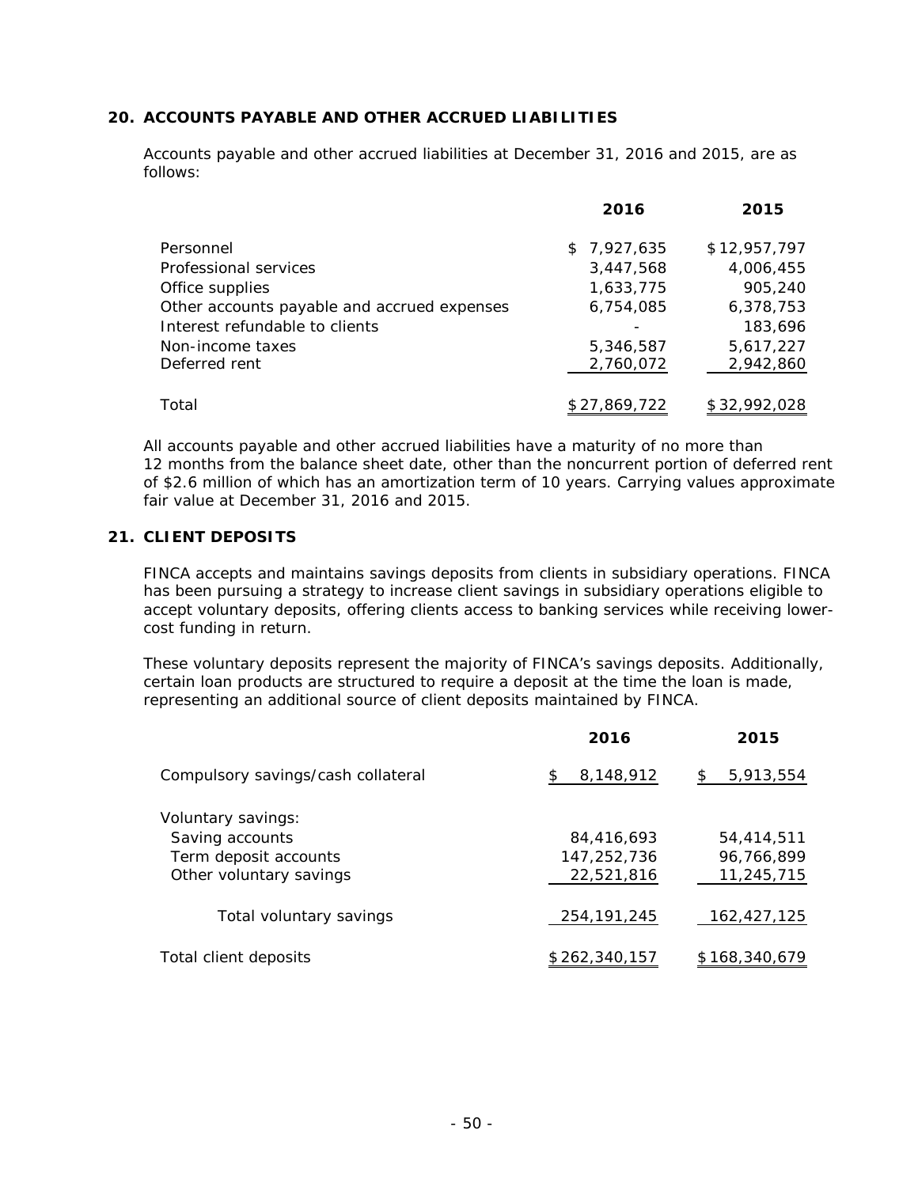## 20. ACCOUNTS PAYABLE AND OTHER ACCRUED LIABILITIES

Accounts payable and other accrued liabilities at December 31, 2016 and 2015, are as follows:

| | 2016 | 2015 |
|---|---|---|
| Personnel | $ 7,927,635 | $ 12,957,797 |
| Professional services | 3,447,568 | 4,006,455 |
| Office supplies | 1,633,775 | 905,240 |
| Other accounts payable and accrued expenses | 6,754,085 | 6,378,753 |
| Interest refundable to clients | - | 183,696 |
| Non-income taxes | 5,346,587 | 5,617,227 |
| Deferred rent | 2,760,072 | 2,942,860 |
| Total | $ 27,869,722 | $ 32,992,028 |

All accounts payable and other accrued liabilities have a maturity of no more than 12 months from the balance sheet date, other than the noncurrent portion of deferred rent of $2.6 million of which has an amortization term of 10 years. Carrying values approximate fair value at December 31, 2016 and 2015.

## 21. CLIENT DEPOSITS

FINCA accepts and maintains savings deposits from clients in subsidiary operations. FINCA has been pursuing a strategy to increase client savings in subsidiary operations eligible to accept voluntary deposits, offering clients access to banking services while receiving lower-cost funding in return.

These voluntary deposits represent the majority of FINCA's savings deposits. Additionally, certain loan products are structured to require a deposit at the time the loan is made, representing an additional source of client deposits maintained by FINCA.

| | 2016 | 2015 |
|---|---|---|
| Compulsory savings/cash collateral | $ 8,148,912 | $ 5,913,554 |
| Voluntary savings: | | |
| Saving accounts | 84,416,693 | 54,414,511 |
| Term deposit accounts | 147,252,736 | 96,766,899 |
| Other voluntary savings | 22,521,816 | 11,245,715 |
| Total voluntary savings | 254,191,245 | 162,427,125 |
| Total client deposits | $ 262,340,157 | $ 168,340,679 |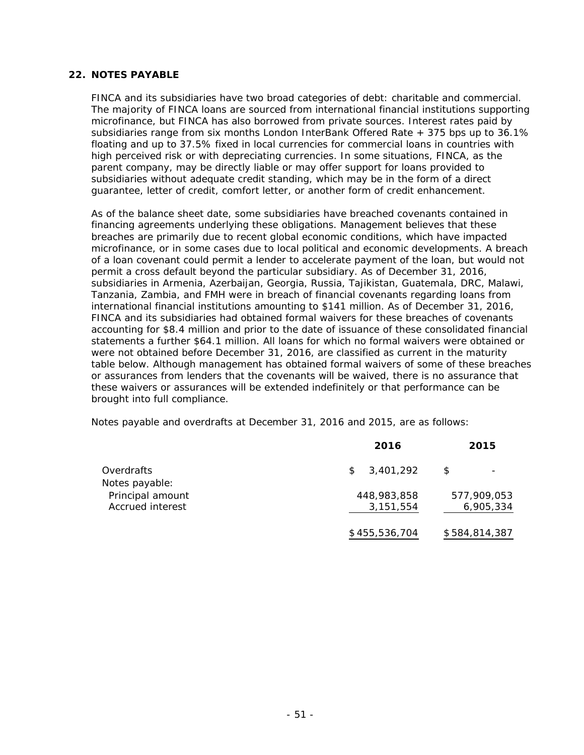## 22. NOTES PAYABLE

FINCA and its subsidiaries have two broad categories of debt: charitable and commercial. The majority of FINCA loans are sourced from international financial institutions supporting microfinance, but FINCA has also borrowed from private sources. Interest rates paid by subsidiaries range from six months London InterBank Offered Rate + 375 bps up to 36.1% floating and up to 37.5% fixed in local currencies for commercial loans in countries with high perceived risk or with depreciating currencies. In some situations, FINCA, as the parent company, may be directly liable or may offer support for loans provided to subsidiaries without adequate credit standing, which may be in the form of a direct guarantee, letter of credit, comfort letter, or another form of credit enhancement.

As of the balance sheet date, some subsidiaries have breached covenants contained in financing agreements underlying these obligations. Management believes that these breaches are primarily due to recent global economic conditions, which have impacted microfinance, or in some cases due to local political and economic developments. A breach of a loan covenant could permit a lender to accelerate payment of the loan, but would not permit a cross default beyond the particular subsidiary. As of December 31, 2016, subsidiaries in Armenia, Azerbaijan, Georgia, Russia, Tajikistan, Guatemala, DRC, Malawi, Tanzania, Zambia, and FMH were in breach of financial covenants regarding loans from international financial institutions amounting to $141 million. As of December 31, 2016, FINCA and its subsidiaries had obtained formal waivers for these breaches of covenants accounting for $8.4 million and prior to the date of issuance of these consolidated financial statements a further $64.1 million. All loans for which no formal waivers were obtained or were not obtained before December 31, 2016, are classified as current in the maturity table below. Although management has obtained formal waivers of some of these breaches or assurances from lenders that the covenants will be waived, there is no assurance that these waivers or assurances will be extended indefinitely or that performance can be brought into full compliance.

Notes payable and overdrafts at December 31, 2016 and 2015, are as follows:

| | 2016 | 2015 |
|---|---|---|
| Overdrafts | $ 3,401,292 | $ - |
| Notes payable: | | |
| Principal amount | 448,983,858 | 577,909,053 |
| Accrued interest | 3,151,554 | 6,905,334 |
| | $ 455,536,704 | $ 584,814,387 |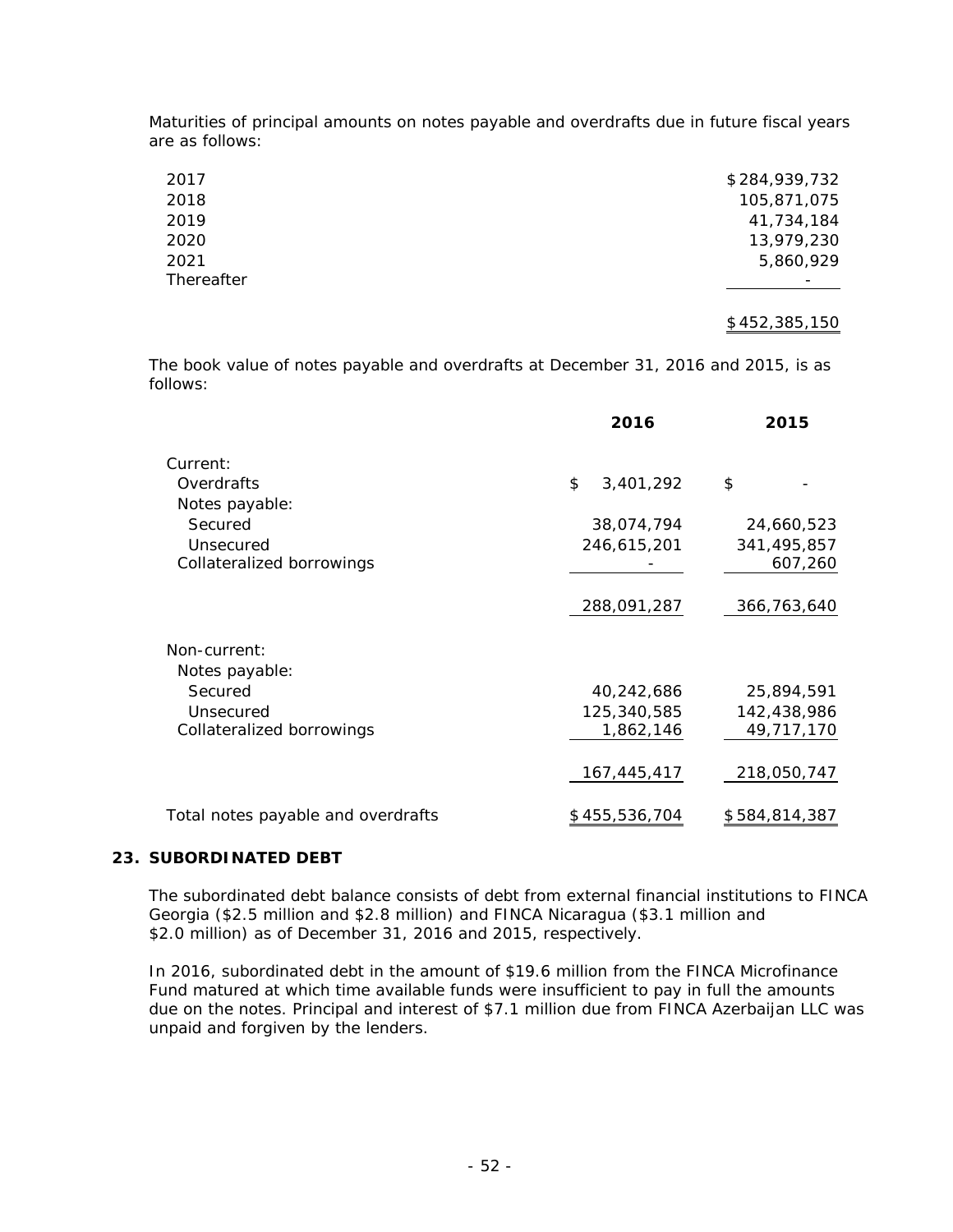Maturities of principal amounts on notes payable and overdrafts due in future fiscal years are as follows:

| | |
|---|---|
| 2017 | $ 284,939,732 |
| 2018 | 105,871,075 |
| 2019 | 41,734,184 |
| 2020 | 13,979,230 |
| 2021 | 5,860,929 |
| Thereafter | - |
| | $ 452,385,150 |

The book value of notes payable and overdrafts at December 31, 2016 and 2015, is as follows:

| | 2016 | 2015 |
|---|---|---|
| Current: | | |
| Overdrafts | $ 3,401,292 | $ - |
| Notes payable: | | |
| Secured | 38,074,794 | 24,660,523 |
| Unsecured | 246,615,201 | 341,495,857 |
| Collateralized borrowings | - | 607,260 |
| | 288,091,287 | 366,763,640 |
| Non-current: | | |
| Notes payable: | | |
| Secured | 40,242,686 | 25,894,591 |
| Unsecured | 125,340,585 | 142,438,986 |
| Collateralized borrowings | 1,862,146 | 49,717,170 |
| | 167,445,417 | 218,050,747 |
| Total notes payable and overdrafts | $ 455,536,704 | $ 584,814,387 |

## 23. SUBORDINATED DEBT

The subordinated debt balance consists of debt from external financial institutions to FINCA Georgia ($2.5 million and $2.8 million) and FINCA Nicaragua ($3.1 million and $2.0 million) as of December 31, 2016 and 2015, respectively.

In 2016, subordinated debt in the amount of $19.6 million from the FINCA Microfinance Fund matured at which time available funds were insufficient to pay in full the amounts due on the notes. Principal and interest of $7.1 million due from FINCA Azerbaijan LLC was unpaid and forgiven by the lenders.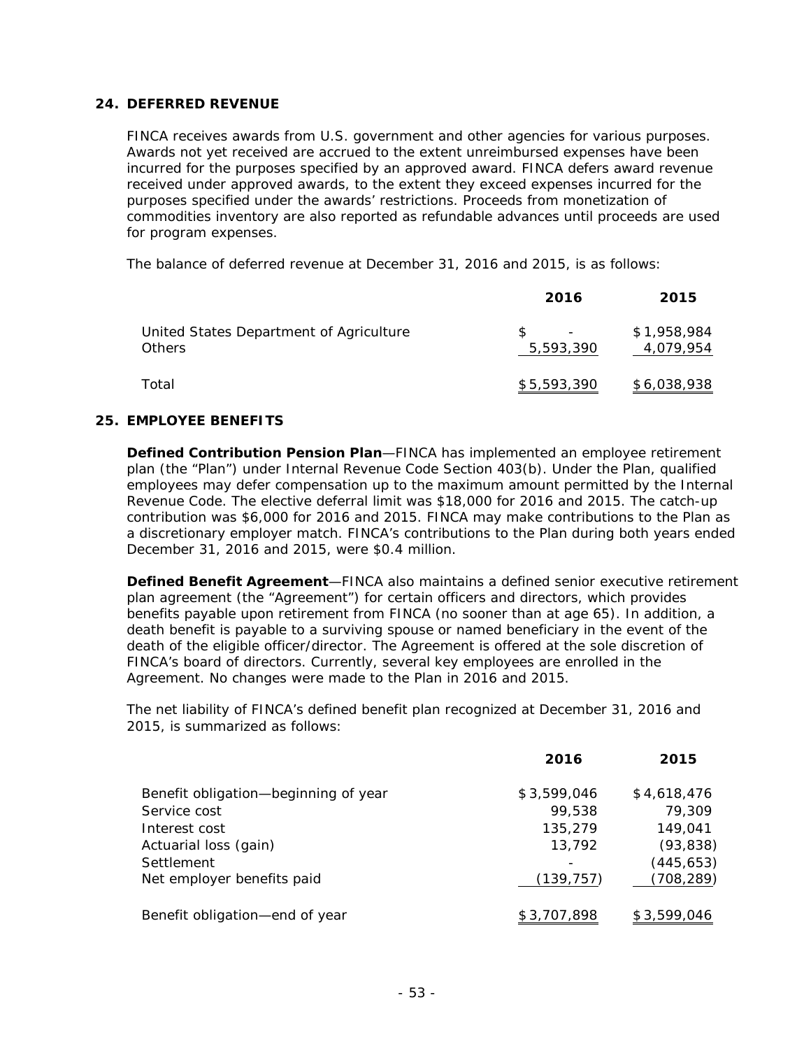## 24. DEFERRED REVENUE

FINCA receives awards from U.S. government and other agencies for various purposes. Awards not yet received are accrued to the extent unreimbursed expenses have been incurred for the purposes specified by an approved award. FINCA defers award revenue received under approved awards, to the extent they exceed expenses incurred for the purposes specified under the awards' restrictions. Proceeds from monetization of commodities inventory are also reported as refundable advances until proceeds are used for program expenses.

The balance of deferred revenue at December 31, 2016 and 2015, is as follows:

| | 2016 | 2015 |
|---|---|---|
| United States Department of Agriculture | $ - | $1,958,984 |
| Others | 5,593,390 | 4,079,954 |
| Total | $5,593,390 | $6,038,938 |

## 25. EMPLOYEE BENEFITS

**Defined Contribution Pension Plan**—FINCA has implemented an employee retirement plan (the "Plan") under Internal Revenue Code Section 403(b). Under the Plan, qualified employees may defer compensation up to the maximum amount permitted by the Internal Revenue Code. The elective deferral limit was $18,000 for 2016 and 2015. The catch-up contribution was $6,000 for 2016 and 2015. FINCA may make contributions to the Plan as a discretionary employer match. FINCA's contributions to the Plan during both years ended December 31, 2016 and 2015, were $0.4 million.

**Defined Benefit Agreement**—FINCA also maintains a defined senior executive retirement plan agreement (the "Agreement") for certain officers and directors, which provides benefits payable upon retirement from FINCA (no sooner than at age 65). In addition, a death benefit is payable to a surviving spouse or named beneficiary in the event of the death of the eligible officer/director. The Agreement is offered at the sole discretion of FINCA's board of directors. Currently, several key employees are enrolled in the Agreement. No changes were made to the Plan in 2016 and 2015.

The net liability of FINCA's defined benefit plan recognized at December 31, 2016 and 2015, is summarized as follows:

| | 2016 | 2015 |
|---|---|---|
| Benefit obligation—beginning of year | $3,599,046 | $4,618,476 |
| Service cost | 99,538 | 79,309 |
| Interest cost | 135,279 | 149,041 |
| Actuarial loss (gain) | 13,792 | (93,838) |
| Settlement | - | (445,653) |
| Net employer benefits paid | (139,757) | (708,289) |
| Benefit obligation—end of year | $3,707,898 | $3,599,046 |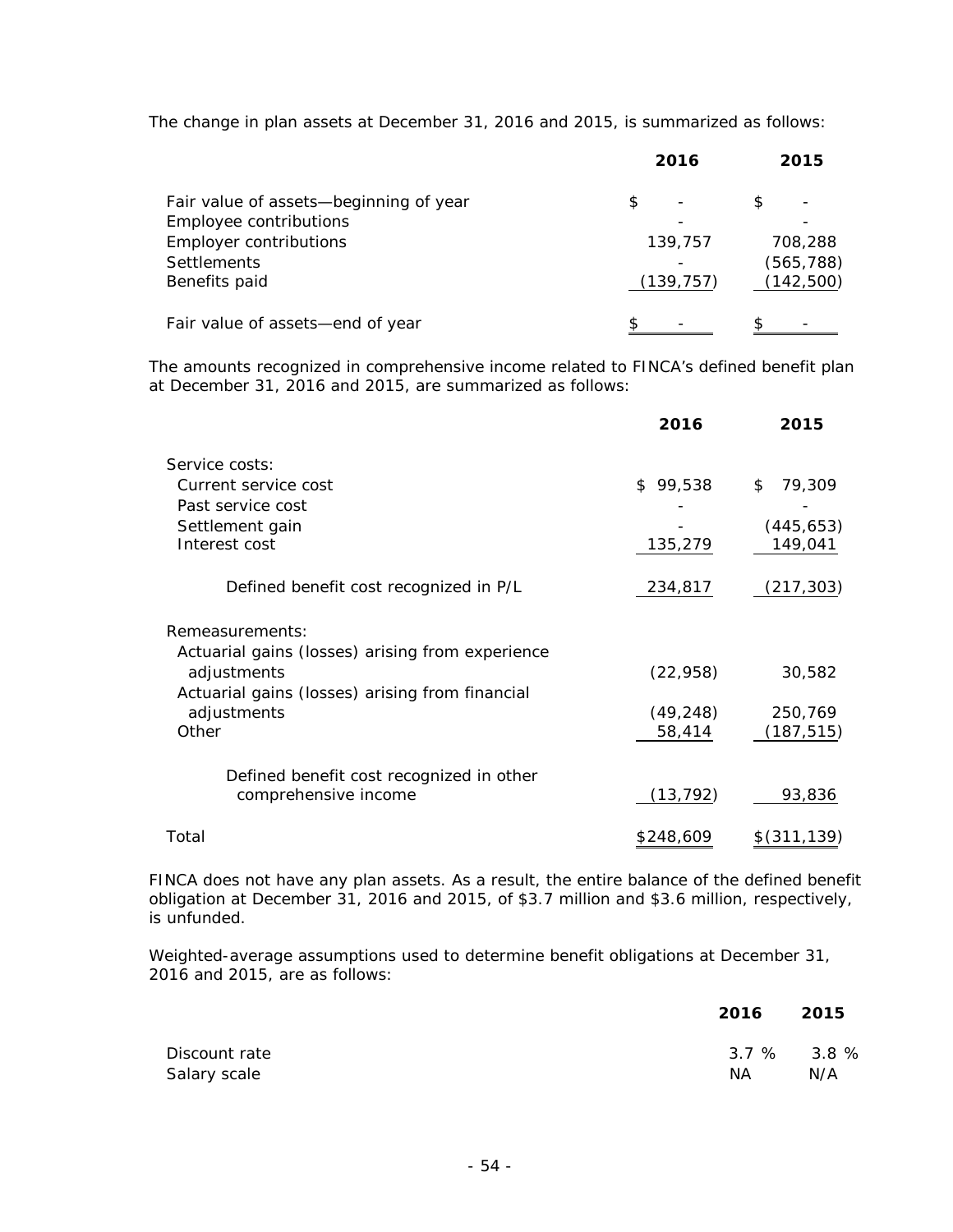The change in plan assets at December 31, 2016 and 2015, is summarized as follows:

| | 2016 | 2015 |
|---|---|---|
| Fair value of assets—beginning of year | $ - | $ - |
| Employee contributions | - | - |
| Employer contributions | 139,757 | 708,288 |
| Settlements | - | (565,788) |
| Benefits paid | (139,757) | (142,500) |
| Fair value of assets—end of year | $ - | $ - |

The amounts recognized in comprehensive income related to FINCA's defined benefit plan at December 31, 2016 and 2015, are summarized as follows:

| | 2016 | 2015 |
|---|---|---|
| Service costs: | | |
| Current service cost | $ 99,538 | $ 79,309 |
| Past service cost | - | - |
| Settlement gain | - | (445,653) |
| Interest cost | 135,279 | 149,041 |
| Defined benefit cost recognized in P/L | 234,817 | (217,303) |
| Remeasurements: | | |
| Actuarial gains (losses) arising from experience adjustments | (22,958) | 30,582 |
| Actuarial gains (losses) arising from financial adjustments | (49,248) | 250,769 |
| Other | 58,414 | (187,515) |
| Defined benefit cost recognized in other comprehensive income | (13,792) | 93,836 |
| Total | $248,609 | $(311,139) |

FINCA does not have any plan assets. As a result, the entire balance of the defined benefit obligation at December 31, 2016 and 2015, of $3.7 million and $3.6 million, respectively, is unfunded.

Weighted-average assumptions used to determine benefit obligations at December 31, 2016 and 2015, are as follows:

| | 2016 | 2015 |
|---|---|---|
| Discount rate | 3.7 % | 3.8 % |
| Salary scale | NA | N/A |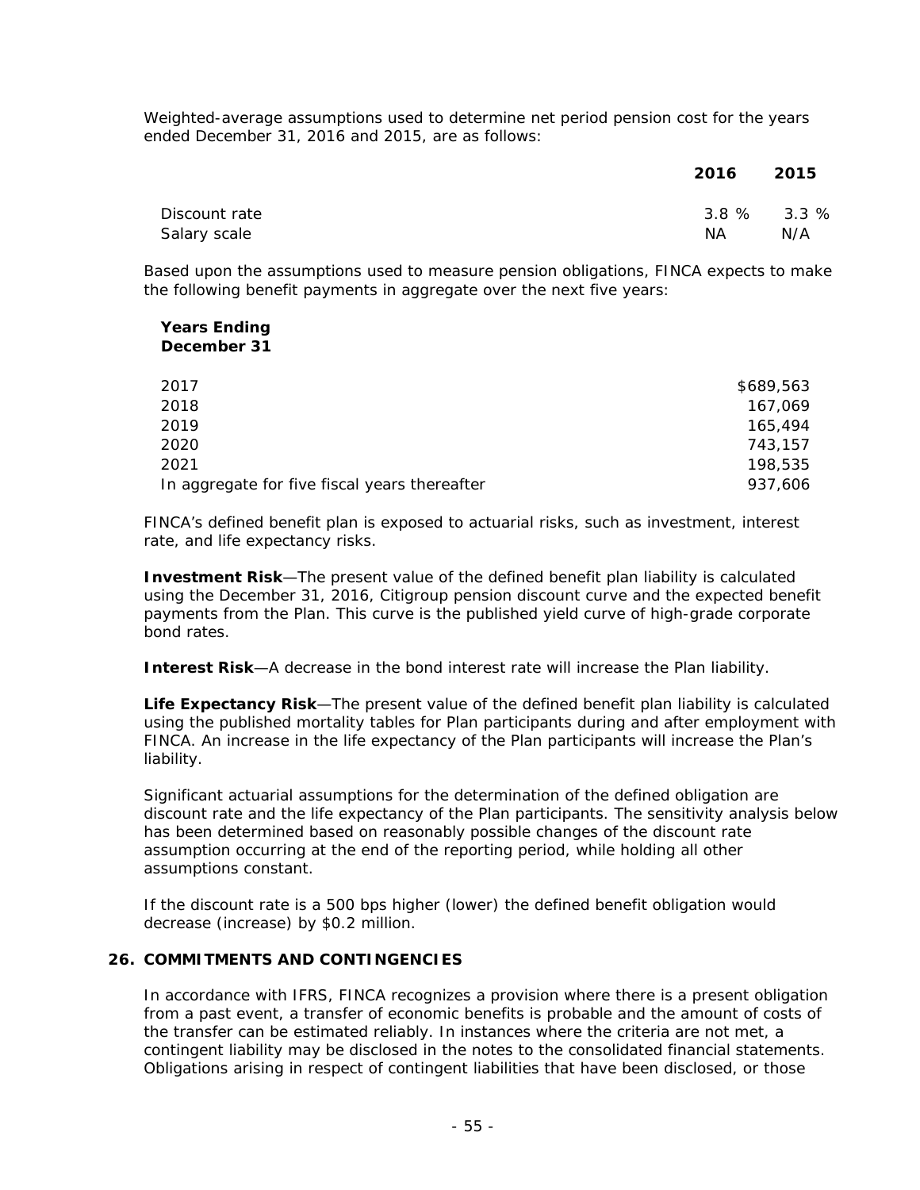Weighted-average assumptions used to determine net period pension cost for the years ended December 31, 2016 and 2015, are as follows:

| | 2016 | 2015 |
|---|---|---|
| Discount rate | 3.8 % | 3.3 % |
| Salary scale | NA | N/A |

Based upon the assumptions used to measure pension obligations, FINCA expects to make the following benefit payments in aggregate over the next five years:

| Years Ending December 31 | |
|---|---|
| 2017 | $689,563 |
| 2018 | 167,069 |
| 2019 | 165,494 |
| 2020 | 743,157 |
| 2021 | 198,535 |
| In aggregate for five fiscal years thereafter | 937,606 |

FINCA's defined benefit plan is exposed to actuarial risks, such as investment, interest rate, and life expectancy risks.

**Investment Risk**—The present value of the defined benefit plan liability is calculated using the December 31, 2016, Citigroup pension discount curve and the expected benefit payments from the Plan. This curve is the published yield curve of high-grade corporate bond rates.

**Interest Risk**—A decrease in the bond interest rate will increase the Plan liability.

**Life Expectancy Risk**—The present value of the defined benefit plan liability is calculated using the published mortality tables for Plan participants during and after employment with FINCA. An increase in the life expectancy of the Plan participants will increase the Plan's liability.

Significant actuarial assumptions for the determination of the defined obligation are discount rate and the life expectancy of the Plan participants. The sensitivity analysis below has been determined based on reasonably possible changes of the discount rate assumption occurring at the end of the reporting period, while holding all other assumptions constant.

If the discount rate is a 500 bps higher (lower) the defined benefit obligation would decrease (increase) by $0.2 million.

## 26. COMMITMENTS AND CONTINGENCIES

In accordance with IFRS, FINCA recognizes a provision where there is a present obligation from a past event, a transfer of economic benefits is probable and the amount of costs of the transfer can be estimated reliably. In instances where the criteria are not met, a contingent liability may be disclosed in the notes to the consolidated financial statements. Obligations arising in respect of contingent liabilities that have been disclosed, or those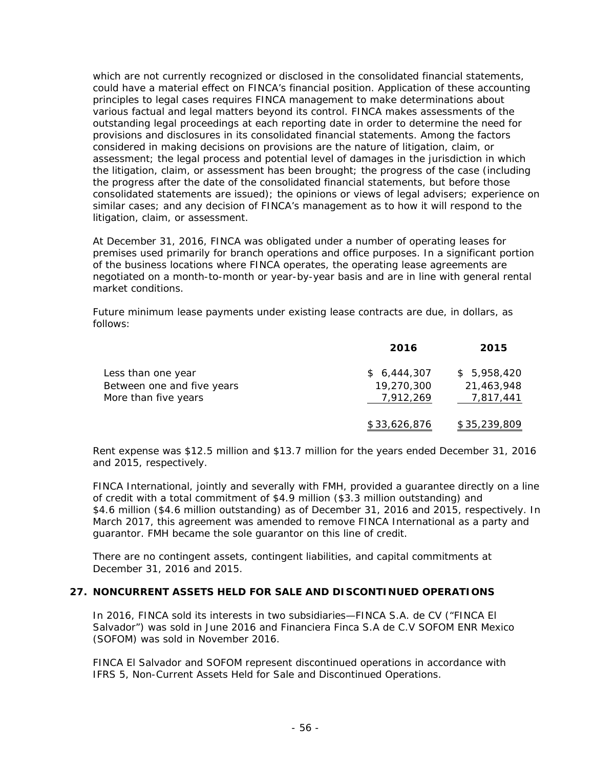which are not currently recognized or disclosed in the consolidated financial statements, could have a material effect on FINCA's financial position. Application of these accounting principles to legal cases requires FINCA management to make determinations about various factual and legal matters beyond its control. FINCA makes assessments of the outstanding legal proceedings at each reporting date in order to determine the need for provisions and disclosures in its consolidated financial statements. Among the factors considered in making decisions on provisions are the nature of litigation, claim, or assessment; the legal process and potential level of damages in the jurisdiction in which the litigation, claim, or assessment has been brought; the progress of the case (including the progress after the date of the consolidated financial statements, but before those consolidated statements are issued); the opinions or views of legal advisers; experience on similar cases; and any decision of FINCA's management as to how it will respond to the litigation, claim, or assessment.

At December 31, 2016, FINCA was obligated under a number of operating leases for premises used primarily for branch operations and office purposes. In a significant portion of the business locations where FINCA operates, the operating lease agreements are negotiated on a month-to-month or year-by-year basis and are in line with general rental market conditions.

Future minimum lease payments under existing lease contracts are due, in dollars, as follows:

| | 2016 | 2015 |
|---|---|---|
| Less than one year | $ 6,444,307 | $ 5,958,420 |
| Between one and five years | 19,270,300 | 21,463,948 |
| More than five years | 7,912,269 | 7,817,441 |
| | $ 33,626,876 | $ 35,239,809 |

Rent expense was $12.5 million and $13.7 million for the years ended December 31, 2016 and 2015, respectively.

FINCA International, jointly and severally with FMH, provided a guarantee directly on a line of credit with a total commitment of $4.9 million ($3.3 million outstanding) and $4.6 million ($4.6 million outstanding) as of December 31, 2016 and 2015, respectively. In March 2017, this agreement was amended to remove FINCA International as a party and guarantor. FMH became the sole guarantor on this line of credit.

There are no contingent assets, contingent liabilities, and capital commitments at December 31, 2016 and 2015.

## 27. NONCURRENT ASSETS HELD FOR SALE AND DISCONTINUED OPERATIONS

In 2016, FINCA sold its interests in two subsidiaries—FINCA S.A. de CV ("FINCA El Salvador") was sold in June 2016 and Financiera Finca S.A de C.V SOFOM ENR Mexico (SOFOM) was sold in November 2016.

FINCA El Salvador and SOFOM represent discontinued operations in accordance with IFRS 5, Non-Current Assets Held for Sale and Discontinued Operations.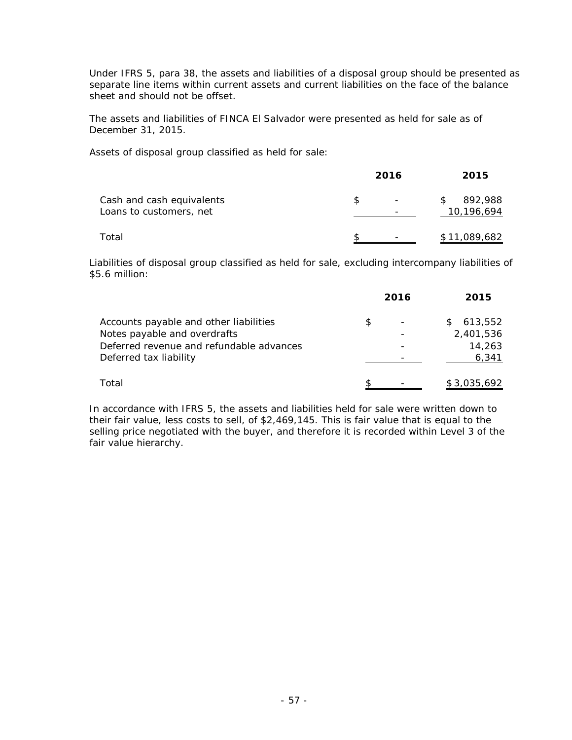Under IFRS 5, para 38, the assets and liabilities of a disposal group should be presented as separate line items within current assets and current liabilities on the face of the balance sheet and should not be offset.

The assets and liabilities of FINCA El Salvador were presented as held for sale as of December 31, 2015.

Assets of disposal group classified as held for sale:

| | 2016 | 2015 |
|---|---|---|
| Cash and cash equivalents | $ - | $ 892,988 |
| Loans to customers, net | - | 10,196,694 |
| Total | $ - | $ 11,089,682 |

Liabilities of disposal group classified as held for sale, excluding intercompany liabilities of $5.6 million:

| | 2016 | 2015 |
|---|---|---|
| Accounts payable and other liabilities | $ - | $ 613,552 |
| Notes payable and overdrafts | - | 2,401,536 |
| Deferred revenue and refundable advances | - | 14,263 |
| Deferred tax liability | - | 6,341 |
| Total | $ - | $ 3,035,692 |

In accordance with IFRS 5, the assets and liabilities held for sale were written down to their fair value, less costs to sell, of $2,469,145. This is fair value that is equal to the selling price negotiated with the buyer, and therefore it is recorded within Level 3 of the fair value hierarchy.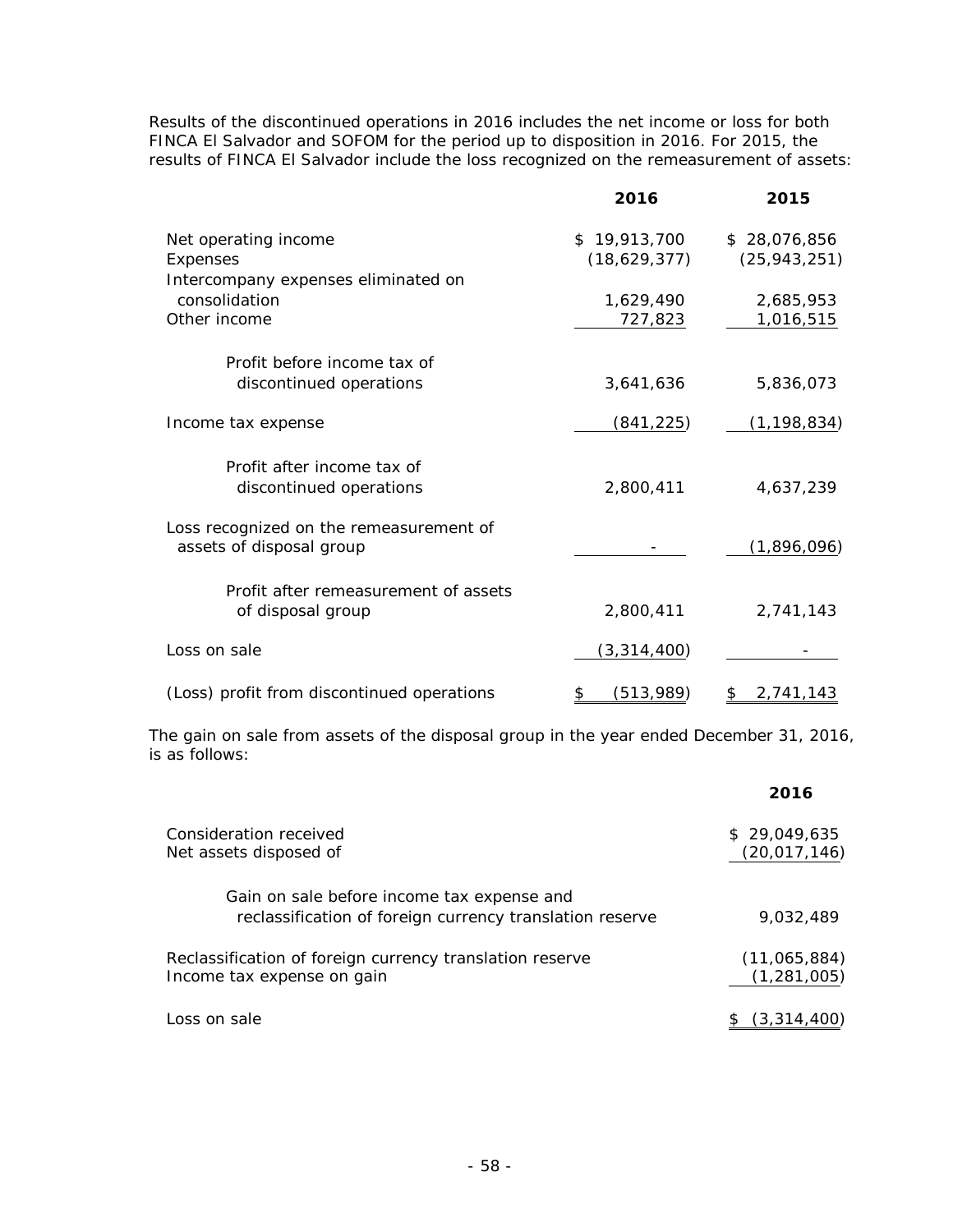Results of the discontinued operations in 2016 includes the net income or loss for both FINCA El Salvador and SOFOM for the period up to disposition in 2016. For 2015, the results of FINCA El Salvador include the loss recognized on the remeasurement of assets:

| | 2016 | 2015 |
|---|---|---|
| Net operating income | $ 19,913,700 | $ 28,076,856 |
| Expenses | (18,629,377) | (25,943,251) |
| Intercompany expenses eliminated on consolidation | 1,629,490 | 2,685,953 |
| Other income | 727,823 | 1,016,515 |
| Profit before income tax of discontinued operations | 3,641,636 | 5,836,073 |
| Income tax expense | (841,225) | (1,198,834) |
| Profit after income tax of discontinued operations | 2,800,411 | 4,637,239 |
| Loss recognized on the remeasurement of assets of disposal group | - | (1,896,096) |
| Profit after remeasurement of assets of disposal group | 2,800,411 | 2,741,143 |
| Loss on sale | (3,314,400) | - |
| (Loss) profit from discontinued operations | $ (513,989) | $ 2,741,143 |

The gain on sale from assets of the disposal group in the year ended December 31, 2016, is as follows:

| | 2016 |
|---|---|
| Consideration received | $ 29,049,635 |
| Net assets disposed of | (20,017,146) |
| Gain on sale before income tax expense and reclassification of foreign currency translation reserve | 9,032,489 |
| Reclassification of foreign currency translation reserve | (11,065,884) |
| Income tax expense on gain | (1,281,005) |
| Loss on sale | $ (3,314,400) |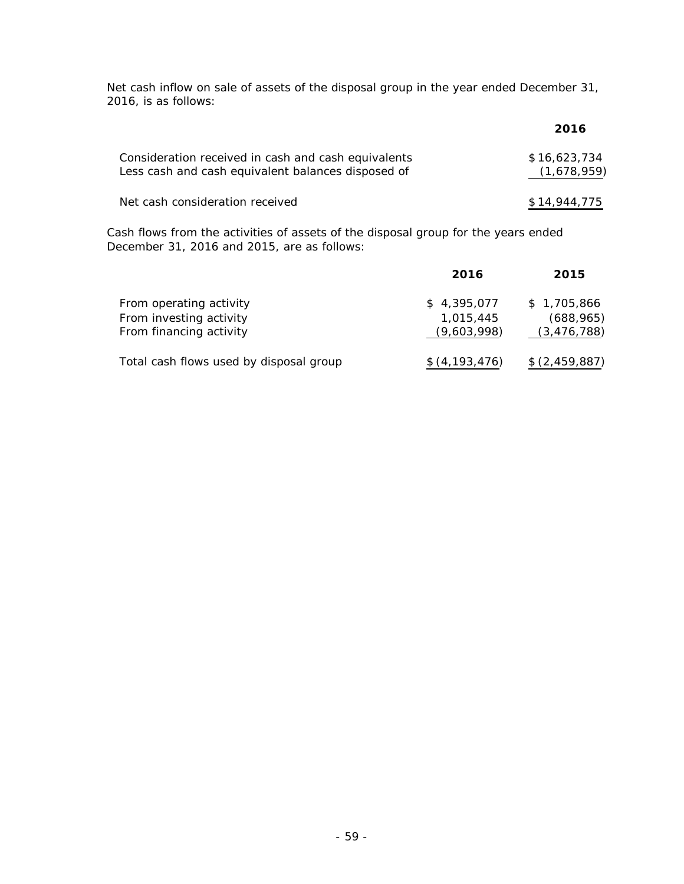Net cash inflow on sale of assets of the disposal group in the year ended December 31, 2016, is as follows:

| | 2016 |
|---|---|
| Consideration received in cash and cash equivalents | $ 16,623,734 |
| Less cash and cash equivalent balances disposed of | (1,678,959) |
| Net cash consideration received | $ 14,944,775 |

Cash flows from the activities of assets of the disposal group for the years ended December 31, 2016 and 2015, are as follows:

| | 2016 | 2015 |
|---|---|---|
| From operating activity | $ 4,395,077 | $ 1,705,866 |
| From investing activity | 1,015,445 | (688,965) |
| From financing activity | (9,603,998) | (3,476,788) |
| Total cash flows used by disposal group | $ (4,193,476) | $ (2,459,887) |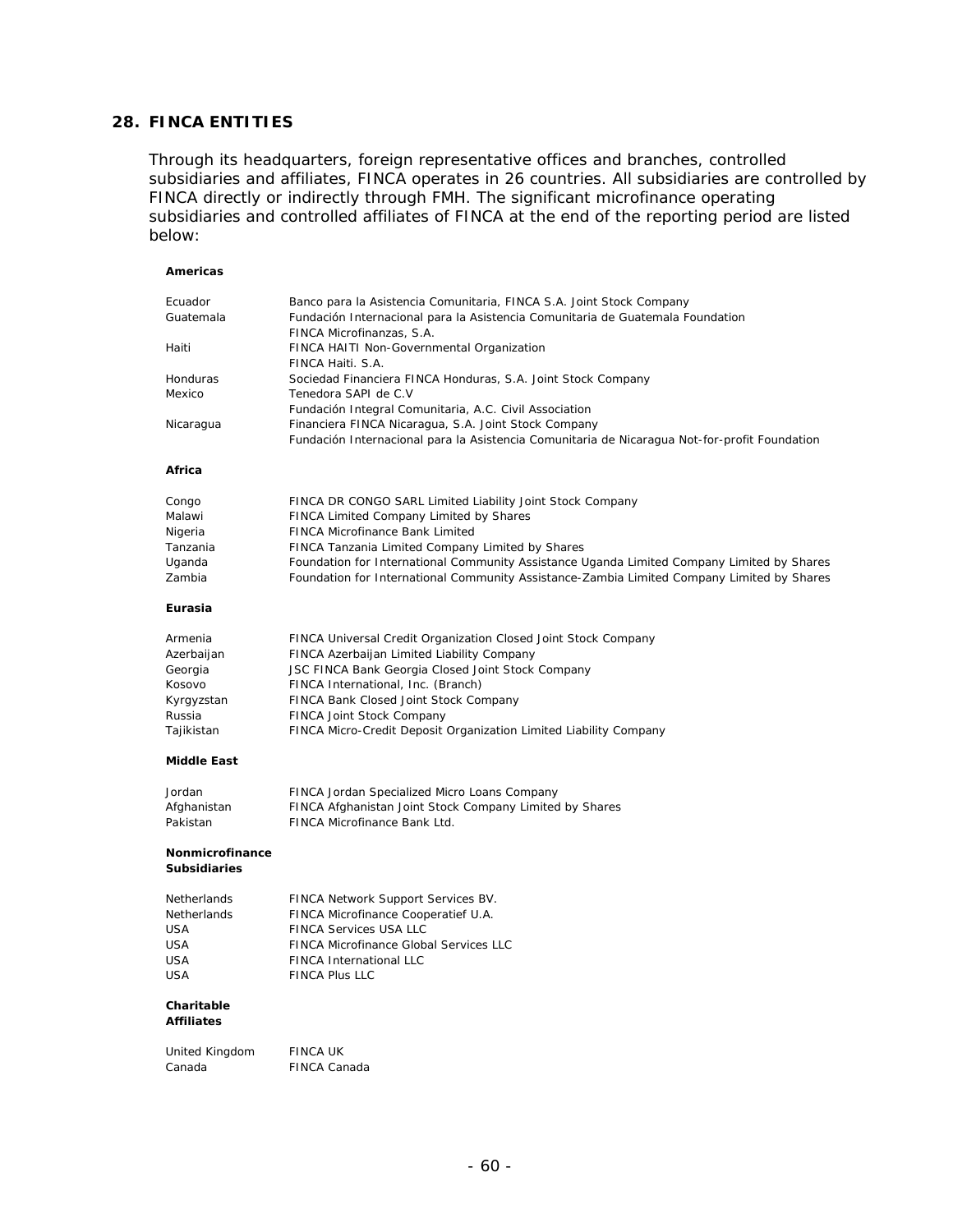## 28. FINCA ENTITIES

Through its headquarters, foreign representative offices and branches, controlled subsidiaries and affiliates, FINCA operates in 26 countries. All subsidiaries are controlled by FINCA directly or indirectly through FMH. The significant microfinance operating subsidiaries and controlled affiliates of FINCA at the end of the reporting period are listed below:

**Americas**

| | |
|---|---|
| Ecuador | Banco para la Asistencia Comunitaria, FINCA S.A. Joint Stock Company |
| Guatemala | Fundación Internacional para la Asistencia Comunitaria de Guatemala Foundation |
| | FINCA Microfinanzas, S.A. |
| Haiti | FINCA HAITI Non-Governmental Organization |
| | FINCA Haiti. S.A. |
| Honduras | Sociedad Financiera FINCA Honduras, S.A. Joint Stock Company |
| Mexico | Tenedora SAPI de C.V |
| | Fundación Integral Comunitaria, A.C. Civil Association |
| Nicaragua | Financiera FINCA Nicaragua, S.A. Joint Stock Company |
| | Fundación Internacional para la Asistencia Comunitaria de Nicaragua Not-for-profit Foundation |

**Africa**

| | |
|---|---|
| Congo | FINCA DR CONGO SARL Limited Liability Joint Stock Company |
| Malawi | FINCA Limited Company Limited by Shares |
| Nigeria | FINCA Microfinance Bank Limited |
| Tanzania | FINCA Tanzania Limited Company Limited by Shares |
| Uganda | Foundation for International Community Assistance Uganda Limited Company Limited by Shares |
| Zambia | Foundation for International Community Assistance-Zambia Limited Company Limited by Shares |

**Eurasia**

| | |
|---|---|
| Armenia | FINCA Universal Credit Organization Closed Joint Stock Company |
| Azerbaijan | FINCA Azerbaijan Limited Liability Company |
| Georgia | JSC FINCA Bank Georgia Closed Joint Stock Company |
| Kosovo | FINCA International, Inc. (Branch) |
| Kyrgyzstan | FINCA Bank Closed Joint Stock Company |
| Russia | FINCA Joint Stock Company |
| Tajikistan | FINCA Micro-Credit Deposit Organization Limited Liability Company |

**Middle East**

| | |
|---|---|
| Jordan | FINCA Jordan Specialized Micro Loans Company |
| Afghanistan | FINCA Afghanistan Joint Stock Company Limited by Shares |
| Pakistan | FINCA Microfinance Bank Ltd. |

**Nonmicrofinance Subsidiaries**

| | |
|---|---|
| Netherlands | FINCA Network Support Services BV. |
| Netherlands | FINCA Microfinance Cooperatief U.A. |
| USA | FINCA Services USA LLC |
| USA | FINCA Microfinance Global Services LLC |
| USA | FINCA International LLC |
| USA | FINCA Plus LLC |

**Charitable Affiliates**

| | |
|---|---|
| United Kingdom | FINCA UK |
| Canada | FINCA Canada |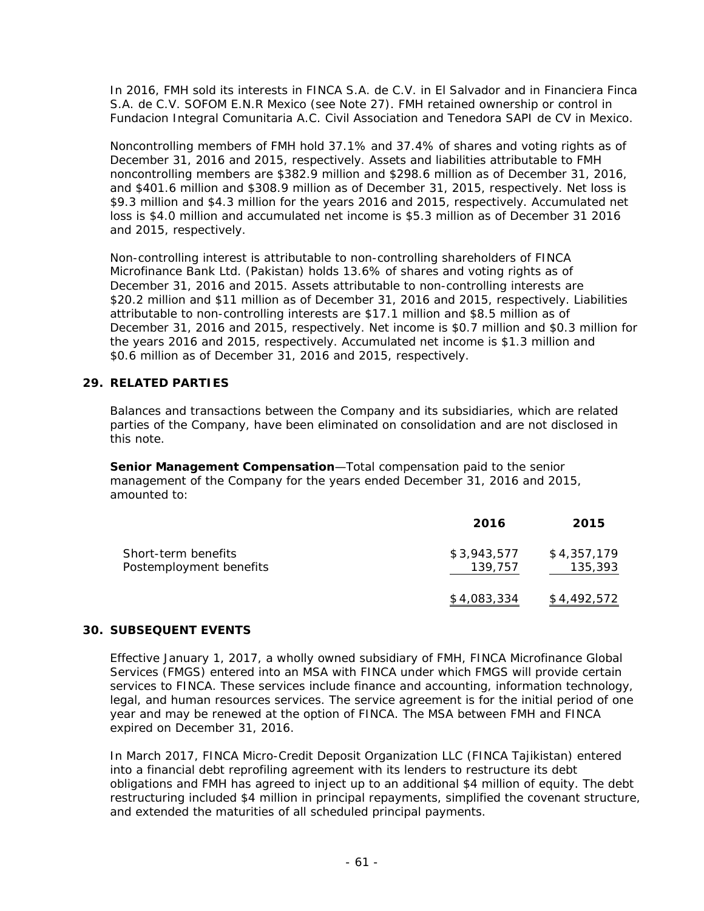In 2016, FMH sold its interests in FINCA S.A. de C.V. in El Salvador and in Financiera Finca S.A. de C.V. SOFOM E.N.R Mexico (see Note 27). FMH retained ownership or control in Fundacion Integral Comunitaria A.C. Civil Association and Tenedora SAPI de CV in Mexico.

Noncontrolling members of FMH hold 37.1% and 37.4% of shares and voting rights as of December 31, 2016 and 2015, respectively. Assets and liabilities attributable to FMH noncontrolling members are $382.9 million and $298.6 million as of December 31, 2016, and $401.6 million and $308.9 million as of December 31, 2015, respectively. Net loss is $9.3 million and $4.3 million for the years 2016 and 2015, respectively. Accumulated net loss is $4.0 million and accumulated net income is $5.3 million as of December 31 2016 and 2015, respectively.

Non-controlling interest is attributable to non-controlling shareholders of FINCA Microfinance Bank Ltd. (Pakistan) holds 13.6% of shares and voting rights as of December 31, 2016 and 2015. Assets attributable to non-controlling interests are $20.2 million and $11 million as of December 31, 2016 and 2015, respectively. Liabilities attributable to non-controlling interests are $17.1 million and $8.5 million as of December 31, 2016 and 2015, respectively. Net income is $0.7 million and $0.3 million for the years 2016 and 2015, respectively. Accumulated net income is $1.3 million and $0.6 million as of December 31, 2016 and 2015, respectively.

## 29. RELATED PARTIES

Balances and transactions between the Company and its subsidiaries, which are related parties of the Company, have been eliminated on consolidation and are not disclosed in this note.

**Senior Management Compensation**—Total compensation paid to the senior management of the Company for the years ended December 31, 2016 and 2015, amounted to:

| | 2016 | 2015 |
|---|---|---|
| Short-term benefits | $3,943,577 | $4,357,179 |
| Postemployment benefits | 139,757 | 135,393 |
| | $4,083,334 | $4,492,572 |

## 30. SUBSEQUENT EVENTS

Effective January 1, 2017, a wholly owned subsidiary of FMH, FINCA Microfinance Global Services (FMGS) entered into an MSA with FINCA under which FMGS will provide certain services to FINCA. These services include finance and accounting, information technology, legal, and human resources services. The service agreement is for the initial period of one year and may be renewed at the option of FINCA. The MSA between FMH and FINCA expired on December 31, 2016.

In March 2017, FINCA Micro-Credit Deposit Organization LLC (FINCA Tajikistan) entered into a financial debt reprofiling agreement with its lenders to restructure its debt obligations and FMH has agreed to inject up to an additional $4 million of equity. The debt restructuring included $4 million in principal repayments, simplified the covenant structure, and extended the maturities of all scheduled principal payments.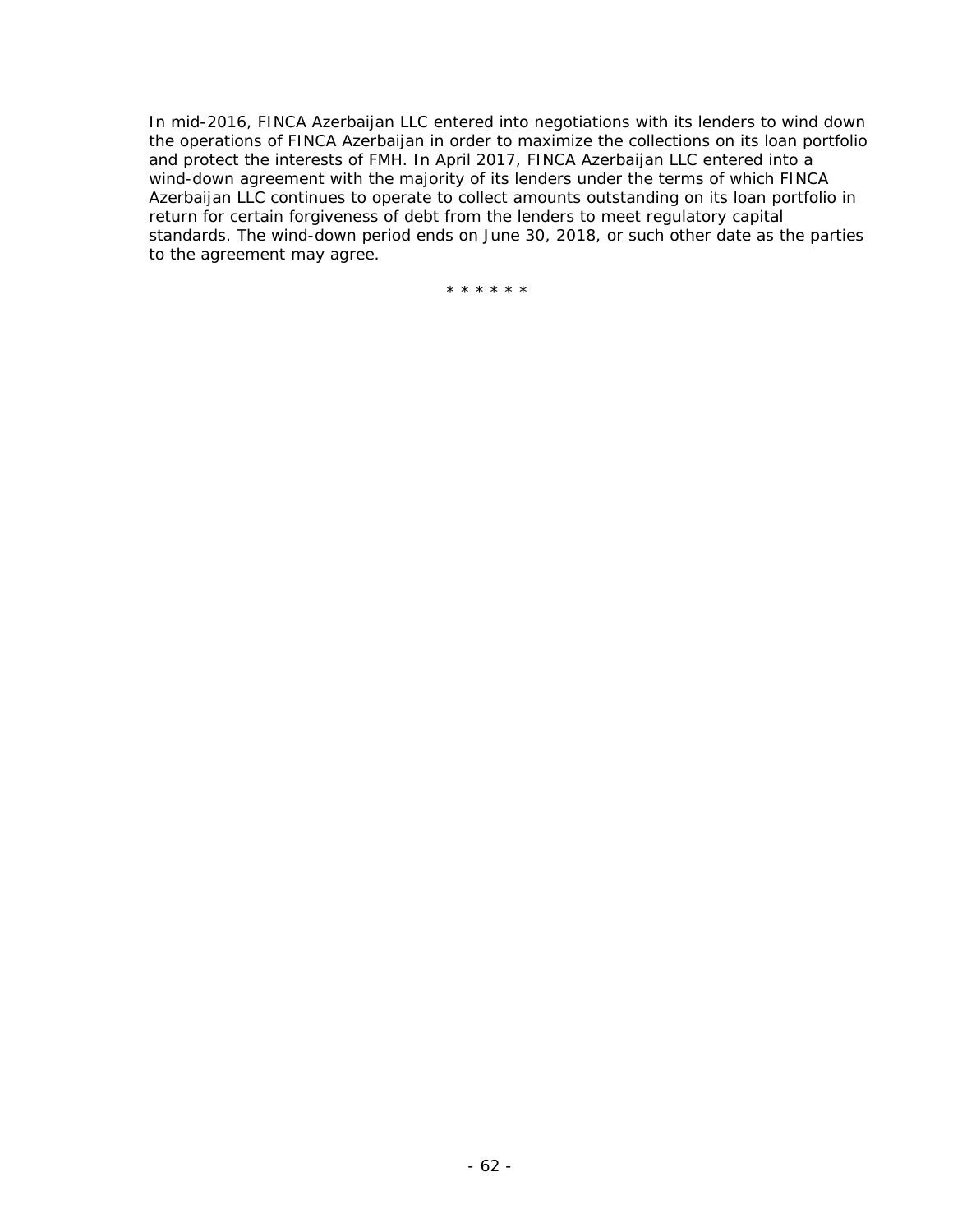In mid-2016, FINCA Azerbaijan LLC entered into negotiations with its lenders to wind down the operations of FINCA Azerbaijan in order to maximize the collections on its loan portfolio and protect the interests of FMH. In April 2017, FINCA Azerbaijan LLC entered into a wind-down agreement with the majority of its lenders under the terms of which FINCA Azerbaijan LLC continues to operate to collect amounts outstanding on its loan portfolio in return for certain forgiveness of debt from the lenders to meet regulatory capital standards. The wind-down period ends on June 30, 2018, or such other date as the parties to the agreement may agree.

* * * * * *